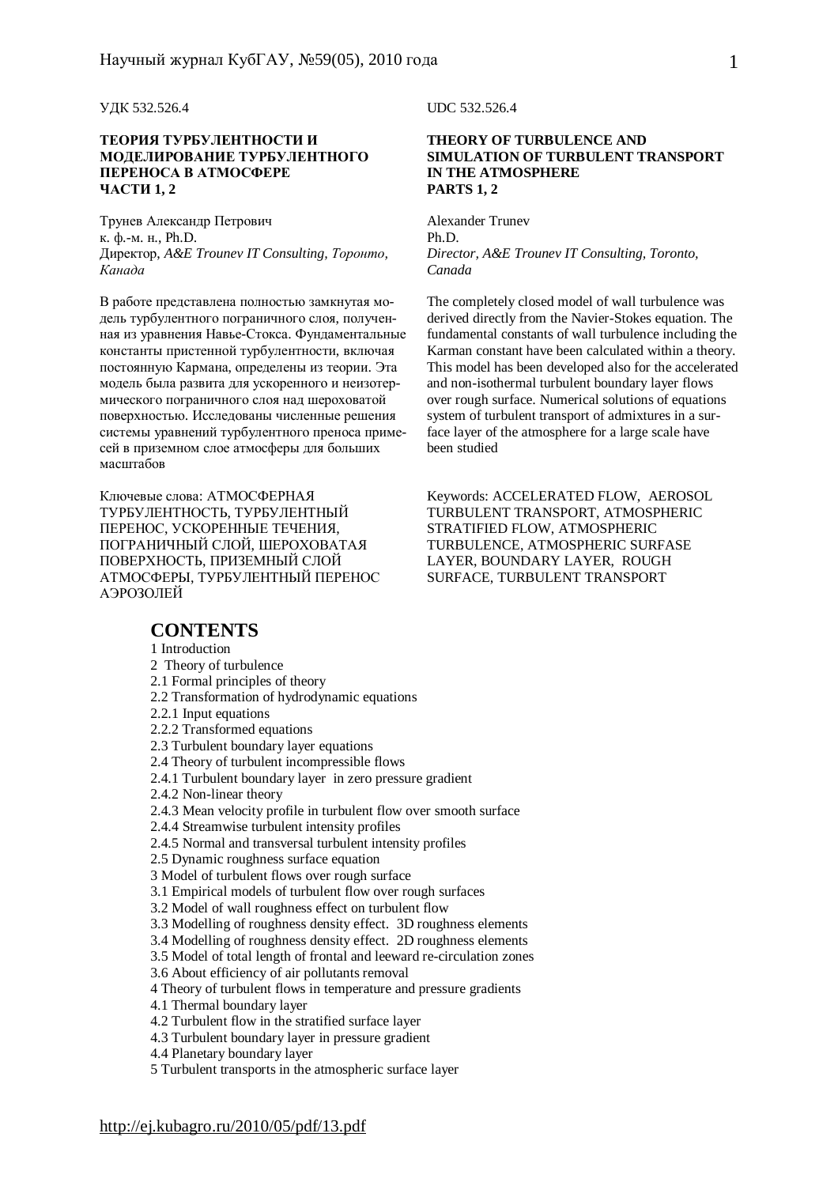УДК 532.526.4

**ТЕОРИЯ ТУРБУЛЕНТНОСТИ И МОДЕЛИРОВАНИЕ ТУРБУЛЕНТНОГО ПЕРЕНОСА В АТМОСФЕРЕ**
**ЧАСТИ 1, 2**

Трунев Александр Петрович
к. ф.-м. н., Ph.D.
Директор, *A&E Trounev IT Consulting, Торонто, Канада*

В работе представлена полностью замкнутая модель турбулентного пограничного слоя, полученная из уравнения Навье-Стокса. Фундаментальные константы пристенной турбулентности, включая постоянную Кармана, определены из теории. Эта модель была развита для ускоренного и неизотермического пограничного слоя над шероховатой поверхностью. Исследованы численные решения системы уравнений турбулентного преноса примесей в приземном слое атмосферы для больших масштабов

Ключевые слова: АТМОСФЕРНАЯ ТУРБУЛЕНТНОСТЬ, ТУРБУЛЕНТНЫЙ ПЕРЕНОС, УСКОРЕННЫЕ ТЕЧЕНИЯ, ПОГРАНИЧНЫЙ СЛОЙ, ШЕРОХОВАТАЯ ПОВЕРХНОСТЬ, ПРИЗЕМНЫЙ СЛОЙ АТМОСФЕРЫ, ТУРБУЛЕНТНЫЙ ПЕРЕНОС АЭРОЗОЛЕЙ

UDC 532.526.4

**THEORY OF TURBULENCE AND SIMULATION OF TURBULENT TRANSPORT IN THE ATMOSPHERE**
**PARTS 1, 2**

Alexander Trunev
Ph.D.
*Director, A&E Trounev IT Consulting, Toronto, Canada*

The completely closed model of wall turbulence was derived directly from the Navier-Stokes equation. The fundamental constants of wall turbulence including the Karman constant have been calculated within a theory. This model has been developed also for the accelerated and non-isothermal turbulent boundary layer flows over rough surface. Numerical solutions of equations system of turbulent transport of admixtures in a surface layer of the atmosphere for a large scale have been studied

Keywords: ACCELERATED FLOW, AEROSOL TURBULENT TRANSPORT, ATMOSPHERIC STRATIFIED FLOW, ATMOSPHERIC TURBULENCE, ATMOSPHERIC SURFASE LAYER, BOUNDARY LAYER, ROUGH SURFACE, TURBULENT TRANSPORT

## CONTENTS

1 Introduction
2 Theory of turbulence
2.1 Formal principles of theory
2.2 Transformation of hydrodynamic equations
2.2.1 Input equations
2.2.2 Transformed equations
2.3 Turbulent boundary layer equations
2.4 Theory of turbulent incompressible flows
2.4.1 Turbulent boundary layer in zero pressure gradient
2.4.2 Non-linear theory
2.4.3 Mean velocity profile in turbulent flow over smooth surface
2.4.4 Streamwise turbulent intensity profiles
2.4.5 Normal and transversal turbulent intensity profiles
2.5 Dynamic roughness surface equation
3 Model of turbulent flows over rough surface
3.1 Empirical models of turbulent flow over rough surfaces
3.2 Model of wall roughness effect on turbulent flow
3.3 Modelling of roughness density effect. 3D roughness elements
3.4 Modelling of roughness density effect. 2D roughness elements
3.5 Model of total length of frontal and leeward re-circulation zones
3.6 About efficiency of air pollutants removal
4 Theory of turbulent flows in temperature and pressure gradients
4.1 Thermal boundary layer
4.2 Turbulent flow in the stratified surface layer
4.3 Turbulent boundary layer in pressure gradient
4.4 Planetary boundary layer
5 Turbulent transports in the atmospheric surface layer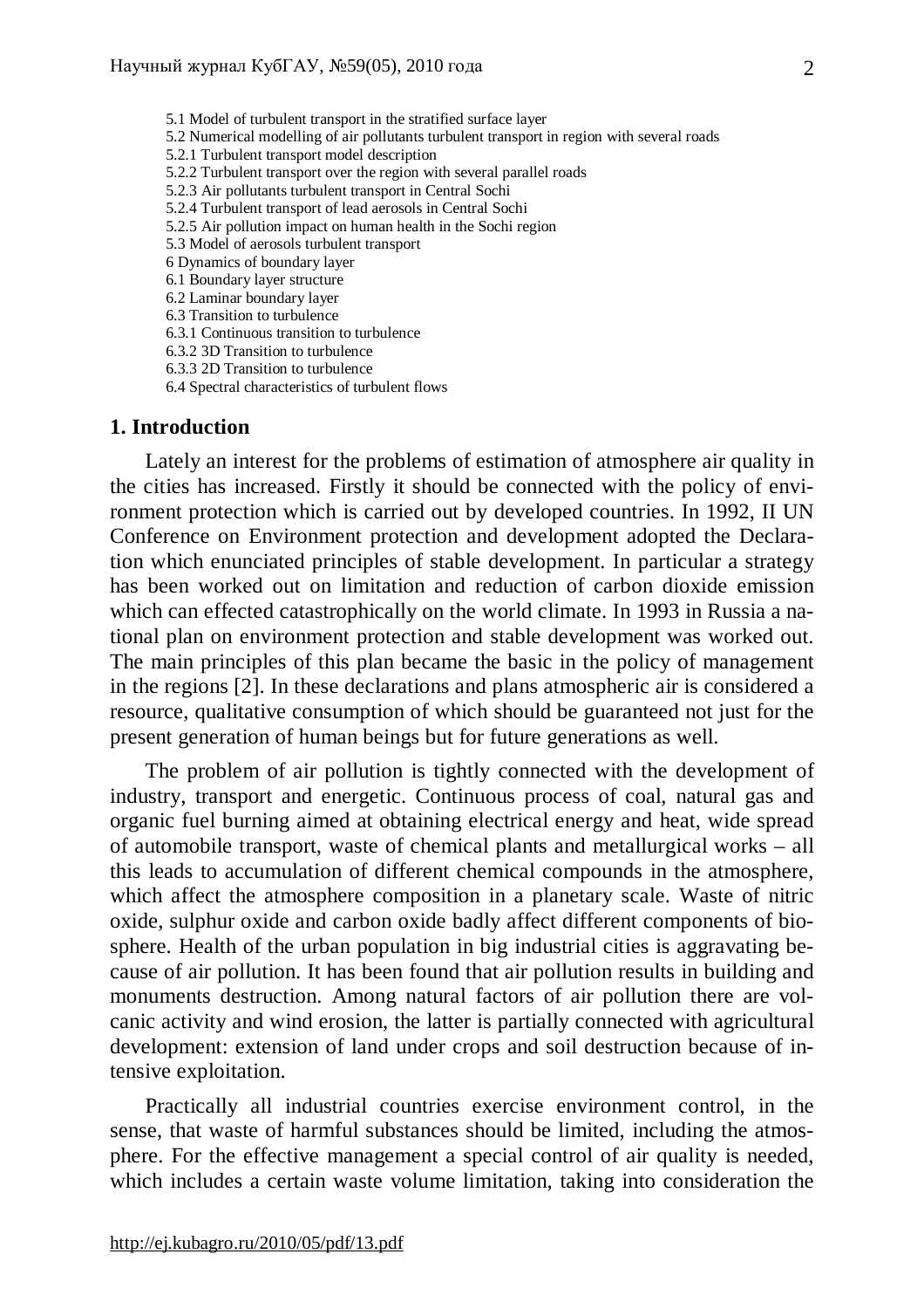5.1 Model of turbulent transport in the stratified surface layer
5.2 Numerical modelling of air pollutants turbulent transport in region with several roads
5.2.1 Turbulent transport model description
5.2.2 Turbulent transport over the region with several parallel roads
5.2.3 Air pollutants turbulent transport in Central Sochi
5.2.4 Turbulent transport of lead aerosols in Central Sochi
5.2.5 Air pollution impact on human health in the Sochi region
5.3 Model of aerosols turbulent transport
6 Dynamics of boundary layer
6.1 Boundary layer structure
6.2 Laminar boundary layer
6.3 Transition to turbulence
6.3.1 Continuous transition to turbulence
6.3.2 3D Transition to turbulence
6.3.3 2D Transition to turbulence
6.4 Spectral characteristics of turbulent flows

## 1. Introduction

Lately an interest for the problems of estimation of atmosphere air quality in the cities has increased. Firstly it should be connected with the policy of environment protection which is carried out by developed countries. In 1992, II UN Conference on Environment protection and development adopted the Declaration which enunciated principles of stable development. In particular a strategy has been worked out on limitation and reduction of carbon dioxide emission which can effected catastrophically on the world climate. In 1993 in Russia a national plan on environment protection and stable development was worked out. The main principles of this plan became the basic in the policy of management in the regions [2]. In these declarations and plans atmospheric air is considered a resource, qualitative consumption of which should be guaranteed not just for the present generation of human beings but for future generations as well.

The problem of air pollution is tightly connected with the development of industry, transport and energetic. Continuous process of coal, natural gas and organic fuel burning aimed at obtaining electrical energy and heat, wide spread of automobile transport, waste of chemical plants and metallurgical works – all this leads to accumulation of different chemical compounds in the atmosphere, which affect the atmosphere composition in a planetary scale. Waste of nitric oxide, sulphur oxide and carbon oxide badly affect different components of biosphere. Health of the urban population in big industrial cities is aggravating because of air pollution. It has been found that air pollution results in building and monuments destruction. Among natural factors of air pollution there are volcanic activity and wind erosion, the latter is partially connected with agricultural development: extension of land under crops and soil destruction because of intensive exploitation.

Practically all industrial countries exercise environment control, in the sense, that waste of harmful substances should be limited, including the atmosphere. For the effective management a special control of air quality is needed, which includes a certain waste volume limitation, taking into consideration the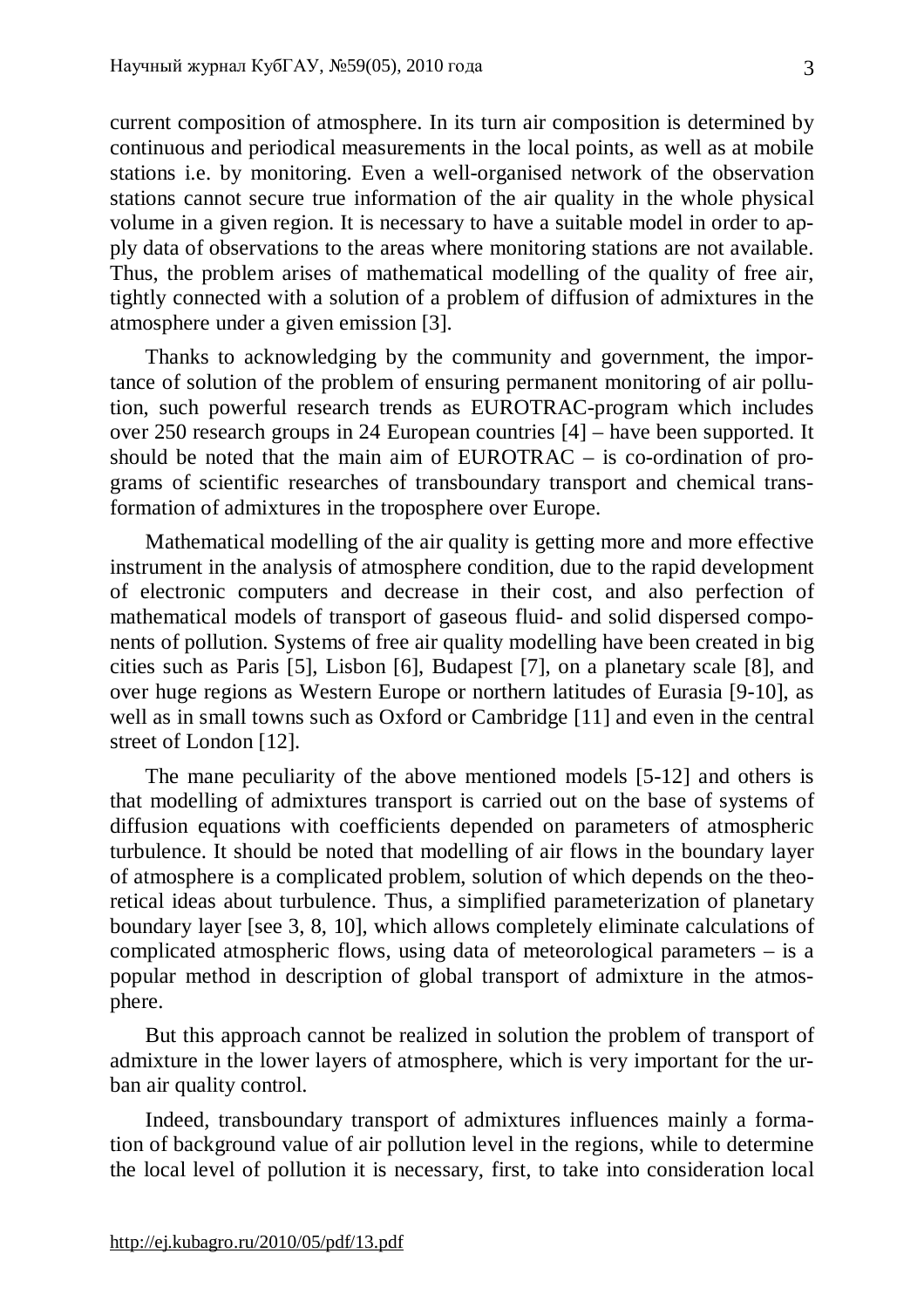current composition of atmosphere. In its turn air composition is determined by continuous and periodical measurements in the local points, as well as at mobile stations i.e. by monitoring. Even a well-organised network of the observation stations cannot secure true information of the air quality in the whole physical volume in a given region. It is necessary to have a suitable model in order to apply data of observations to the areas where monitoring stations are not available. Thus, the problem arises of mathematical modelling of the quality of free air, tightly connected with a solution of a problem of diffusion of admixtures in the atmosphere under a given emission [3].

Thanks to acknowledging by the community and government, the importance of solution of the problem of ensuring permanent monitoring of air pollution, such powerful research trends as EUROTRAC-program which includes over 250 research groups in 24 European countries [4] – have been supported. It should be noted that the main aim of EUROTRAC – is co-ordination of programs of scientific researches of transboundary transport and chemical transformation of admixtures in the troposphere over Europe.

Mathematical modelling of the air quality is getting more and more effective instrument in the analysis of atmosphere condition, due to the rapid development of electronic computers and decrease in their cost, and also perfection of mathematical models of transport of gaseous fluid- and solid dispersed components of pollution. Systems of free air quality modelling have been created in big cities such as Paris [5], Lisbon [6], Budapest [7], on a planetary scale [8], and over huge regions as Western Europe or northern latitudes of Eurasia [9-10], as well as in small towns such as Oxford or Cambridge [11] and even in the central street of London [12].

The mane peculiarity of the above mentioned models [5-12] and others is that modelling of admixtures transport is carried out on the base of systems of diffusion equations with coefficients depended on parameters of atmospheric turbulence. It should be noted that modelling of air flows in the boundary layer of atmosphere is a complicated problem, solution of which depends on the theoretical ideas about turbulence. Thus, a simplified parameterization of planetary boundary layer [see 3, 8, 10], which allows completely eliminate calculations of complicated atmospheric flows, using data of meteorological parameters – is a popular method in description of global transport of admixture in the atmosphere.

But this approach cannot be realized in solution the problem of transport of admixture in the lower layers of atmosphere, which is very important for the urban air quality control.

Indeed, transboundary transport of admixtures influences mainly a formation of background value of air pollution level in the regions, while to determine the local level of pollution it is necessary, first, to take into consideration local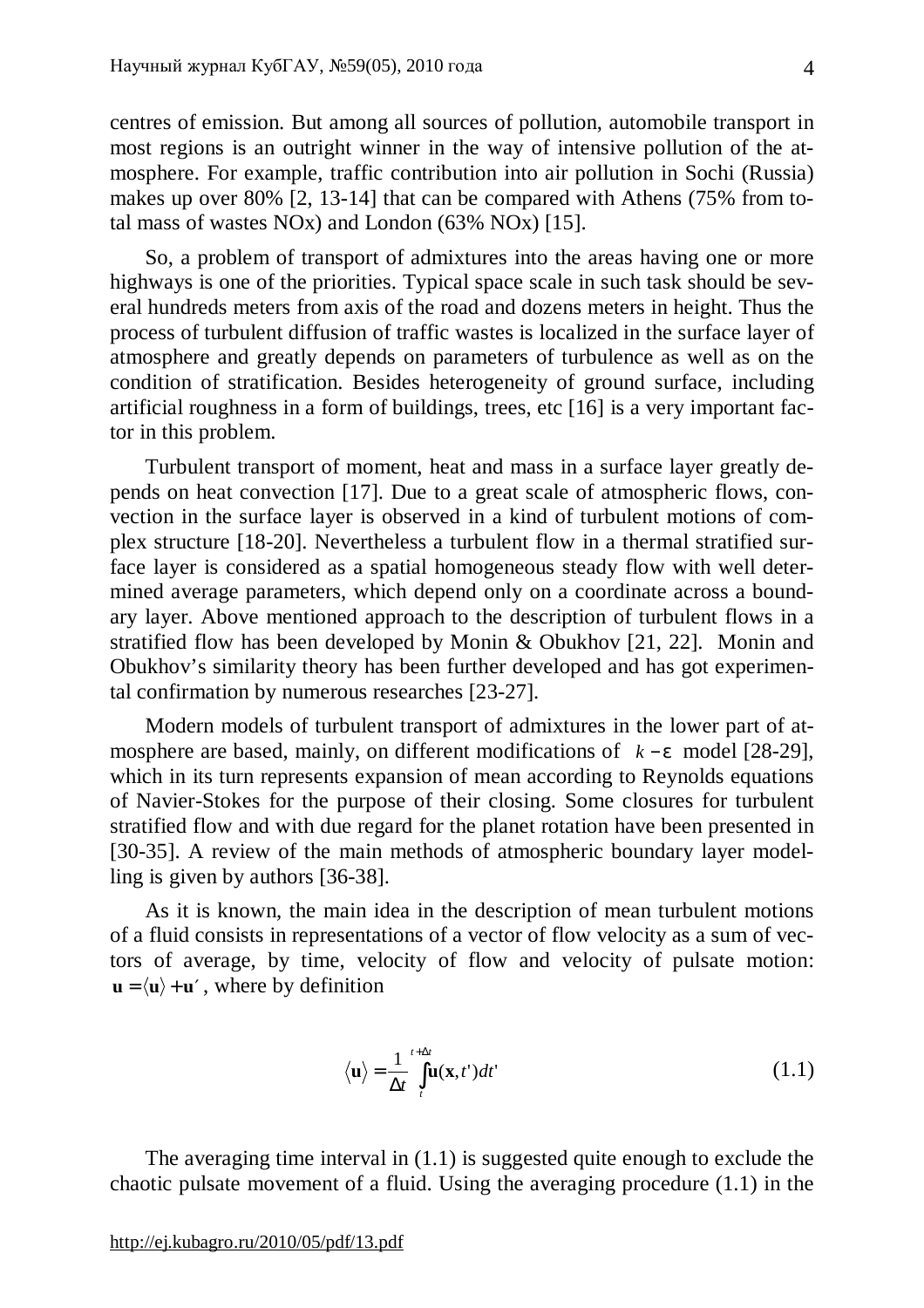centres of emission. But among all sources of pollution, automobile transport in most regions is an outright winner in the way of intensive pollution of the atmosphere. For example, traffic contribution into air pollution in Sochi (Russia) makes up over 80% [2, 13-14] that can be compared with Athens (75% from total mass of wastes NOx) and London (63% NOx) [15].

So, a problem of transport of admixtures into the areas having one or more highways is one of the priorities. Typical space scale in such task should be several hundreds meters from axis of the road and dozens meters in height. Thus the process of turbulent diffusion of traffic wastes is localized in the surface layer of atmosphere and greatly depends on parameters of turbulence as well as on the condition of stratification. Besides heterogeneity of ground surface, including artificial roughness in a form of buildings, trees, etc [16] is a very important factor in this problem.

Turbulent transport of moment, heat and mass in a surface layer greatly depends on heat convection [17]. Due to a great scale of atmospheric flows, convection in the surface layer is observed in a kind of turbulent motions of complex structure [18-20]. Nevertheless a turbulent flow in a thermal stratified surface layer is considered as a spatial homogeneous steady flow with well determined average parameters, which depend only on a coordinate across a boundary layer. Above mentioned approach to the description of turbulent flows in a stratified flow has been developed by Monin & Obukhov [21, 22]. Monin and Obukhov's similarity theory has been further developed and has got experimental confirmation by numerous researches [23-27].

Modern models of turbulent transport of admixtures in the lower part of atmosphere are based, mainly, on different modifications of $k-\varepsilon$ model [28-29], which in its turn represents expansion of mean according to Reynolds equations of Navier-Stokes for the purpose of their closing. Some closures for turbulent stratified flow and with due regard for the planet rotation have been presented in [30-35]. A review of the main methods of atmospheric boundary layer modelling is given by authors [36-38].

As it is known, the main idea in the description of mean turbulent motions of a fluid consists in representations of a vector of flow velocity as a sum of vectors of average, by time, velocity of flow and velocity of pulsate motion: $\mathbf{u} = \langle \mathbf{u} \rangle + \mathbf{u}'$, where by definition

$$\langle \mathbf{u} \rangle = \frac{1}{\Delta t} \int_{t}^{t+\Delta t} \mathbf{u}(\mathbf{x}, t')dt' \tag{1.1}$$

The averaging time interval in (1.1) is suggested quite enough to exclude the chaotic pulsate movement of a fluid. Using the averaging procedure (1.1) in the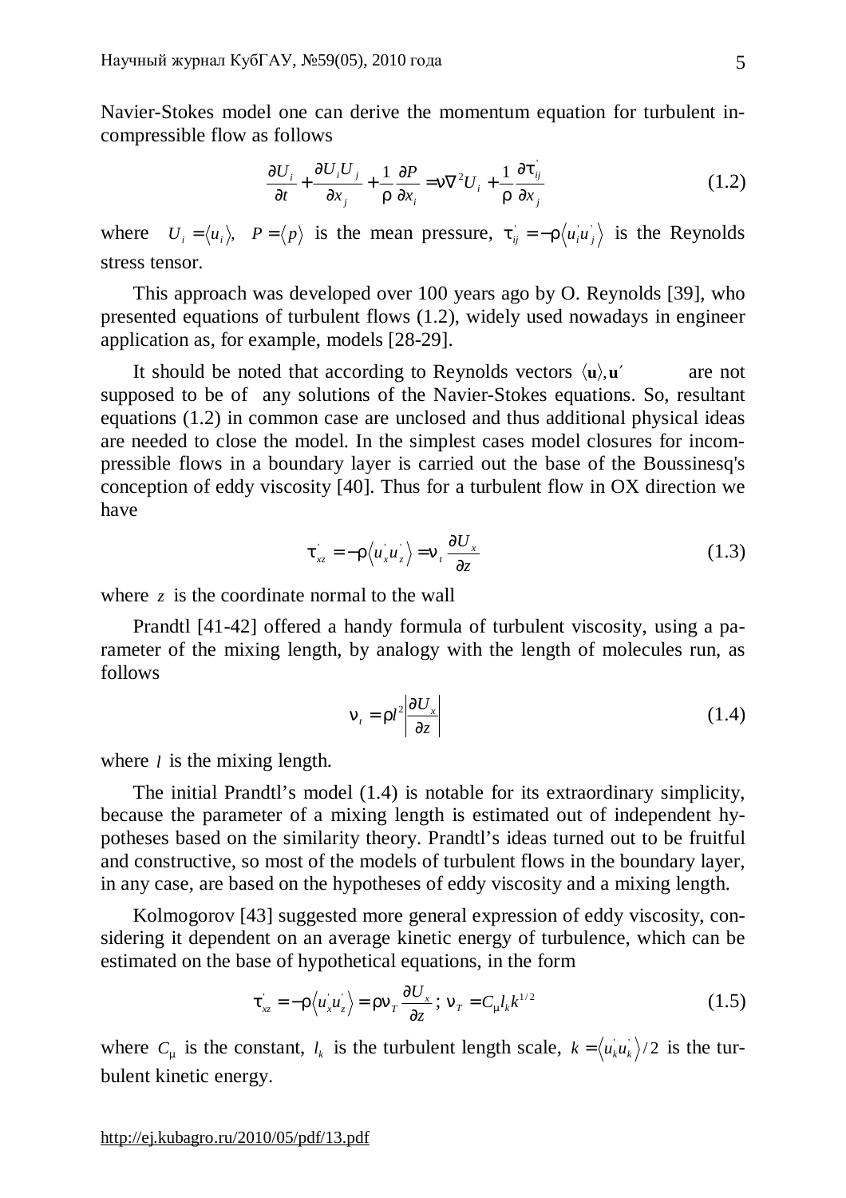Navier-Stokes model one can derive the momentum equation for turbulent incompressible flow as follows

$$\frac{\partial U_i}{\partial t} + \frac{\partial U_i U_j}{\partial x_j} + \frac{1}{\rho}\frac{\partial P}{\partial x_i} = \nu \nabla^2 U_i + \frac{1}{\rho}\frac{\partial \tau'_{ij}}{\partial x_j} \tag{1.2}$$

where $U_i = \langle u_i \rangle$, $P = \langle p \rangle$ is the mean pressure, $\tau'_{ij} = -\rho \langle u'_i u'_j \rangle$ is the Reynolds stress tensor.

This approach was developed over 100 years ago by O. Reynolds [39], who presented equations of turbulent flows (1.2), widely used nowadays in engineer application as, for example, models [28-29].

It should be noted that according to Reynolds vectors $\langle \mathbf{u} \rangle, \mathbf{u}'$ are not supposed to be of any solutions of the Navier-Stokes equations. So, resultant equations (1.2) in common case are unclosed and thus additional physical ideas are needed to close the model. In the simplest cases model closures for incompressible flows in a boundary layer is carried out the base of the Boussinesq's conception of eddy viscosity [40]. Thus for a turbulent flow in OX direction we have

$$\tau'_{xz} = -\rho \langle u'_x u'_z \rangle = \nu_t \frac{\partial U_x}{\partial z} \tag{1.3}$$

where $z$ is the coordinate normal to the wall

Prandtl [41-42] offered a handy formula of turbulent viscosity, using a parameter of the mixing length, by analogy with the length of molecules run, as follows

$$\nu_t = \rho l^2 \left| \frac{\partial U_x}{\partial z} \right| \tag{1.4}$$

where $l$ is the mixing length.

The initial Prandtl's model (1.4) is notable for its extraordinary simplicity, because the parameter of a mixing length is estimated out of independent hypotheses based on the similarity theory. Prandtl's ideas turned out to be fruitful and constructive, so most of the models of turbulent flows in the boundary layer, in any case, are based on the hypotheses of eddy viscosity and a mixing length.

Kolmogorov [43] suggested more general expression of eddy viscosity, considering it dependent on an average kinetic energy of turbulence, which can be estimated on the base of hypothetical equations, in the form

$$\tau'_{xz} = -\rho \langle u'_x u'_z \rangle = \rho \nu_T \frac{\partial U_x}{\partial z}; \; \nu_T = C_\mu l_k k^{1/2} \tag{1.5}$$

where $C_\mu$ is the constant, $l_k$ is the turbulent length scale, $k = \langle u'_k u'_k \rangle / 2$ is the turbulent kinetic energy.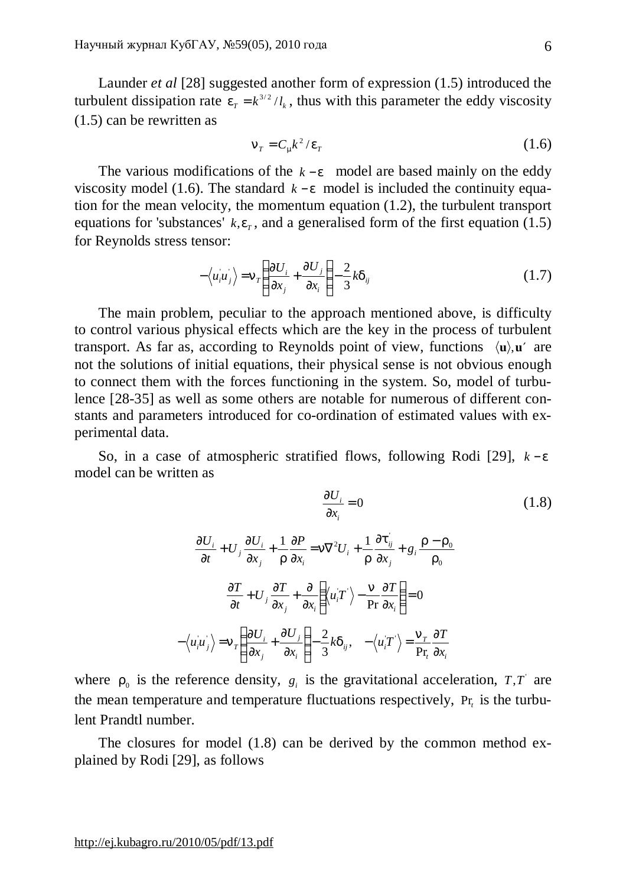Launder *et al* [28] suggested another form of expression (1.5) introduced the turbulent dissipation rate $\varepsilon_T = k^{3/2}/l_k$, thus with this parameter the eddy viscosity (1.5) can be rewritten as

$$\nu_T = C_\mu k^2/\varepsilon_T \tag{1.6}$$

The various modifications of the $k-\varepsilon$ model are based mainly on the eddy viscosity model (1.6). The standard $k-\varepsilon$ model is included the continuity equation for the mean velocity, the momentum equation (1.2), the turbulent transport equations for 'substances' $k, \varepsilon_T$, and a generalised form of the first equation (1.5) for Reynolds stress tensor:

$$-\left\langle u_i^{'} u_j^{'} \right\rangle = \nu_T \left( \frac{\partial U_i}{\partial x_j} + \frac{\partial U_j}{\partial x_i} \right) - \frac{2}{3} k \delta_{ij} \tag{1.7}$$

The main problem, peculiar to the approach mentioned above, is difficulty to control various physical effects which are the key in the process of turbulent transport. As far as, according to Reynolds point of view, functions $\langle \mathbf{u} \rangle, \mathbf{u}'$ are not the solutions of initial equations, their physical sense is not obvious enough to connect them with the forces functioning in the system. So, model of turbulence [28-35] as well as some others are notable for numerous of different constants and parameters introduced for co-ordination of estimated values with experimental data.

So, in a case of atmospheric stratified flows, following Rodi [29], $k-\varepsilon$ model can be written as

$$\frac{\partial U_i}{\partial x_i} = 0 \tag{1.8}$$

$$\frac{\partial U_i}{\partial t} + U_j \frac{\partial U_i}{\partial x_j} + \frac{1}{\rho} \frac{\partial P}{\partial x_i} = \nu \nabla^2 U_i + \frac{1}{\rho} \frac{\partial \tau_{ij}^{'}}{\partial x_j} + g_i \frac{\rho - \rho_0}{\rho_0}$$

$$\frac{\partial T}{\partial t} + U_j \frac{\partial T}{\partial x_j} + \frac{\partial}{\partial x_i} \left( \left\langle u_i^{'} T^{'} \right\rangle - \frac{\nu}{\Pr} \frac{\partial T}{\partial x_i} \right) = 0$$

$$-\left\langle u_i^{'} u_j^{'} \right\rangle = \nu_T \left( \frac{\partial U_i}{\partial x_j} + \frac{\partial U_j}{\partial x_i} \right) - \frac{2}{3} k \delta_{ij}, \quad -\left\langle u_i^{'} T^{'} \right\rangle = \frac{\nu_T}{\Pr_t} \frac{\partial T}{\partial x_i}$$

where $\rho_0$ is the reference density, $g_i$ is the gravitational acceleration, $T, T^{'}$ are the mean temperature and temperature fluctuations respectively, $\Pr_t$ is the turbulent Prandtl number.

The closures for model (1.8) can be derived by the common method explained by Rodi [29], as follows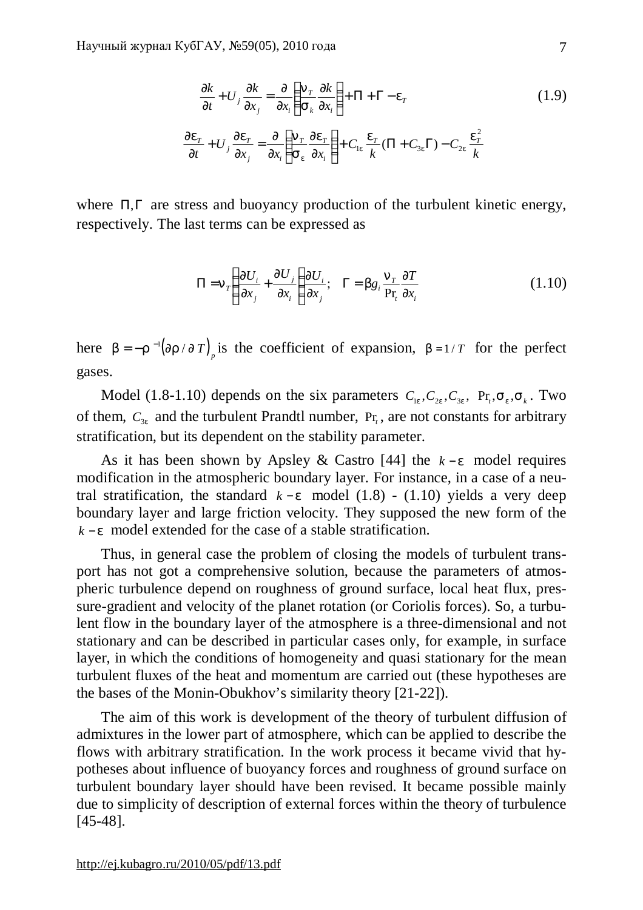$$\frac{\partial k}{\partial t} + U_j \frac{\partial k}{\partial x_j} = \frac{\partial}{\partial x_i}\left(\frac{\nu_T}{\sigma_k}\frac{\partial k}{\partial x_i}\right) + \Pi + \Gamma - \varepsilon_T \tag{1.9}$$

$$\frac{\partial \varepsilon_T}{\partial t} + U_j \frac{\partial \varepsilon_T}{\partial x_j} = \frac{\partial}{\partial x_i}\left(\frac{\nu_T}{\sigma_\varepsilon}\frac{\partial \varepsilon_T}{\partial x_i}\right) + C_{1\varepsilon}\frac{\varepsilon_T}{k}(\Pi + C_{3\varepsilon}\Gamma) - C_{2\varepsilon}\frac{\varepsilon_T^2}{k}$$

where $\Pi, \Gamma$ are stress and buoyancy production of the turbulent kinetic energy, respectively. The last terms can be expressed as

$$\Pi = \nu_T\left(\frac{\partial U_i}{\partial x_j} + \frac{\partial U_j}{\partial x_i}\right)\frac{\partial U_i}{\partial x_j}; \quad \Gamma = \beta g_i \frac{\nu_T}{\Pr_t}\frac{\partial T}{\partial x_i} \tag{1.10}$$

here $\beta = -\rho^{-1}(\partial\rho/\partial T)_p$ is the coefficient of expansion, $\beta = 1/T$ for the perfect gases.

Model (1.8-1.10) depends on the six parameters $C_{1\varepsilon}, C_{2\varepsilon}, C_{3\varepsilon}$, $\Pr_t, \sigma_\varepsilon, \sigma_k$. Two of them, $C_{3\varepsilon}$ and the turbulent Prandtl number, $\Pr_t$, are not constants for arbitrary stratification, but its dependent on the stability parameter.

As it has been shown by Apsley & Castro [44] the $k-\varepsilon$ model requires modification in the atmospheric boundary layer. For instance, in a case of a neutral stratification, the standard $k-\varepsilon$ model (1.8) - (1.10) yields a very deep boundary layer and large friction velocity. They supposed the new form of the $k-\varepsilon$ model extended for the case of a stable stratification.

Thus, in general case the problem of closing the models of turbulent transport has not got a comprehensive solution, because the parameters of atmospheric turbulence depend on roughness of ground surface, local heat flux, pressure-gradient and velocity of the planet rotation (or Coriolis forces). So, a turbulent flow in the boundary layer of the atmosphere is a three-dimensional and not stationary and can be described in particular cases only, for example, in surface layer, in which the conditions of homogeneity and quasi stationary for the mean turbulent fluxes of the heat and momentum are carried out (these hypotheses are the bases of the Monin-Obukhov's similarity theory [21-22]).

The aim of this work is development of the theory of turbulent diffusion of admixtures in the lower part of atmosphere, which can be applied to describe the flows with arbitrary stratification. In the work process it became vivid that hypotheses about influence of buoyancy forces and roughness of ground surface on turbulent boundary layer should have been revised. It became possible mainly due to simplicity of description of external forces within the theory of turbulence [45-48].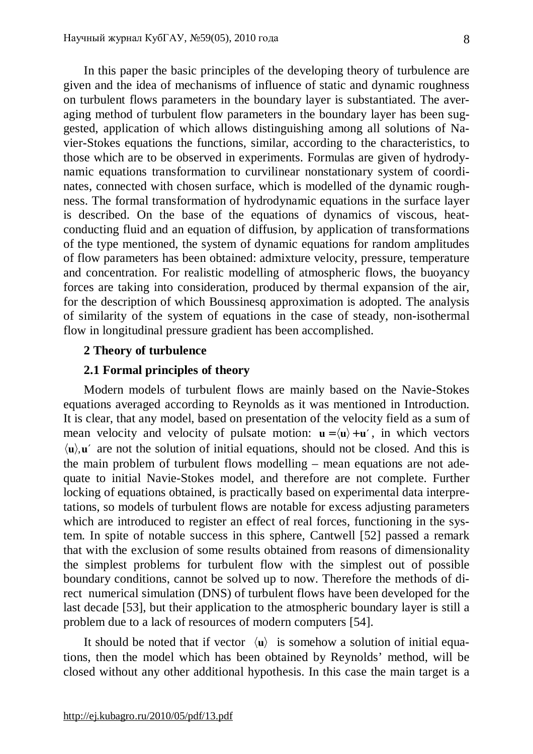In this paper the basic principles of the developing theory of turbulence are given and the idea of mechanisms of influence of static and dynamic roughness on turbulent flows parameters in the boundary layer is substantiated. The averaging method of turbulent flow parameters in the boundary layer has been suggested, application of which allows distinguishing among all solutions of Navier-Stokes equations the functions, similar, according to the characteristics, to those which are to be observed in experiments. Formulas are given of hydrodynamic equations transformation to curvilinear nonstationary system of coordinates, connected with chosen surface, which is modelled of the dynamic roughness. The formal transformation of hydrodynamic equations in the surface layer is described. On the base of the equations of dynamics of viscous, heat-conducting fluid and an equation of diffusion, by application of transformations of the type mentioned, the system of dynamic equations for random amplitudes of flow parameters has been obtained: admixture velocity, pressure, temperature and concentration. For realistic modelling of atmospheric flows, the buoyancy forces are taking into consideration, produced by thermal expansion of the air, for the description of which Boussinesq approximation is adopted. The analysis of similarity of the system of equations in the case of steady, non-isothermal flow in longitudinal pressure gradient has been accomplished.

## 2 Theory of turbulence

### 2.1 Formal principles of theory

Modern models of turbulent flows are mainly based on the Navie-Stokes equations averaged according to Reynolds as it was mentioned in Introduction. It is clear, that any model, based on presentation of the velocity field as a sum of mean velocity and velocity of pulsate motion: $\mathbf{u} = \langle \mathbf{u} \rangle + \mathbf{u}'$, in which vectors $\langle \mathbf{u} \rangle, \mathbf{u}'$ are not the solution of initial equations, should not be closed. And this is the main problem of turbulent flows modelling – mean equations are not adequate to initial Navie-Stokes model, and therefore are not complete. Further locking of equations obtained, is practically based on experimental data interpretations, so models of turbulent flows are notable for excess adjusting parameters which are introduced to register an effect of real forces, functioning in the system. In spite of notable success in this sphere, Cantwell [52] passed a remark that with the exclusion of some results obtained from reasons of dimensionality the simplest problems for turbulent flow with the simplest out of possible boundary conditions, cannot be solved up to now. Therefore the methods of direct numerical simulation (DNS) of turbulent flows have been developed for the last decade [53], but their application to the atmospheric boundary layer is still a problem due to a lack of resources of modern computers [54].

It should be noted that if vector $\langle \mathbf{u} \rangle$ is somehow a solution of initial equations, then the model which has been obtained by Reynolds' method, will be closed without any other additional hypothesis. In this case the main target is a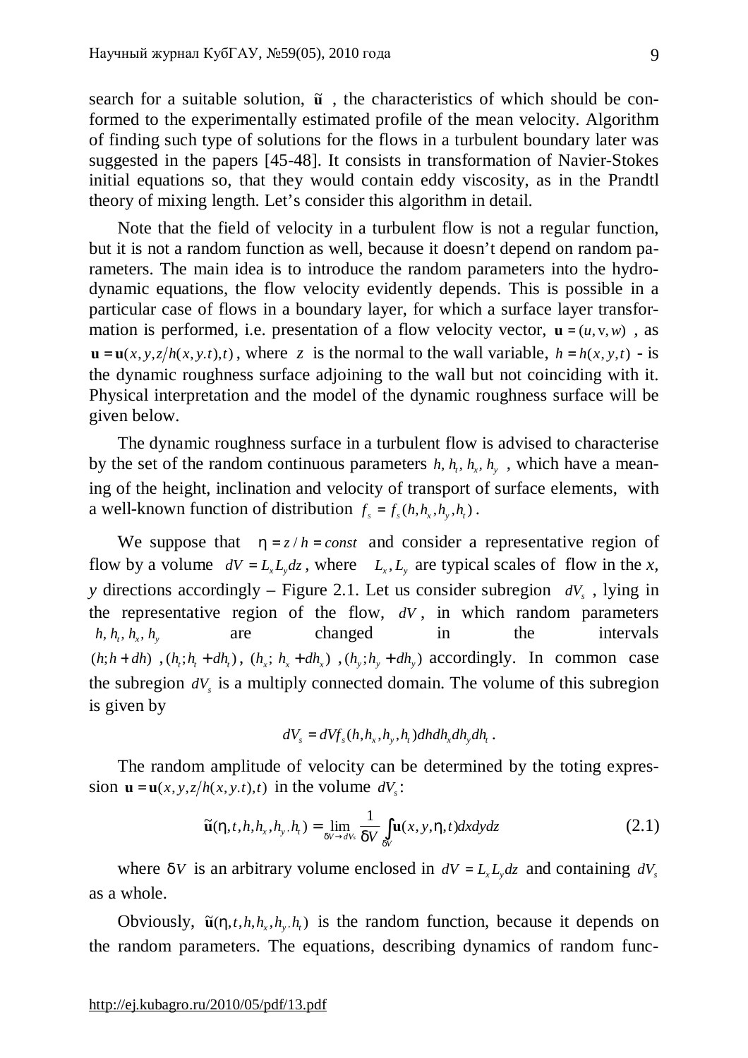search for a suitable solution, $\tilde{\mathbf{u}}$ , the characteristics of which should be conformed to the experimentally estimated profile of the mean velocity. Algorithm of finding such type of solutions for the flows in a turbulent boundary later was suggested in the papers [45-48]. It consists in transformation of Navier-Stokes initial equations so, that they would contain eddy viscosity, as in the Prandtl theory of mixing length. Let's consider this algorithm in detail.

Note that the field of velocity in a turbulent flow is not a regular function, but it is not a random function as well, because it doesn't depend on random parameters. The main idea is to introduce the random parameters into the hydrodynamic equations, the flow velocity evidently depends. This is possible in a particular case of flows in a boundary layer, for which a surface layer transformation is performed, i.e. presentation of a flow velocity vector, $\mathbf{u} = (u, \mathrm{v}, w)$ , as $\mathbf{u} = \mathbf{u}(x, y, z/h(x, y.t), t)$ , where $z$ is the normal to the wall variable, $h = h(x, y, t)$ - is the dynamic roughness surface adjoining to the wall but not coinciding with it. Physical interpretation and the model of the dynamic roughness surface will be given below.

The dynamic roughness surface in a turbulent flow is advised to characterise by the set of the random continuous parameters $h, h_t, h_x, h_y$ , which have a meaning of the height, inclination and velocity of transport of surface elements, with a well-known function of distribution $f_s = f_s(h, h_x, h_y, h_t)$ .

We suppose that $\eta = z / h = const$ and consider a representative region of flow by a volume $dV = L_x L_y dz$ , where $L_x, L_y$ are typical scales of flow in the *x*, *y* directions accordingly – Figure 2.1. Let us consider subregion $dV_s$ , lying in the representative region of the flow, $dV$ , in which random parameters $h, h_t, h_x, h_y$ are changed in the intervals $(h; h + dh)$ , $(h_t; h_t + dh_t)$ , $(h_x;\ h_x + dh_x)$ , $(h_y; h_y + dh_y)$ accordingly. In common case the subregion $dV_s$ is a multiply connected domain. The volume of this subregion is given by

$$dV_s = dV f_s(h, h_x, h_y, h_t) dh dh_x dh_y dh_t .$$

The random amplitude of velocity can be determined by the toting expression $\mathbf{u} = \mathbf{u}(x, y, z/h(x, y.t), t)$ in the volume $dV_s$:

$$\tilde{\mathbf{u}}(\eta, t, h, h_x, h_y, h_t) = \lim_{\delta V \to dV_s} \frac{1}{\delta V} \int_{\delta V} \mathbf{u}(x, y, \eta, t) dx dy dz \tag{2.1}$$

where $\delta V$ is an arbitrary volume enclosed in $dV = L_x L_y dz$ and containing $dV_s$ as a whole.

Obviously, $\tilde{\mathbf{u}}(\eta, t, h, h_x, h_y, h_t)$ is the random function, because it depends on the random parameters. The equations, describing dynamics of random func-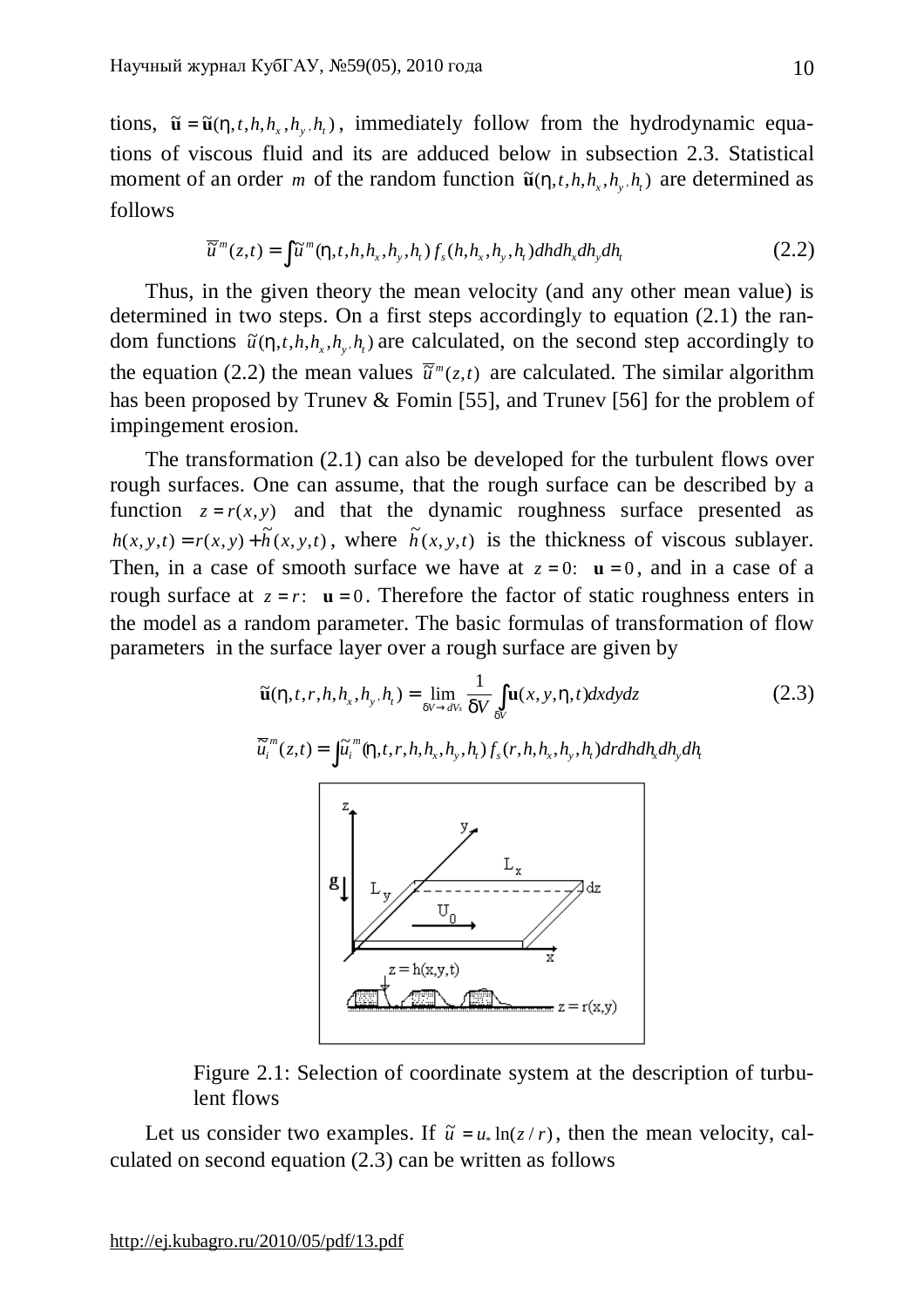tions, $\tilde{\mathbf{u}} = \tilde{\mathbf{u}}(\eta, t, h, h_x, h_y, h_t)$, immediately follow from the hydrodynamic equations of viscous fluid and its are adduced below in subsection 2.3. Statistical moment of an order $m$ of the random function $\tilde{\mathbf{u}}(\eta, t, h, h_x, h_y, h_t)$ are determined as follows

$$\overline{\tilde{u}}^m(z,t) = \int \tilde{u}^m(\eta, t, h, h_x, h_y, h_t) f_s(h, h_x, h_y, h_t) dh dh_x dh_y dh_t \tag{2.2}$$

Thus, in the given theory the mean velocity (and any other mean value) is determined in two steps. On a first steps accordingly to equation (2.1) the random functions $\tilde{u}(\eta, t, h, h_x, h_y, h_t)$ are calculated, on the second step accordingly to the equation (2.2) the mean values $\overline{\tilde{u}}^m(z,t)$ are calculated. The similar algorithm has been proposed by Trunev & Fomin [55], and Trunev [56] for the problem of impingement erosion.

The transformation (2.1) can also be developed for the turbulent flows over rough surfaces. One can assume, that the rough surface can be described by a function $z = r(x,y)$ and that the dynamic roughness surface presented as $h(x,y,t) = r(x,y) + \tilde{h}(x,y,t)$, where $\tilde{h}(x,y,t)$ is the thickness of viscous sublayer. Then, in a case of smooth surface we have at $z = 0$: $\mathbf{u} = 0$, and in a case of a rough surface at $z = r$: $\mathbf{u} = 0$. Therefore the factor of static roughness enters in the model as a random parameter. The basic formulas of transformation of flow parameters in the surface layer over a rough surface are given by

$$\tilde{\mathbf{u}}(\eta, t, r, h, h_x, h_y, h_t) = \lim_{\delta V \to dV_s} \frac{1}{\delta V} \int_{\delta V} \mathbf{u}(x, y, \eta, t) dx dy dz \tag{2.3}$$

$$\overline{\tilde{u}}_i^m(z,t) = \int \tilde{u}_i^m(\eta, t, r, h, h_x, h_y, h_t) f_s(r, h, h_x, h_y, h_t) dr dh dh_x dh_y dh_t$$

Figure 2.1: Selection of coordinate system at the description of turbulent flows

Let us consider two examples. If $\tilde{u} = u_* \ln(z/r)$, then the mean velocity, calculated on second equation (2.3) can be written as follows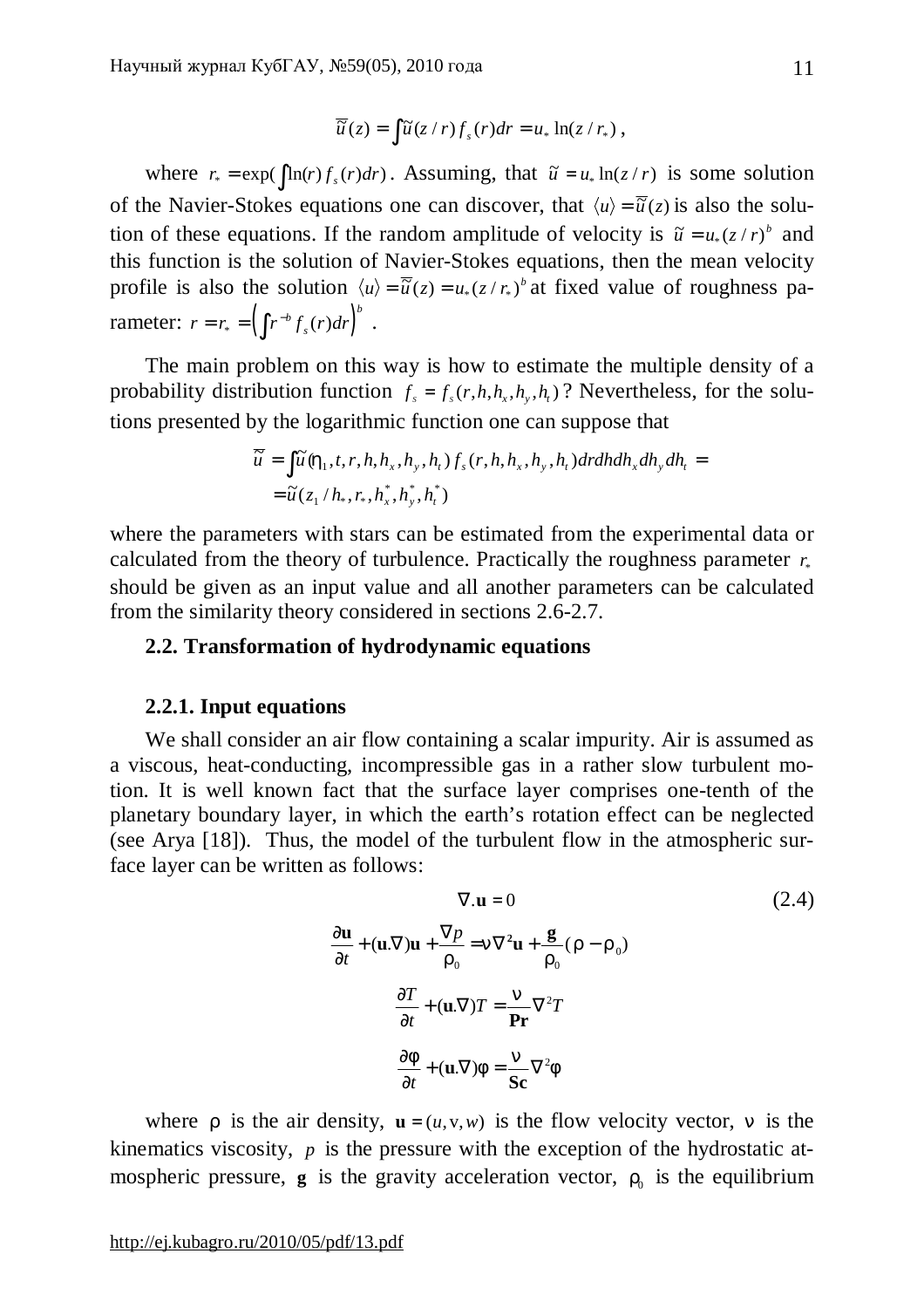$$\overline{\tilde{u}}(z) = \int \tilde{u}(z/r) f_s(r) dr = u_* \ln(z/r_*)\,,$$

where $r_* = \exp(\int \ln(r) f_s(r) dr)$. Assuming, that $\tilde{u} = u_* \ln(z/r)$ is some solution of the Navier-Stokes equations one can discover, that $\langle u \rangle = \overline{\tilde{u}}(z)$ is also the solution of these equations. If the random amplitude of velocity is $\tilde{u} = u_* (z/r)^b$ and this function is the solution of Navier-Stokes equations, then the mean velocity profile is also the solution $\langle u \rangle = \overline{\tilde{u}}(z) = u_* (z/r_*)^b$ at fixed value of roughness parameter: $r = r_* = \left( \int r^{-b} f_s(r) dr \right)^b$ .

The main problem on this way is how to estimate the multiple density of a probability distribution function $f_s = f_s(r, h, h_x, h_y, h_t)$? Nevertheless, for the solutions presented by the logarithmic function one can suppose that

$$\begin{aligned}
\overline{\tilde{u}} &= \int \tilde{u}(\eta_1, t, r, h, h_x, h_y, h_t) f_s(r, h, h_x, h_y, h_t) dr dh dh_x dh_y dh_t = \\
&= \tilde{u}(z_1 / h_*, r_*, h_x^*, h_y^*, h_t^*)
\end{aligned}$$

where the parameters with stars can be estimated from the experimental data or calculated from the theory of turbulence. Practically the roughness parameter $r_*$ should be given as an input value and all another parameters can be calculated from the similarity theory considered in sections 2.6-2.7.

## 2.2. Transformation of hydrodynamic equations

### 2.2.1. Input equations

We shall consider an air flow containing a scalar impurity. Air is assumed as a viscous, heat-conducting, incompressible gas in a rather slow turbulent motion. It is well known fact that the surface layer comprises one-tenth of the planetary boundary layer, in which the earth's rotation effect can be neglected (see Arya [18]). Thus, the model of the turbulent flow in the atmospheric surface layer can be written as follows:

$$\nabla . \mathbf{u} = 0 \tag{2.4}$$

$$\frac{\partial \mathbf{u}}{\partial t} + (\mathbf{u}.\nabla)\mathbf{u} + \frac{\nabla p}{\rho_0} = \nu \nabla^2 \mathbf{u} + \frac{\mathbf{g}}{\rho_0}(\rho - \rho_0)$$

$$\frac{\partial T}{\partial t} + (\mathbf{u}.\nabla) T = \frac{\nu}{\mathbf{Pr}} \nabla^2 T$$

$$\frac{\partial \varphi}{\partial t} + (\mathbf{u}.\nabla)\varphi = \frac{\nu}{\mathbf{Sc}} \nabla^2 \varphi$$

where $\rho$ is the air density, $\mathbf{u} = (u, v, w)$ is the flow velocity vector, $\nu$ is the kinematics viscosity, $p$ is the pressure with the exception of the hydrostatic atmospheric pressure, $\mathbf{g}$ is the gravity acceleration vector, $\rho_0$ is the equilibrium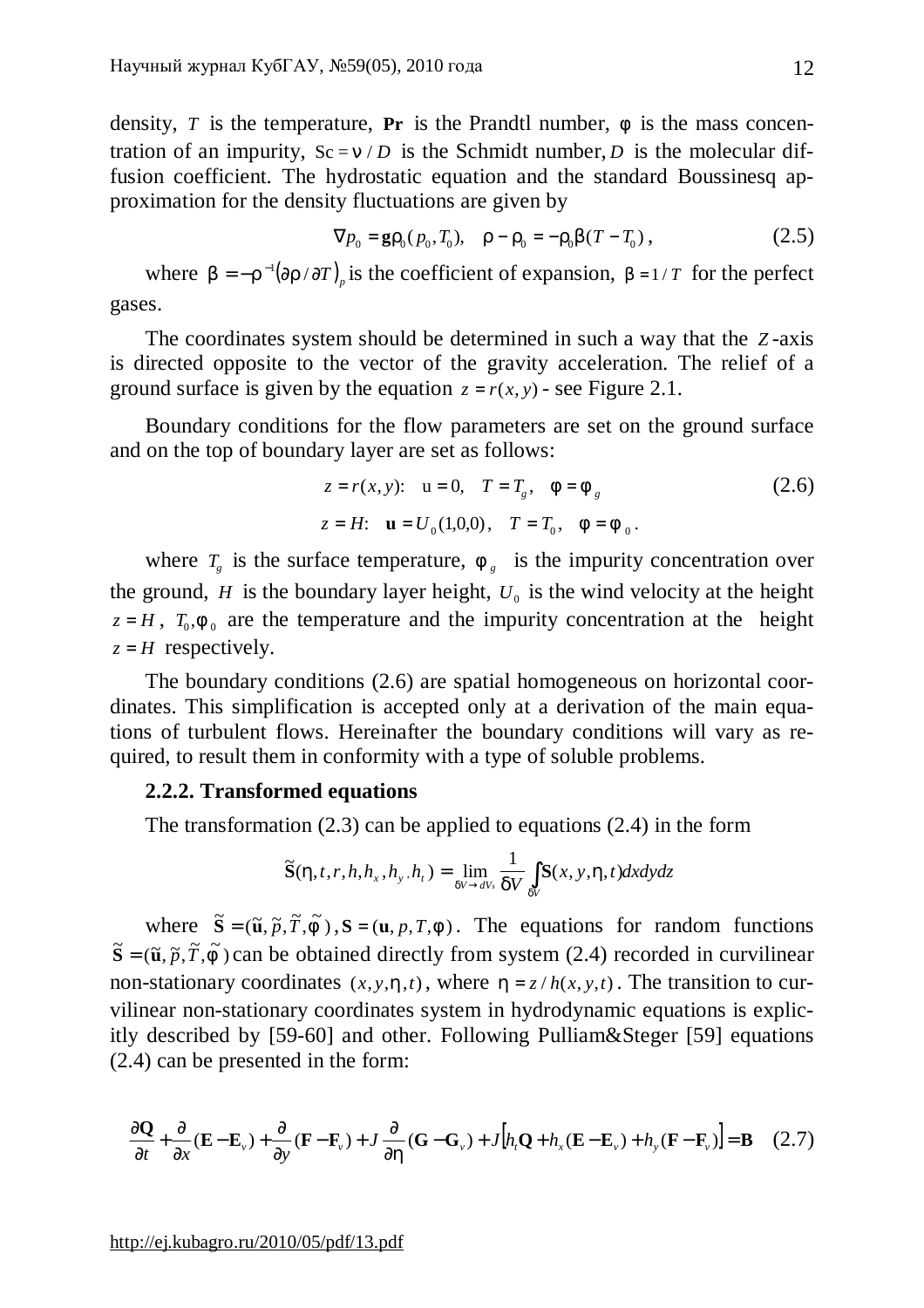density, $T$ is the temperature, $\mathbf{Pr}$ is the Prandtl number, $\phi$ is the mass concentration of an impurity, $\mathrm{Sc} = \nu / D$ is the Schmidt number, $D$ is the molecular diffusion coefficient. The hydrostatic equation and the standard Boussinesq approximation for the density fluctuations are given by

$$\nabla p_0 = \mathbf{g}\rho_0(p_0, T_0), \quad \rho - \rho_0 = -\rho_0\beta(T - T_0)\,, \tag{2.5}$$

where $\beta = -\rho^{-1}(\partial\rho / \partial T)_p$ is the coefficient of expansion, $\beta = 1/T$ for the perfect gases.

The coordinates system should be determined in such a way that the $Z$-axis is directed opposite to the vector of the gravity acceleration. The relief of a ground surface is given by the equation $z = r(x, y)$ - see Figure 2.1.

Boundary conditions for the flow parameters are set on the ground surface and on the top of boundary layer are set as follows:

$$\begin{aligned} &z = r(x, y): \quad \mathrm{u} = 0, \quad T = T_g, \quad \phi = \phi_g \\ &z = H: \quad \mathbf{u} = U_0(1,0,0), \quad T = T_0, \quad \phi = \phi_0\,. \end{aligned} \tag{2.6}$$

where $T_g$ is the surface temperature, $\phi_g$ is the impurity concentration over the ground, $H$ is the boundary layer height, $U_0$ is the wind velocity at the height $z = H$, $T_0, \phi_0$ are the temperature and the impurity concentration at the height $z = H$ respectively.

The boundary conditions (2.6) are spatial homogeneous on horizontal coordinates. This simplification is accepted only at a derivation of the main equations of turbulent flows. Hereinafter the boundary conditions will vary as required, to result them in conformity with a type of soluble problems.

### 2.2.2. Transformed equations

The transformation (2.3) can be applied to equations (2.4) in the form

$$\tilde{\mathbf{S}}(\eta, t, r, h, h_x, h_y, h_t) = \lim_{\delta V \to dV_s} \frac{1}{\delta V} \int_{\delta V} \mathbf{S}(x, y, \eta, t)\,dxdydz$$

where $\tilde{\mathbf{S}} = (\tilde{\mathbf{u}}, \tilde{p}, \tilde{T}, \tilde{\phi})$, $\mathbf{S} = (\mathbf{u}, p, T, \phi)$. The equations for random functions $\tilde{\mathbf{S}} = (\tilde{\mathbf{u}}, \tilde{p}, \tilde{T}, \tilde{\phi})$ can be obtained directly from system (2.4) recorded in curvilinear non-stationary coordinates $(x, y, \eta, t)$, where $\eta = z / h(x, y, t)$. The transition to curvilinear non-stationary coordinates system in hydrodynamic equations is explicitly described by [59-60] and other. Following Pulliam&Steger [59] equations (2.4) can be presented in the form:

$$\frac{\partial \mathbf{Q}}{\partial t} + \frac{\partial}{\partial x}(\mathbf{E} - \mathbf{E}_v) + \frac{\partial}{\partial y}(\mathbf{F} - \mathbf{F}_v) + J\frac{\partial}{\partial \eta}(\mathbf{G} - \mathbf{G}_v) + J\left[h_t\mathbf{Q} + h_x(\mathbf{E} - \mathbf{E}_v) + h_y(\mathbf{F} - \mathbf{F}_v)\right] = \mathbf{B} \tag{2.7}$$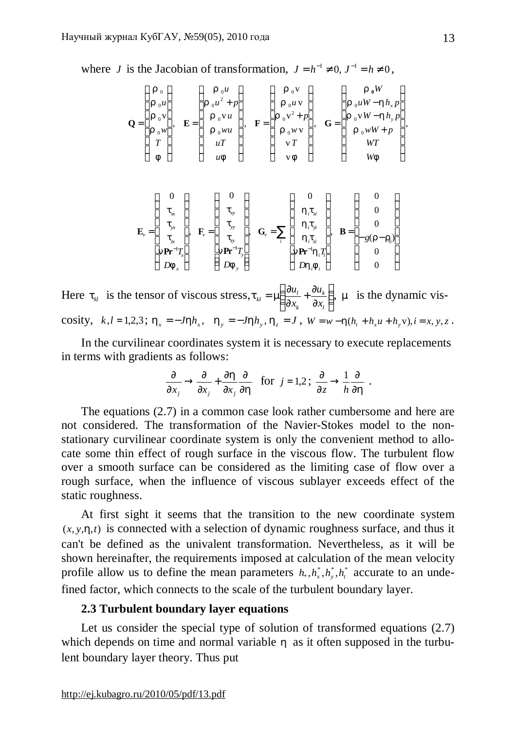where $J$ is the Jacobian of transformation, $J = h^{-1} \neq 0,\ J^{-1} = h \neq 0$,

$$
\mathbf{Q} = \begin{pmatrix} \rho_0 \\ \rho_0 u \\ \rho_0 \mathrm{v} \\ \rho_0 w \\ T \\ \varphi \end{pmatrix}, \quad
\mathbf{E} = \begin{pmatrix} \rho_0 u \\ \rho_0 u^2 + p \\ \rho_0 \mathrm{v} u \\ \rho_0 w u \\ uT \\ u\varphi \end{pmatrix}, \quad
\mathbf{F} = \begin{pmatrix} \rho_0 \mathrm{v} \\ \rho_0 u \mathrm{v} \\ \rho_0 \mathrm{v}^2 + p \\ \rho_0 w \mathrm{v} \\ \mathrm{v} T \\ \mathrm{v}\varphi \end{pmatrix}, \quad
\mathbf{G} = \begin{pmatrix} \rho_0 W \\ \rho_0 u W - \eta h_x p \\ \rho_0 \mathrm{v} W - \eta h_y p \\ \rho_0 w W + p \\ WT \\ W\varphi \end{pmatrix},
$$

$$
\mathbf{E}_v = \begin{pmatrix} 0 \\ \tau_{xx} \\ \tau_{yx} \\ \tau_{zx} \\ \nu \mathbf{Pr}^{-1} T_x \\ D\varphi_x \end{pmatrix}, \quad
\mathbf{F}_v = \begin{pmatrix} 0 \\ \tau_{xy} \\ \tau_{yy} \\ \tau_{zy} \\ \nu \mathbf{Pr}^{-1} T_y \\ D\varphi_y \end{pmatrix}, \quad
\mathbf{G}_v = \sum_i \begin{pmatrix} 0 \\ \eta_i \tau_{xi} \\ \eta_i \tau_{yi} \\ \eta_i \tau_{zi} \\ \nu \mathbf{Pr}^{-1} \eta_i T_i \\ D\eta_i \varphi_i \end{pmatrix}, \quad
\mathbf{B} = \begin{pmatrix} 0 \\ 0 \\ 0 \\ -g(\rho - \rho_0) \\ 0 \\ 0 \end{pmatrix}
$$

Here $\tau_{kl}$ is the tensor of viscous stress, $\tau_{kl} = \mu \left( \frac{\partial u_l}{\partial x_k} + \frac{\partial u_k}{\partial x_l} \right)$, $\mu$ is the dynamic viscosity, $k,l = 1,2,3$; $\eta_x = -J\eta h_x$, $\eta_y = -J\eta h_y$, $\eta_z = J$, $W = w - \eta(h_t + h_x u + h_y \mathrm{v}), i = x, y, z$.

In the curvilinear coordinates system it is necessary to execute replacements in terms with gradients as follows:

$$
\frac{\partial}{\partial x_j} \to \frac{\partial}{\partial x_j} + \frac{\partial \eta}{\partial x_j}\frac{\partial}{\partial \eta} \quad \text{for } j = 1,2; \ \frac{\partial}{\partial z} \to \frac{1}{h}\frac{\partial}{\partial \eta}.
$$

The equations (2.7) in a common case look rather cumbersome and here are not considered. The transformation of the Navier-Stokes model to the non-stationary curvilinear coordinate system is only the convenient method to allocate some thin effect of rough surface in the viscous flow. The turbulent flow over a smooth surface can be considered as the limiting case of flow over a rough surface, when the influence of viscous sublayer exceeds effect of the static roughness.

At first sight it seems that the transition to the new coordinate system $(x, y, \eta, t)$ is connected with a selection of dynamic roughness surface, and thus it can't be defined as the univalent transformation. Nevertheless, as it will be shown hereinafter, the requirements imposed at calculation of the mean velocity profile allow us to define the mean parameters $h_*, h_x^*, h_y^*, h_t^*$ accurate to an undefined factor, which connects to the scale of the turbulent boundary layer.

### 2.3 Turbulent boundary layer equations

Let us consider the special type of solution of transformed equations (2.7) which depends on time and normal variable $\eta$ as it often supposed in the turbulent boundary layer theory. Thus put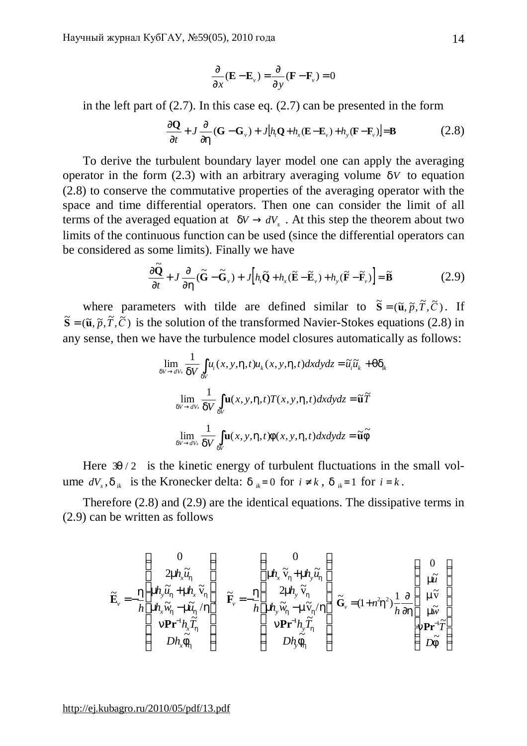$$\frac{\partial}{\partial x}(\mathbf{E}-\mathbf{E}_v)=\frac{\partial}{\partial y}(\mathbf{F}-\mathbf{F}_v)=0$$

in the left part of (2.7). In this case eq. (2.7) can be presented in the form

$$\frac{\partial \mathbf{Q}}{\partial t}+J\frac{\partial}{\partial \eta}(\mathbf{G}-\mathbf{G}_v)+J\left[h_t\mathbf{Q}+h_x(\mathbf{E}-\mathbf{E}_v)+h_y(\mathbf{F}-\mathbf{F}_v)\right]=\mathbf{B} \tag{2.8}$$

To derive the turbulent boundary layer model one can apply the averaging operator in the form (2.3) with an arbitrary averaging volume $\delta V$ to equation (2.8) to conserve the commutative properties of the averaging operator with the space and time differential operators. Then one can consider the limit of all terms of the averaged equation at $\delta V \to dV_s$ . At this step the theorem about two limits of the continuous function can be used (since the differential operators can be considered as some limits). Finally we have

$$\frac{\partial \tilde{\mathbf{Q}}}{\partial t}+J\frac{\partial}{\partial \eta}(\tilde{\mathbf{G}}-\tilde{\mathbf{G}}_v)+J\left[h_t\tilde{\mathbf{Q}}+h_x(\tilde{\mathbf{E}}-\tilde{\mathbf{E}}_v)+h_y(\tilde{\mathbf{F}}-\tilde{\mathbf{F}}_v)\right]=\tilde{\mathbf{B}} \tag{2.9}$$

where parameters with tilde are defined similar to $\tilde{\mathbf{S}}=(\tilde{\mathbf{u}},\tilde{p},\tilde{T},\tilde{C})$. If $\tilde{\mathbf{S}}=(\tilde{\mathbf{u}},\tilde{p},\tilde{T},\tilde{C})$ is the solution of the transformed Navier-Stokes equations (2.8) in any sense, then we have the turbulence model closures automatically as follows:

$$\lim_{\delta V\to dV_s}\frac{1}{\delta V}\int_{\delta V}u_i(x,y,\eta,t)u_k(x,y,\eta,t)dxdydz=\tilde{u}_i\tilde{u}_k+\theta\delta_{ik}$$

$$\lim_{\delta V\to dV_s}\frac{1}{\delta V}\int_{\delta V}\mathbf{u}(x,y,\eta,t)T(x,y,\eta,t)dxdydz=\tilde{\mathbf{u}}\tilde{T}$$

$$\lim_{\delta V\to dV_s}\frac{1}{\delta V}\int_{\delta V}\mathbf{u}(x,y,\eta,t)\phi(x,y,\eta,t)dxdydz=\tilde{\mathbf{u}}\tilde{\phi}$$

Here $3\theta/2$ is the kinetic energy of turbulent fluctuations in the small volume $dV_s$, $\delta_{ik}$ is the Kronecker delta: $\delta_{ik}=0$ for $i\neq k$, $\delta_{ik}=1$ for $i=k$.

Therefore (2.8) and (2.9) are the identical equations. The dissipative terms in (2.9) can be written as follows

$$\tilde{\mathbf{E}}_v=-\frac{\eta}{h}\begin{pmatrix}0\\ 2\mu h_x\tilde{u}_\eta\\ \mu h_y\tilde{u}_\eta+\mu h_x\tilde{v}_\eta\\ \mu h_x\tilde{w}_\eta-\mu\tilde{u}_\eta/\eta\\ \nu\mathbf{Pr}^{-1}h_x\tilde{T}_\eta\\ Dh_x\tilde{\phi}_\eta\end{pmatrix},\quad \tilde{\mathbf{F}}_v=-\frac{\eta}{h}\begin{pmatrix}0\\ \mu h_x\tilde{v}_\eta+\mu h_y\tilde{u}_\eta\\ 2\mu h_y\tilde{v}_\eta\\ \mu h_y\tilde{w}_\eta-\mu\tilde{v}_\eta/\eta\\ \nu\mathbf{Pr}^{-1}h_y\tilde{T}_\eta\\ Dh_y\tilde{\phi}_\eta\end{pmatrix},\quad \tilde{\mathbf{G}}_v=(1+n^2\eta^2)\frac{1}{h}\frac{\partial}{\partial\eta}\begin{pmatrix}0\\ \mu\tilde{u}\\ \mu\tilde{v}\\ \mu\tilde{w}\\ \nu\mathbf{Pr}^{-1}\tilde{T}\\ D\tilde{\phi}\end{pmatrix}$$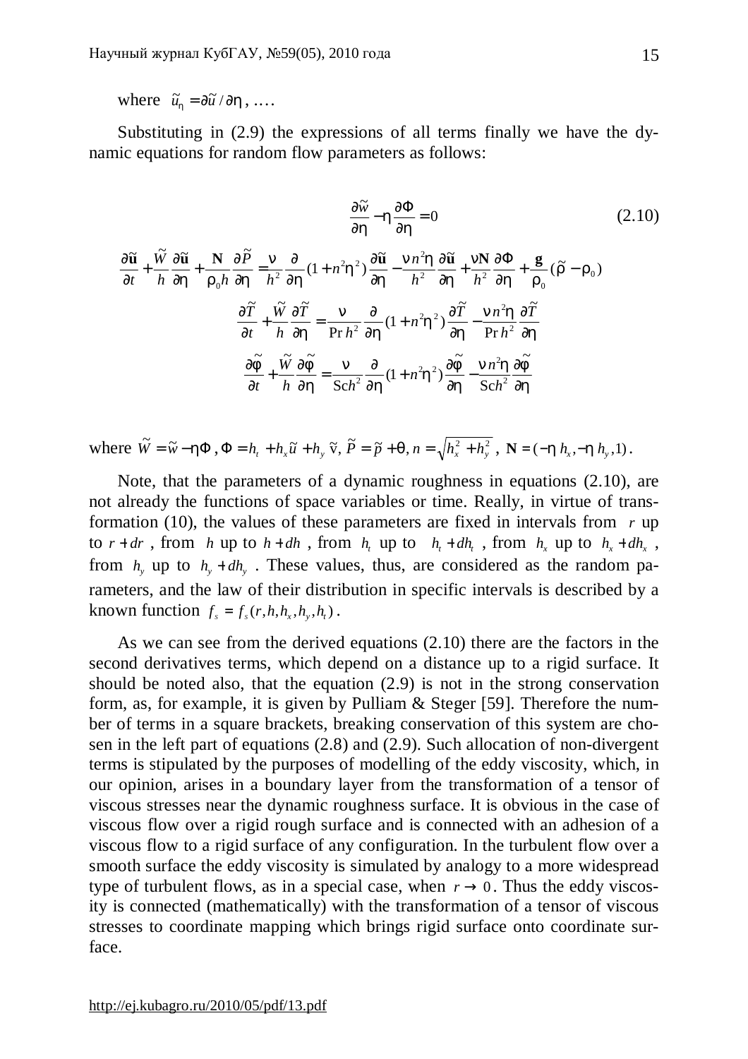where $\tilde{u}_\eta = \partial\tilde{u}/\partial\eta$, ….

Substituting in (2.9) the expressions of all terms finally we have the dynamic equations for random flow parameters as follows:

$$\frac{\partial\tilde{w}}{\partial\eta} - \eta\frac{\partial\Phi}{\partial\eta} = 0 \tag{2.10}$$

$$\frac{\partial\tilde{\mathbf{u}}}{\partial t} + \frac{\tilde{W}}{h}\frac{\partial\tilde{\mathbf{u}}}{\partial\eta} + \frac{\mathbf{N}}{\rho_0 h}\frac{\partial\tilde{P}}{\partial\eta} = \frac{\nu}{h^2}\frac{\partial}{\partial\eta}(1+n^2\eta^2)\frac{\partial\tilde{\mathbf{u}}}{\partial\eta} - \frac{\nu n^2\eta}{h^2}\frac{\partial\tilde{\mathbf{u}}}{\partial\eta} + \frac{\nu\mathbf{N}}{h^2}\frac{\partial\Phi}{\partial\eta} + \frac{\mathbf{g}}{\rho_0}(\tilde{\rho} - \rho_0)$$

$$\frac{\partial\tilde{T}}{\partial t} + \frac{\tilde{W}}{h}\frac{\partial\tilde{T}}{\partial\eta} = \frac{\nu}{\Pr h^2}\frac{\partial}{\partial\eta}(1+n^2\eta^2)\frac{\partial\tilde{T}}{\partial\eta} - \frac{\nu n^2\eta}{\Pr h^2}\frac{\partial\tilde{T}}{\partial\eta}$$

$$\frac{\partial\tilde{\varphi}}{\partial t} + \frac{\tilde{W}}{h}\frac{\partial\tilde{\varphi}}{\partial\eta} = \frac{\nu}{\mathrm{Sc}h^2}\frac{\partial}{\partial\eta}(1+n^2\eta^2)\frac{\partial\tilde{\varphi}}{\partial\eta} - \frac{\nu n^2\eta}{\mathrm{Sc}h^2}\frac{\partial\tilde{\varphi}}{\partial\eta}$$

where $\tilde{W} = \tilde{w} - \eta\Phi$, $\Phi = h_t + h_x\tilde{u} + h_y\tilde{v}$, $\tilde{P} = \tilde{p} + \theta$, $n = \sqrt{h_x^2 + h_y^2}$, $\mathbf{N} = (-\eta\, h_x, -\eta\, h_y, 1)$.

Note, that the parameters of a dynamic roughness in equations (2.10), are not already the functions of space variables or time. Really, in virtue of transformation (10), the values of these parameters are fixed in intervals from $r$ up to $r + dr$, from $h$ up to $h + dh$, from $h_t$ up to $h_t + dh_t$, from $h_x$ up to $h_x + dh_x$, from $h_y$ up to $h_y + dh_y$. These values, thus, are considered as the random parameters, and the law of their distribution in specific intervals is described by a known function $f_s = f_s(r, h, h_x, h_y, h_t)$.

As we can see from the derived equations (2.10) there are the factors in the second derivatives terms, which depend on a distance up to a rigid surface. It should be noted also, that the equation (2.9) is not in the strong conservation form, as, for example, it is given by Pulliam & Steger [59]. Therefore the number of terms in a square brackets, breaking conservation of this system are chosen in the left part of equations (2.8) and (2.9). Such allocation of non-divergent terms is stipulated by the purposes of modelling of the eddy viscosity, which, in our opinion, arises in a boundary layer from the transformation of a tensor of viscous stresses near the dynamic roughness surface. It is obvious in the case of viscous flow over a rigid rough surface and is connected with an adhesion of a viscous flow to a rigid surface of any configuration. In the turbulent flow over a smooth surface the eddy viscosity is simulated by analogy to a more widespread type of turbulent flows, as in a special case, when $r \to 0$. Thus the eddy viscosity is connected (mathematically) with the transformation of a tensor of viscous stresses to coordinate mapping which brings rigid surface onto coordinate surface.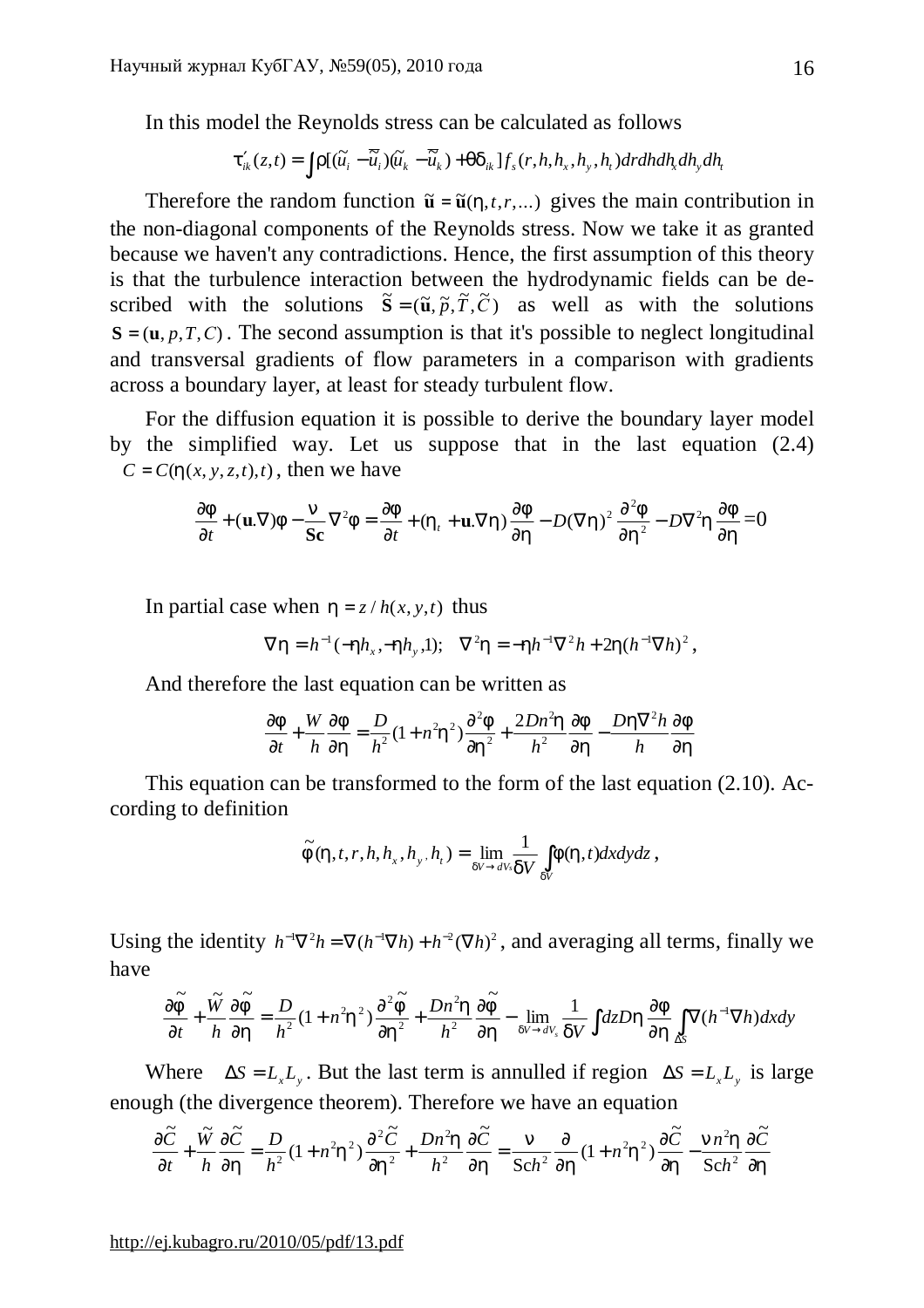In this model the Reynolds stress can be calculated as follows

$$\tau'_{ik}(z,t) = \int \rho[(\tilde{u}_i - \bar{\tilde{u}}_i)(\tilde{u}_k - \bar{\tilde{u}}_k) + \theta\delta_{ik}] f_s(r,h,h_x,h_y,h_t)\,dr\,dh\,dh_x\,dh_y\,dh_t$$

Therefore the random function $\tilde{\mathbf{u}} = \tilde{\mathbf{u}}(\eta, t, r, ...)$ gives the main contribution in the non-diagonal components of the Reynolds stress. Now we take it as granted because we haven't any contradictions. Hence, the first assumption of this theory is that the turbulence interaction between the hydrodynamic fields can be described with the solutions $\tilde{\mathbf{S}} = (\tilde{\mathbf{u}}, \tilde{p}, \tilde{T}, \tilde{C})$ as well as with the solutions $\mathbf{S} = (\mathbf{u}, p, T, C)$. The second assumption is that it's possible to neglect longitudinal and transversal gradients of flow parameters in a comparison with gradients across a boundary layer, at least for steady turbulent flow.

For the diffusion equation it is possible to derive the boundary layer model by the simplified way. Let us suppose that in the last equation (2.4) $C = C(\eta(x,y,z,t),t)$, then we have

$$\frac{\partial \varphi}{\partial t} + (\mathbf{u}.\nabla)\varphi - \frac{\nu}{\mathbf{Sc}}\nabla^2\varphi = \frac{\partial \varphi}{\partial t} + (\eta_t + \mathbf{u}.\nabla\eta)\frac{\partial \varphi}{\partial \eta} - D(\nabla\eta)^2\frac{\partial^2\varphi}{\partial \eta^2} - D\nabla^2\eta\frac{\partial \varphi}{\partial \eta} = 0$$

In partial case when $\eta = z / h(x,y,t)$ thus

$$\nabla\eta = h^{-1}(-\eta h_x, -\eta h_y, 1); \quad \nabla^2\eta = -\eta h^{-1}\nabla^2 h + 2\eta(h^{-1}\nabla h)^2,$$

And therefore the last equation can be written as

$$\frac{\partial \varphi}{\partial t} + \frac{W}{h}\frac{\partial \varphi}{\partial \eta} = \frac{D}{h^2}(1 + n^2\eta^2)\frac{\partial^2\varphi}{\partial \eta^2} + \frac{2Dn^2\eta}{h^2}\frac{\partial \varphi}{\partial \eta} - \frac{D\eta\nabla^2 h}{h}\frac{\partial \varphi}{\partial \eta}$$

This equation can be transformed to the form of the last equation (2.10). According to definition

$$\tilde{\varphi}(\eta, t, r, h, h_x, h_y, h_t) = \lim_{\delta V \to dV_S}\frac{1}{\delta V}\int_{\delta V}\varphi(\eta, t)\,dx\,dy\,dz,$$

Using the identity $h^{-1}\nabla^2 h = \nabla(h^{-1}\nabla h) + h^{-2}(\nabla h)^2$, and averaging all terms, finally we have

$$\frac{\partial \tilde{\varphi}}{\partial t} + \frac{\tilde{W}}{h}\frac{\partial \tilde{\varphi}}{\partial \eta} = \frac{D}{h^2}(1 + n^2\eta^2)\frac{\partial^2\tilde{\varphi}}{\partial \eta^2} + \frac{Dn^2\eta}{h^2}\frac{\partial \tilde{\varphi}}{\partial \eta} - \lim_{\delta V \to dV_S}\frac{1}{\delta V}\int dz D\eta\frac{\partial \varphi}{\partial \eta}\int_{\Delta S}\nabla(h^{-1}\nabla h)\,dx\,dy$$

Where $\Delta S = L_x L_y$. But the last term is annulled if region $\Delta S = L_x L_y$ is large enough (the divergence theorem). Therefore we have an equation

$$\frac{\partial \tilde{C}}{\partial t} + \frac{\tilde{W}}{h}\frac{\partial \tilde{C}}{\partial \eta} = \frac{D}{h^2}(1 + n^2\eta^2)\frac{\partial^2\tilde{C}}{\partial \eta^2} + \frac{Dn^2\eta}{h^2}\frac{\partial \tilde{C}}{\partial \eta} = \frac{\nu}{\mathrm{Sc}h^2}\frac{\partial}{\partial \eta}(1 + n^2\eta^2)\frac{\partial \tilde{C}}{\partial \eta} - \frac{\nu n^2\eta}{\mathrm{Sc}h^2}\frac{\partial \tilde{C}}{\partial \eta}$$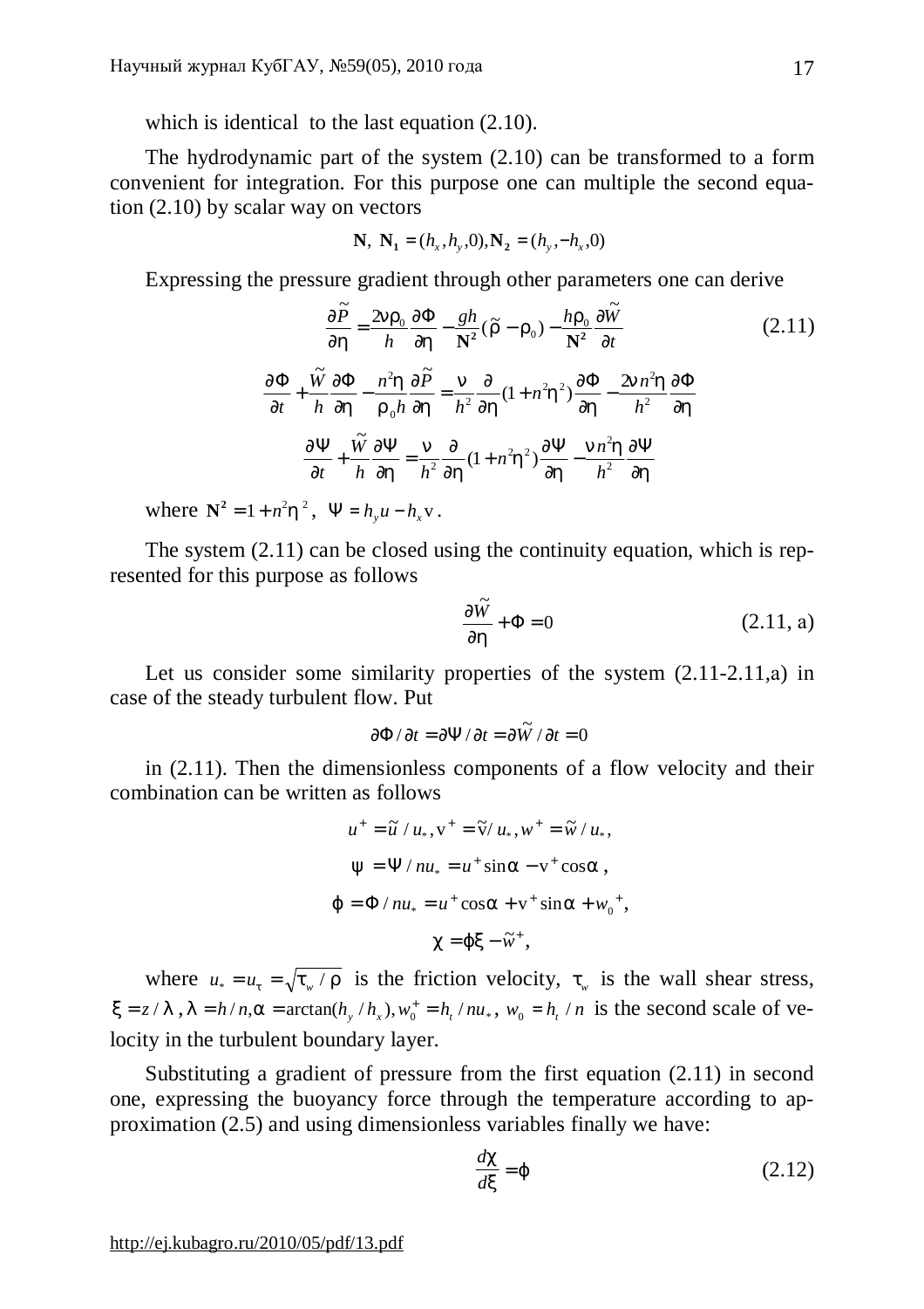which is identical to the last equation (2.10).

The hydrodynamic part of the system (2.10) can be transformed to a form convenient for integration. For this purpose one can multiple the second equation (2.10) by scalar way on vectors

$$\mathbf{N},\ \mathbf{N_1} = (h_x, h_y, 0), \mathbf{N_2} = (h_y, -h_x, 0)$$

Expressing the pressure gradient through other parameters one can derive

$$\frac{\partial \tilde{P}}{\partial \eta} = \frac{2\nu\rho_0}{h}\frac{\partial \Phi}{\partial \eta} - \frac{gh}{\mathbf{N^2}}(\tilde{\rho} - \rho_0) - \frac{h\rho_0}{\mathbf{N^2}}\frac{\partial \tilde{W}}{\partial t} \tag{2.11}$$

$$\frac{\partial \Phi}{\partial t} + \frac{\tilde{W}}{h}\frac{\partial \Phi}{\partial \eta} - \frac{n^2\eta}{\rho_0 h}\frac{\partial \tilde{P}}{\partial \eta} = \frac{\nu}{h^2}\frac{\partial}{\partial \eta}(1 + n^2\eta^2)\frac{\partial \Phi}{\partial \eta} - \frac{2\nu n^2\eta}{h^2}\frac{\partial \Phi}{\partial \eta}$$

$$\frac{\partial \Psi}{\partial t} + \frac{\tilde{W}}{h}\frac{\partial \Psi}{\partial \eta} = \frac{\nu}{h^2}\frac{\partial}{\partial \eta}(1 + n^2\eta^2)\frac{\partial \Psi}{\partial \eta} - \frac{\nu n^2\eta}{h^2}\frac{\partial \Psi}{\partial \eta}$$

where $\mathbf{N^2} = 1 + n^2\eta^2$, $\Psi = h_y u - h_x \mathrm{v}$.

The system (2.11) can be closed using the continuity equation, which is represented for this purpose as follows

$$\frac{\partial \tilde{W}}{\partial \eta} + \Phi = 0 \tag{2.11, a}$$

Let us consider some similarity properties of the system (2.11-2.11,a) in case of the steady turbulent flow. Put

$$\partial \Phi / \partial t = \partial \Psi / \partial t = \partial \tilde{W} / \partial t = 0$$

in (2.11). Then the dimensionless components of a flow velocity and their combination can be written as follows

$$u^+ = \tilde{u} / u_*, \mathrm{v}^+ = \tilde{\mathrm{v}} / u_*, w^+ = \tilde{w} / u_*,$$

$$\psi = \Psi / nu_* = u^+ \sin\alpha - \mathrm{v}^+ \cos\alpha,$$

$$\varphi = \Phi / nu_* = u^+ \cos\alpha + \mathrm{v}^+ \sin\alpha + w_0{}^+,$$

$$\chi = \varphi\xi - \tilde{w}^+,$$

where $u_* = u_\tau = \sqrt{\tau_w / \rho}$ is the friction velocity, $\tau_w$ is the wall shear stress, $\xi = z / \lambda$, $\lambda = h / n, \alpha = \arctan(h_y / h_x), w_0^+ = h_t / nu_*$, $w_0 = h_t / n$ is the second scale of velocity in the turbulent boundary layer.

Substituting a gradient of pressure from the first equation (2.11) in second one, expressing the buoyancy force through the temperature according to approximation (2.5) and using dimensionless variables finally we have:

$$\frac{d\chi}{d\xi} = \varphi \tag{2.12}$$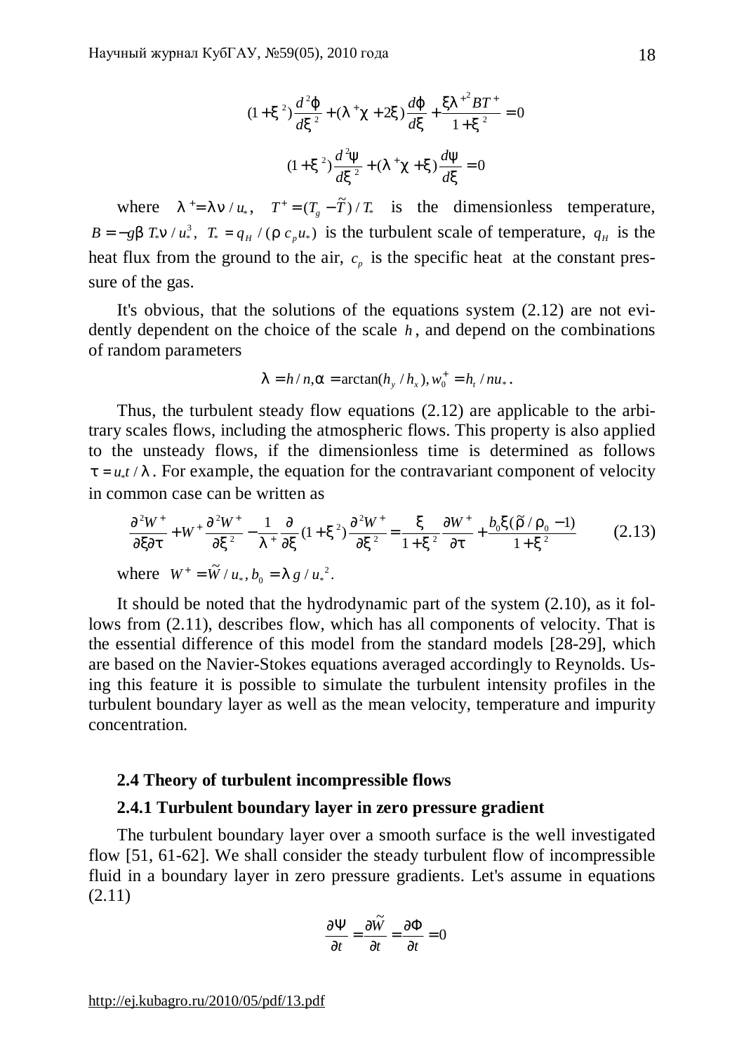$$(1+\xi^2)\frac{d^2\varphi}{d\xi^2}+(\lambda^+\chi+2\xi)\frac{d\varphi}{d\xi}+\frac{\xi\lambda^{+2}BT^+}{1+\xi^2}=0$$

$$(1+\xi^2)\frac{d^2\psi}{d\xi^2}+(\lambda^+\chi+\xi)\frac{d\psi}{d\xi}=0$$

where $\lambda^+=\lambda\nu/u_*$, $T^+=(T_g-\tilde{T})/T_*$ is the dimensionless temperature, $B=-g\beta T_*\nu/u_*^3$, $T_*=q_H/(\rho c_p u_*)$ is the turbulent scale of temperature, $q_H$ is the heat flux from the ground to the air, $c_p$ is the specific heat at the constant pressure of the gas.

It's obvious, that the solutions of the equations system (2.12) are not evidently dependent on the choice of the scale $h$, and depend on the combinations of random parameters

$$\lambda=h/n, \alpha=\arctan(h_y/h_x), w_0^+=h_t/nu_*.$$

Thus, the turbulent steady flow equations (2.12) are applicable to the arbitrary scales flows, including the atmospheric flows. This property is also applied to the unsteady flows, if the dimensionless time is determined as follows $\tau=u_*t/\lambda$. For example, the equation for the contravariant component of velocity in common case can be written as

$$\frac{\partial^2 W^+}{\partial\xi\partial\tau}+W^+\frac{\partial^2 W^+}{\partial\xi^2}-\frac{1}{\lambda^+}\frac{\partial}{\partial\xi}(1+\xi^2)\frac{\partial^2 W^+}{\partial\xi^2}=\frac{\xi}{1+\xi^2}\frac{\partial W^+}{\partial\tau}+\frac{b_0\xi(\tilde{\rho}/\rho_0-1)}{1+\xi^2} \qquad (2.13)$$

where $W^+=\tilde{W}/u_*, b_0=\lambda g/u_*^2$.

It should be noted that the hydrodynamic part of the system (2.10), as it follows from (2.11), describes flow, which has all components of velocity. That is the essential difference of this model from the standard models [28-29], which are based on the Navier-Stokes equations averaged accordingly to Reynolds. Using this feature it is possible to simulate the turbulent intensity profiles in the turbulent boundary layer as well as the mean velocity, temperature and impurity concentration.

### 2.4 Theory of turbulent incompressible flows

#### 2.4.1 Turbulent boundary layer in zero pressure gradient

The turbulent boundary layer over a smooth surface is the well investigated flow [51, 61-62]. We shall consider the steady turbulent flow of incompressible fluid in a boundary layer in zero pressure gradients. Let's assume in equations (2.11)

$$\frac{\partial\Psi}{\partial t}=\frac{\partial\tilde{W}}{\partial t}=\frac{\partial\Phi}{\partial t}=0$$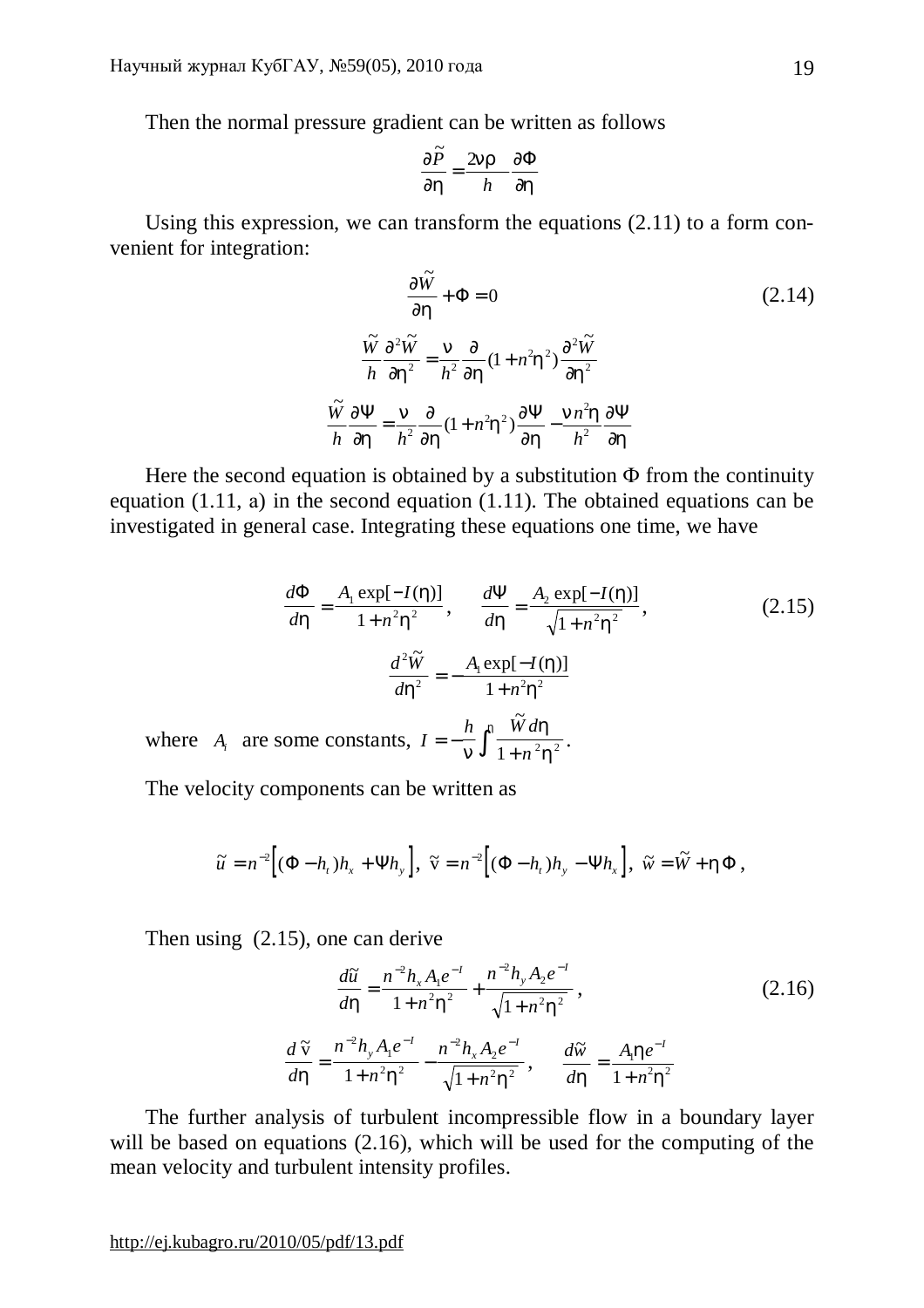Then the normal pressure gradient can be written as follows

$$\frac{\partial \tilde{P}}{\partial \eta} = \frac{2\nu\rho}{h}\frac{\partial \Phi}{\partial \eta}$$

Using this expression, we can transform the equations (2.11) to a form convenient for integration:

$$\frac{\partial \tilde{W}}{\partial \eta} + \Phi = 0 \tag{2.14}$$

$$\frac{\tilde{W}}{h}\frac{\partial^2 \tilde{W}}{\partial \eta^2} = \frac{\nu}{h^2}\frac{\partial}{\partial \eta}(1 + n^2\eta^2)\frac{\partial^2 \tilde{W}}{\partial \eta^2}$$

$$\frac{\tilde{W}}{h}\frac{\partial \Psi}{\partial \eta} = \frac{\nu}{h^2}\frac{\partial}{\partial \eta}(1 + n^2\eta^2)\frac{\partial \Psi}{\partial \eta} - \frac{\nu n^2 \eta}{h^2}\frac{\partial \Psi}{\partial \eta}$$

Here the second equation is obtained by a substitution $\Phi$ from the continuity equation (1.11, a) in the second equation (1.11). The obtained equations can be investigated in general case. Integrating these equations one time, we have

$$\frac{d\Phi}{d\eta} = \frac{A_1 \exp[-I(\eta)]}{1 + n^2\eta^2}, \qquad \frac{d\Psi}{d\eta} = \frac{A_2 \exp[-I(\eta)]}{\sqrt{1 + n^2\eta^2}}, \tag{2.15}$$

$$\frac{d^2 \tilde{W}}{d\eta^2} = -\frac{A_1 \exp[-I(\eta)]}{1 + n^2\eta^2}$$

where $A_i$ are some constants, $I = -\frac{h}{\nu}\int\limits^{\eta} \frac{\tilde{W} d\eta}{1 + n^2\eta^2}$.

The velocity components can be written as

$$\tilde{u} = n^{-2}\left[(\Phi - h_t)h_x + \Psi h_y\right], \; \tilde{\mathrm{v}} = n^{-2}\left[(\Phi - h_t)h_y - \Psi h_x\right], \; \tilde{w} = \tilde{W} + \eta\Phi\,,$$

Then using (2.15), one can derive

$$\frac{d\tilde{u}}{d\eta} = \frac{n^{-2}h_x A_1 e^{-I}}{1 + n^2\eta^2} + \frac{n^{-2}h_y A_2 e^{-I}}{\sqrt{1 + n^2\eta^2}}\,, \tag{2.16}$$

$$\frac{d\tilde{\mathrm{v}}}{d\eta} = \frac{n^{-2}h_y A_1 e^{-I}}{1 + n^2\eta^2} - \frac{n^{-2}h_x A_2 e^{-I}}{\sqrt{1 + n^2\eta^2}}\,, \qquad \frac{d\tilde{w}}{d\eta} = \frac{A_1 \eta e^{-I}}{1 + n^2\eta^2}$$

The further analysis of turbulent incompressible flow in a boundary layer will be based on equations (2.16), which will be used for the computing of the mean velocity and turbulent intensity profiles.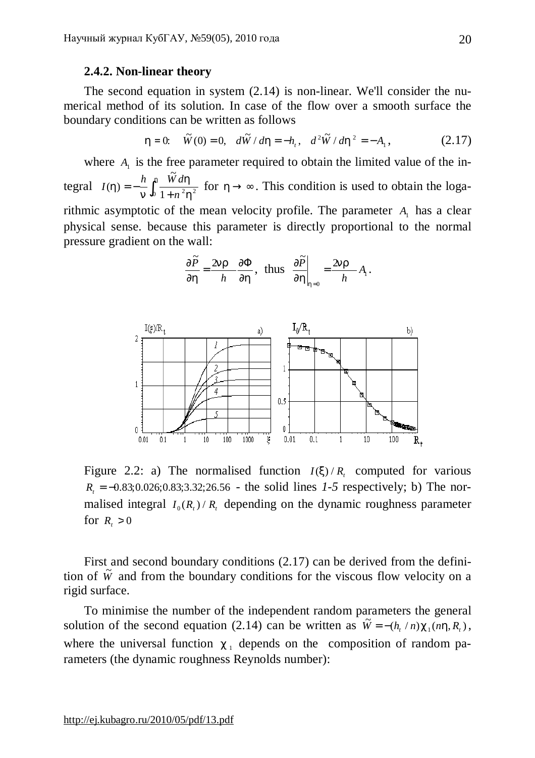### 2.4.2. Non-linear theory

The second equation in system (2.14) is non-linear. We'll consider the numerical method of its solution. In case of the flow over a smooth surface the boundary conditions can be written as follows

$$\eta = 0: \quad \tilde{W}(0) = 0, \quad d\tilde{W}/d\eta = -h_t, \quad d^2\tilde{W}/d\eta^2 = -A_1, \tag{2.17}$$

where $A_1$ is the free parameter required to obtain the limited value of the integral $I(\eta) = -\frac{h}{\nu}\int_0^\eta \frac{\tilde{W}\,d\eta}{1+n^2\eta^2}$ for $\eta \to \infty$. This condition is used to obtain the logarithmic asymptotic of the mean velocity profile. The parameter $A_1$ has a clear physical sense. because this parameter is directly proportional to the normal pressure gradient on the wall:

$$\frac{\partial \tilde{P}}{\partial \eta} = \frac{2\nu\rho}{h}\frac{\partial \Phi}{\partial \eta}, \text{ thus } \left.\frac{\partial \tilde{P}}{\partial \eta}\right|_{\eta=0} = \frac{2\nu\rho}{h}A_1.$$

Figure 2.2: a) The normalised function $I(\xi)/R_t$ computed for various $R_t = -0.83; 0.026; 0.83; 3.32; 26.56$ - the solid lines *1-5* respectively; b) The normalised integral $I_0(R_t)/R_t$ depending on the dynamic roughness parameter for $R_t > 0$

First and second boundary conditions (2.17) can be derived from the definition of $\tilde{W}$ and from the boundary conditions for the viscous flow velocity on a rigid surface.

To minimise the number of the independent random parameters the general solution of the second equation (2.14) can be written as $\tilde{W} = -(h_t/n)\chi_1(n\eta, R_t)$, where the universal function $\chi_1$ depends on the composition of random parameters (the dynamic roughness Reynolds number):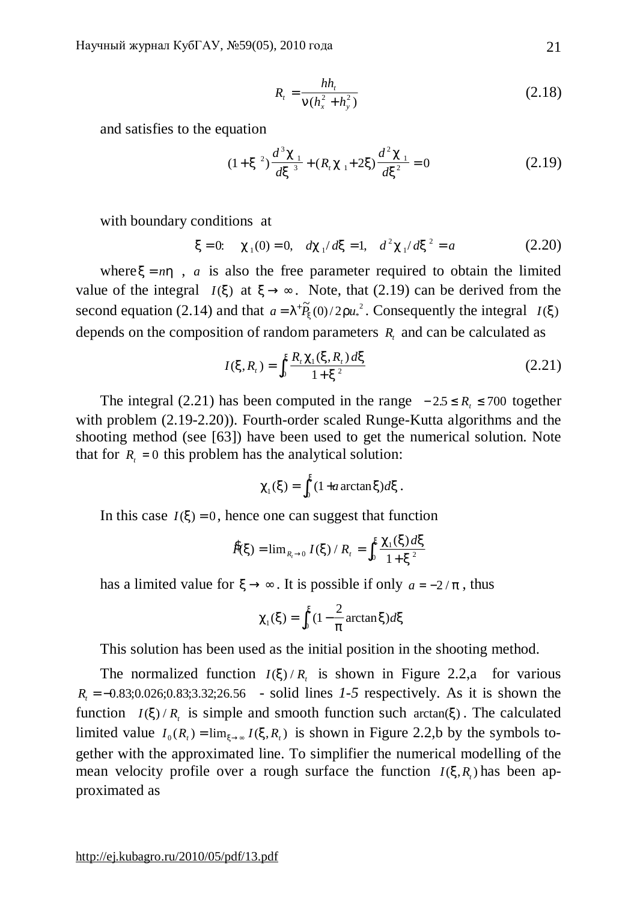$$R_t = \frac{hh_t}{\nu(h_x^2 + h_y^2)} \tag{2.18}$$

and satisfies to the equation

$$(1+\xi^2)\frac{d^3\chi_1}{d\xi^3} + (R_t\chi_1 + 2\xi)\frac{d^2\chi_1}{d\xi^2} = 0 \tag{2.19}$$

with boundary conditions at

$$\xi = 0: \quad \chi_1(0) = 0, \quad d\chi_1/d\xi = 1, \quad d^2\chi_1/d\xi^2 = a \tag{2.20}$$

where $\xi = n\eta$ , $a$ is also the free parameter required to obtain the limited value of the integral $I(\xi)$ at $\xi \to \infty$. Note, that (2.19) can be derived from the second equation (2.14) and that $a = \lambda^+ \tilde{P}_\xi(0)/2\rho u_*^2$. Consequently the integral $I(\xi)$ depends on the composition of random parameters $R_t$ and can be calculated as

$$I(\xi, R_t) = \int_0^\xi \frac{R_t\chi_1(\xi, R_t)\,d\xi}{1+\xi^2} \tag{2.21}$$

The integral (2.21) has been computed in the range $-2.5 \le R_t \le 700$ together with problem (2.19-2.20)). Fourth-order scaled Runge-Kutta algorithms and the shooting method (see [63]) have been used to get the numerical solution. Note that for $R_t = 0$ this problem has the analytical solution:

$$\chi_1(\xi) = \int_0^\xi (1 + a\arctan\xi)\,d\xi .$$

In this case $I(\xi) = 0$, hence one can suggest that function

$$\hat{I}(\xi) = \lim_{R_t \to 0} I(\xi)/R_t = \int_0^\xi \frac{\chi_1(\xi)\,d\xi}{1+\xi^2}$$

has a limited value for $\xi \to \infty$. It is possible if only $a = -2/\pi$ , thus

$$\chi_1(\xi) = \int_0^\xi \left(1 - \frac{2}{\pi}\arctan\xi\right)d\xi$$

This solution has been used as the initial position in the shooting method.

The normalized function $I(\xi)/R_t$ is shown in Figure 2.2,a for various $R_t = -0.83; 0.026; 0.83; 3.32; 26.56$ - solid lines *1-5* respectively. As it is shown the function $I(\xi)/R_t$ is simple and smooth function such $\arctan(\xi)$. The calculated limited value $I_0(R_t) = \lim_{\xi\to\infty} I(\xi, R_t)$ is shown in Figure 2.2,b by the symbols together with the approximated line. To simplifier the numerical modelling of the mean velocity profile over a rough surface the function $I(\xi, R_t)$ has been approximated as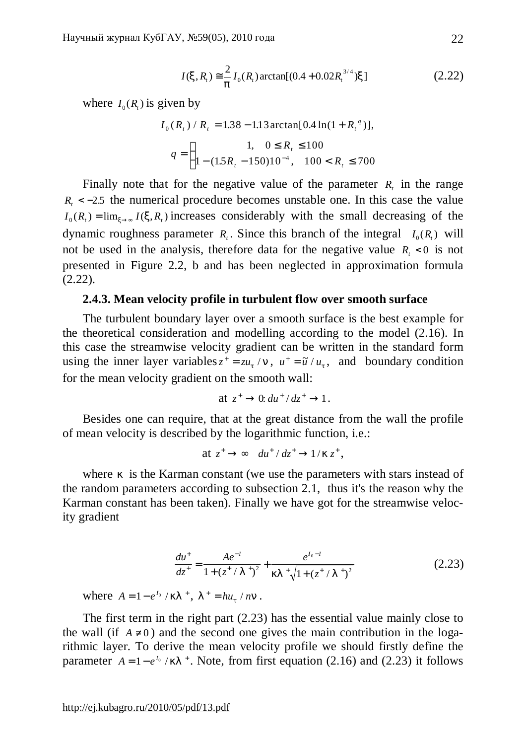$$I(\xi, R_t) \cong \frac{2}{\pi} I_0(R_t) \arctan[(0.4 + 0.02 R_t^{3/4})\xi] \tag{2.22}$$

where $I_0(R_t)$ is given by

$$I_0(R_t)/R_t = 1.38 - 1.13 \arctan[0.4 \ln(1 + R_t^{\,q})],$$

$$q = \begin{cases} 1, & 0 \le R_t \le 100 \\ 1 - (1.5 R_t - 150)10^{-4}, & 100 < R_t \le 700 \end{cases}$$

Finally note that for the negative value of the parameter $R_t$ in the range $R_t < -2.5$ the numerical procedure becomes unstable one. In this case the value $I_0(R_t) = \lim_{\xi \to \infty} I(\xi, R_t)$ increases considerably with the small decreasing of the dynamic roughness parameter $R_t$. Since this branch of the integral $I_0(R_t)$ will not be used in the analysis, therefore data for the negative value $R_t < 0$ is not presented in Figure 2.2, b and has been neglected in approximation formula (2.22).

### 2.4.3. Mean velocity profile in turbulent flow over smooth surface

The turbulent boundary layer over a smooth surface is the best example for the theoretical consideration and modelling according to the model (2.16). In this case the streamwise velocity gradient can be written in the standard form using the inner layer variables $z^+ = z u_\tau / \nu$, $u^+ = \tilde{u} / u_\tau$, and boundary condition for the mean velocity gradient on the smooth wall:

$$\text{at } z^+ \to 0: du^+/dz^+ \to 1.$$

Besides one can require, that at the great distance from the wall the profile of mean velocity is described by the logarithmic function, i.e.:

$$\text{at } z^+ \to \infty \quad du^+/dz^+ \to 1/\kappa z^+,$$

where $\kappa$ is the Karman constant (we use the parameters with stars instead of the random parameters according to subsection 2.1, thus it's the reason why the Karman constant has been taken). Finally we have got for the streamwise velocity gradient

$$\frac{du^+}{dz^+} = \frac{A e^{-I}}{1 + (z^+/\lambda^+)^2} + \frac{e^{I_0 - I}}{\kappa \lambda^+ \sqrt{1 + (z^+/\lambda^+)^2}} \tag{2.23}$$

where $A = 1 - e^{I_0}/\kappa\lambda^+$, $\lambda^+ = h u_\tau / n\nu$.

The first term in the right part (2.23) has the essential value mainly close to the wall (if $A \ne 0$) and the second one gives the main contribution in the logarithmic layer. To derive the mean velocity profile we should firstly define the parameter $A = 1 - e^{I_0}/\kappa\lambda^+$. Note, from first equation (2.16) and (2.23) it follows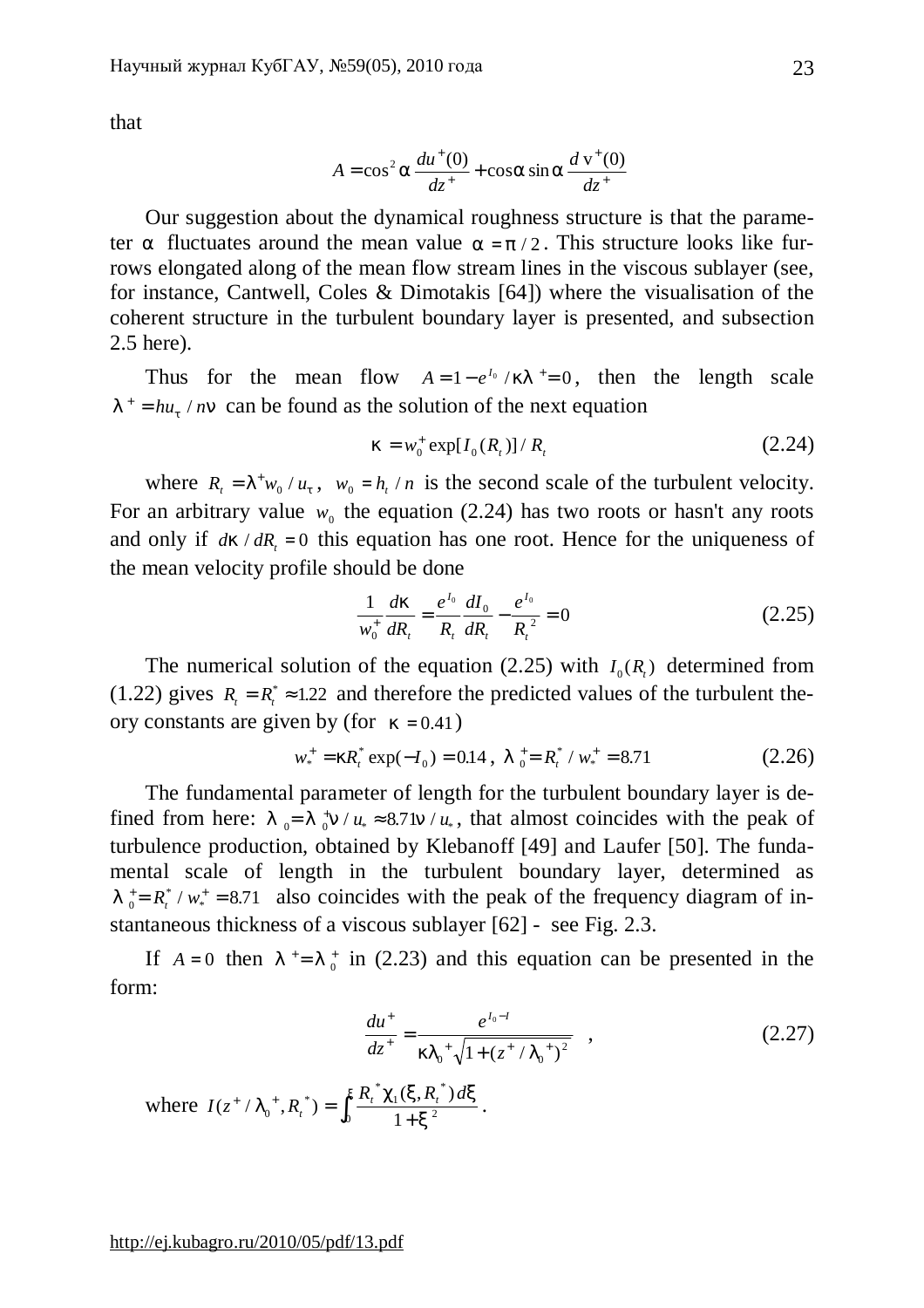that

$$A = \cos^2\alpha \frac{du^+(0)}{dz^+} + \cos\alpha \sin\alpha \frac{d\,\mathrm{v}^+(0)}{dz^+}$$

Our suggestion about the dynamical roughness structure is that the parameter $\alpha$ fluctuates around the mean value $\alpha = \pi/2$. This structure looks like furrows elongated along of the mean flow stream lines in the viscous sublayer (see, for instance, Cantwell, Coles & Dimotakis [64]) where the visualisation of the coherent structure in the turbulent boundary layer is presented, and subsection 2.5 here).

Thus for the mean flow $A = 1 - e^{I_0}/\kappa\lambda^+ = 0$, then the length scale $\lambda^+ = hu_\tau / n\nu$ can be found as the solution of the next equation

$$\kappa = w_0^+ \exp[I_0(R_t)]/R_t \tag{2.24}$$

where $R_t = \lambda^+ w_0 / u_\tau$, $w_0 = h_t / n$ is the second scale of the turbulent velocity. For an arbitrary value $w_0$ the equation (2.24) has two roots or hasn't any roots and only if $d\kappa / dR_t = 0$ this equation has one root. Hence for the uniqueness of the mean velocity profile should be done

$$\frac{1}{w_0^+}\frac{d\kappa}{dR_t} = \frac{e^{I_0}}{R_t}\frac{dI_0}{dR_t} - \frac{e^{I_0}}{R_t^{\,2}} = 0 \tag{2.25}$$

The numerical solution of the equation (2.25) with $I_0(R_t)$ determined from (1.22) gives $R_t = R_t^* \approx 1.22$ and therefore the predicted values of the turbulent theory constants are given by (for $\kappa = 0.41$)

$$w_*^+ = \kappa R_t^* \exp(-I_0) = 0.14\,,\ \lambda_0^+ = R_t^* / w_*^+ = 8.71 \tag{2.26}$$

The fundamental parameter of length for the turbulent boundary layer is defined from here: $\lambda_0 = \lambda_0^+ \nu / u_* \approx 8.71\nu / u_*$, that almost coincides with the peak of turbulence production, obtained by Klebanoff [49] and Laufer [50]. The fundamental scale of length in the turbulent boundary layer, determined as $\lambda_0^+ = R_t^* / w_*^+ = 8.71$ also coincides with the peak of the frequency diagram of instantaneous thickness of a viscous sublayer [62] - see Fig. 2.3.

If $A = 0$ then $\lambda^+ = \lambda_0^+$ in (2.23) and this equation can be presented in the form:

$$\frac{du^+}{dz^+} = \frac{e^{I_0 - I}}{\kappa\lambda_0^+\sqrt{1 + (z^+/\lambda_0^+)^2}}\quad, \tag{2.27}$$

where $I(z^+/\lambda_0^+, R_t^*) = \int_0^{\xi} \frac{R_t^* \chi_1(\xi, R_t^*)\, d\xi}{1+\xi^2}$.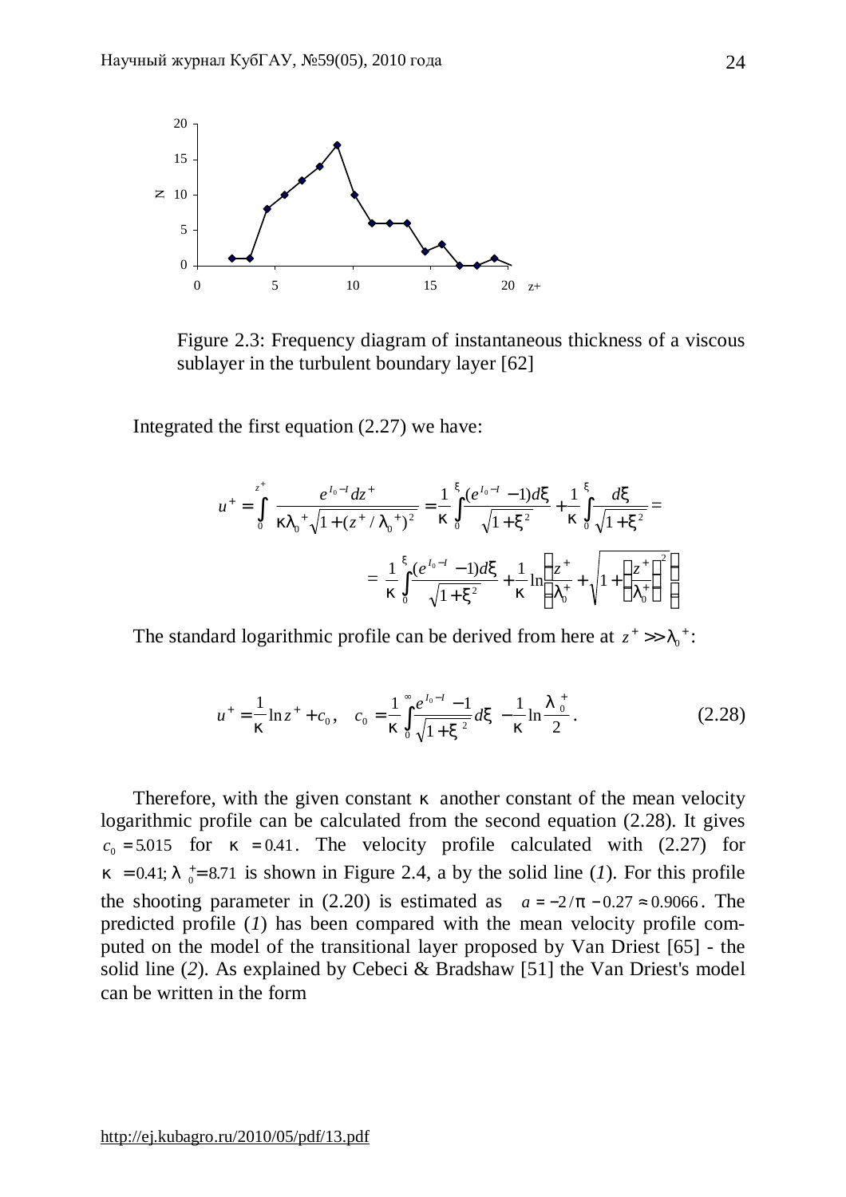Figure 2.3: Frequency diagram of instantaneous thickness of a viscous sublayer in the turbulent boundary layer [62]

Integrated the first equation (2.27) we have:

$$u^+ = \int_0^{z^+} \frac{e^{I_0 - I} dz^+}{\kappa \lambda_0^+ \sqrt{1 + (z^+ / \lambda_0^+)^2}} = \frac{1}{\kappa} \int_0^{\xi} \frac{(e^{I_0 - I} - 1) d\xi}{\sqrt{1+\xi^2}} + \frac{1}{\kappa} \int_0^{\xi} \frac{d\xi}{\sqrt{1+\xi^2}} =$$

$$= \frac{1}{\kappa} \int_0^{\xi} \frac{(e^{I_0 - I} - 1) d\xi}{\sqrt{1+\xi^2}} + \frac{1}{\kappa} \ln \left( \frac{z^+}{\lambda_0^+} + \sqrt{1 + \left( \frac{z^+}{\lambda_0^+} \right)^2} \right)$$

The standard logarithmic profile can be derived from here at $z^+ >> \lambda_0^+$:

$$u^+ = \frac{1}{\kappa} \ln z^+ + c_0, \quad c_0 = \frac{1}{\kappa} \int_0^{\infty} \frac{e^{I_0 - I} - 1}{\sqrt{1+\xi^2}} d\xi - \frac{1}{\kappa} \ln \frac{\lambda_0^+}{2}. \tag{2.28}$$

Therefore, with the given constant $\kappa$ another constant of the mean velocity logarithmic profile can be calculated from the second equation (2.28). It gives $c_0 = 5.015$ for $\kappa = 0.41$. The velocity profile calculated with (2.27) for $\kappa = 0.41;\ \lambda_0^+ = 8.71$ is shown in Figure 2.4, a by the solid line (*1*). For this profile the shooting parameter in (2.20) is estimated as $a = -2/\pi - 0.27 \approx 0.9066$. The predicted profile (*1*) has been compared with the mean velocity profile computed on the model of the transitional layer proposed by Van Driest [65] - the solid line (*2*). As explained by Cebeci & Bradshaw [51] the Van Driest's model can be written in the form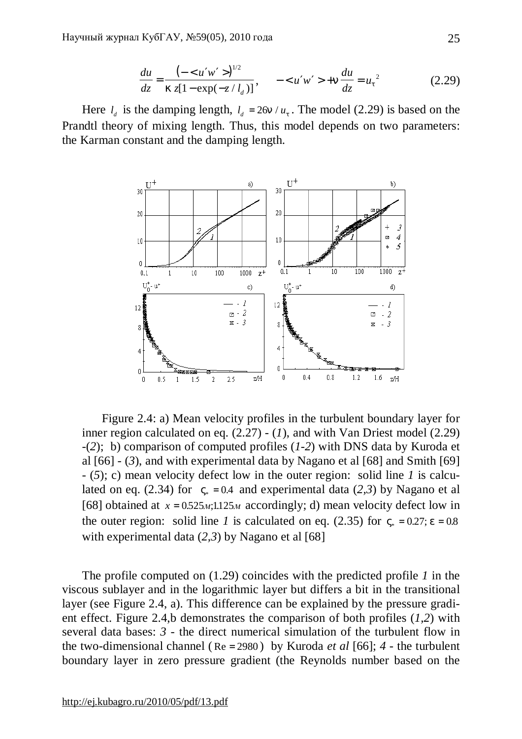$$\frac{du}{dz}=\frac{\left(-<u'w'>\right)^{1/2}}{\kappa\, z[1-\exp(-z/l_d)]},\qquad -<u'w'>+\nu\frac{du}{dz}=u_\tau^{\;2} \tag{2.29}$$

Here $l_d$ is the damping length, $l_d = 26\nu / u_\tau$. The model (2.29) is based on the Prandtl theory of mixing length. Thus, this model depends on two parameters: the Karman constant and the damping length.

Figure 2.4: a) Mean velocity profiles in the turbulent boundary layer for inner region calculated on eq. (2.27) - (*1*), and with Van Driest model (2.29) -(*2*); b) comparison of computed profiles (*1-2*) with DNS data by Kuroda et al [66] - (*3*), and with experimental data by Nagano et al [68] and Smith [69] - (*5*); c) mean velocity defect low in the outer region: solid line *1* is calculated on eq. (2.34) for $\varsigma_* = 0.4$ and experimental data (*2,3*) by Nagano et al [68] obtained at $x = 0.525м;1.125м$ accordingly; d) mean velocity defect low in the outer region: solid line *1* is calculated on eq. (2.35) for $\varsigma_* = 0.27;\ \varepsilon = 0.8$ with experimental data (*2,3*) by Nagano et al [68]

The profile computed on (1.29) coincides with the predicted profile *1* in the viscous sublayer and in the logarithmic layer but differs a bit in the transitional layer (see Figure 2.4, a). This difference can be explained by the pressure gradient effect. Figure 2.4,b demonstrates the comparison of both profiles (*1,2*) with several data bases: *3* - the direct numerical simulation of the turbulent flow in the two-dimensional channel ($\mathrm{Re} = 2980$) by Kuroda *et al* [66]; *4* - the turbulent boundary layer in zero pressure gradient (the Reynolds number based on the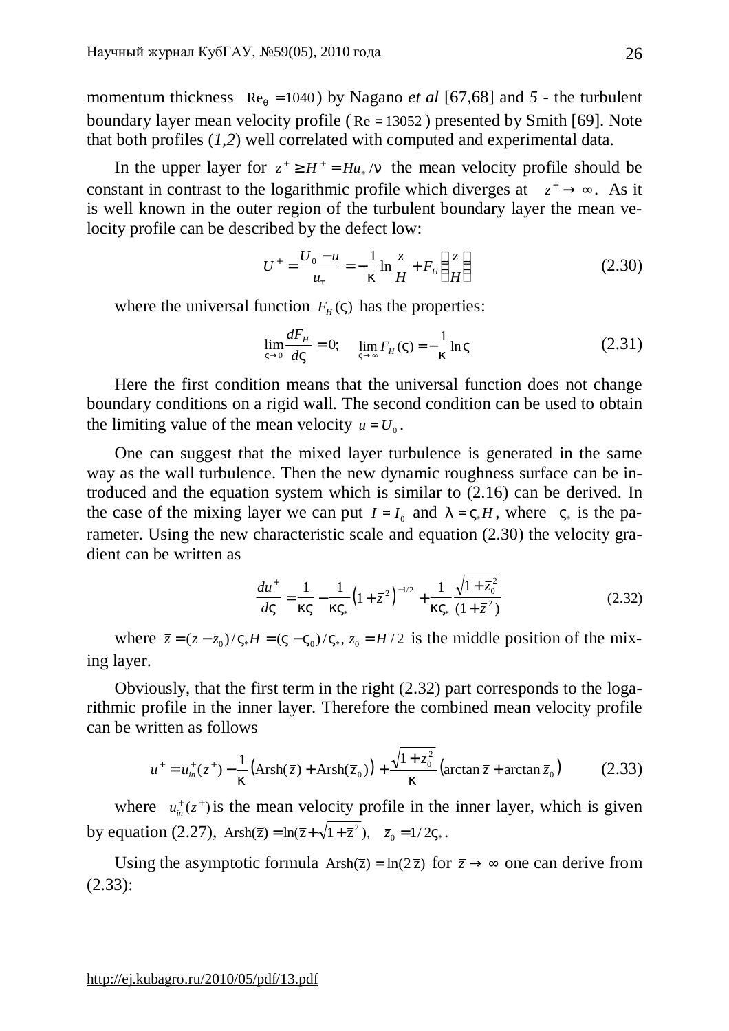momentum thickness $Re_\theta = 1040$) by Nagano *et al* [67,68] and *5* - the turbulent boundary layer mean velocity profile ($Re = 13052$) presented by Smith [69]. Note that both profiles (*1,2*) well correlated with computed and experimental data.

In the upper layer for $z^+ \geq H^+ = Hu_*/\nu$ the mean velocity profile should be constant in contrast to the logarithmic profile which diverges at $z^+ \to \infty$. As it is well known in the outer region of the turbulent boundary layer the mean velocity profile can be described by the defect low:

$$U^+ = \frac{U_0 - u}{u_\tau} = -\frac{1}{\kappa}\ln\frac{z}{H} + F_H\left(\frac{z}{H}\right) \tag{2.30}$$

where the universal function $F_H(\varsigma)$ has the properties:

$$\lim_{\varsigma \to 0}\frac{dF_H}{d\varsigma} = 0; \quad \lim_{\varsigma \to \infty} F_H(\varsigma) = -\frac{1}{\kappa}\ln\varsigma \tag{2.31}$$

Here the first condition means that the universal function does not change boundary conditions on a rigid wall. The second condition can be used to obtain the limiting value of the mean velocity $u = U_0$.

One can suggest that the mixed layer turbulence is generated in the same way as the wall turbulence. Then the new dynamic roughness surface can be introduced and the equation system which is similar to (2.16) can be derived. In the case of the mixing layer we can put $I = I_0$ and $\lambda = \varsigma_* H$, where $\varsigma_*$ is the parameter. Using the new characteristic scale and equation (2.30) the velocity gradient can be written as

$$\frac{du^+}{d\varsigma} = \frac{1}{\kappa\varsigma} - \frac{1}{\kappa\varsigma_*}\left(1+\bar{z}^2\right)^{-1/2} + \frac{1}{\kappa\varsigma_*}\frac{\sqrt{1+\bar{z}_0^2}}{(1+\bar{z}^2)} \tag{2.32}$$

where $\bar{z} = (z - z_0)/\varsigma_* H = (\varsigma - \varsigma_0)/\varsigma_*$, $z_0 = H/2$ is the middle position of the mixing layer.

Obviously, that the first term in the right (2.32) part corresponds to the logarithmic profile in the inner layer. Therefore the combined mean velocity profile can be written as follows

$$u^+ = u_{in}^+(z^+) - \frac{1}{\kappa}\left(\mathrm{Arsh}(\bar{z}) + \mathrm{Arsh}(\bar{z}_0)\right) + \frac{\sqrt{1+\bar{z}_0^2}}{\kappa}\left(\arctan\bar{z} + \arctan\bar{z}_0\right) \tag{2.33}$$

where $u_{in}^+(z^+)$ is the mean velocity profile in the inner layer, which is given by equation (2.27), $\mathrm{Arsh}(\bar{z}) = \ln(\bar{z} + \sqrt{1+\bar{z}^2})$, $\bar{z}_0 = 1/2\varsigma_*$.

Using the asymptotic formula $\mathrm{Arsh}(\bar{z}) = \ln(2\bar{z})$ for $\bar{z} \to \infty$ one can derive from (2.33):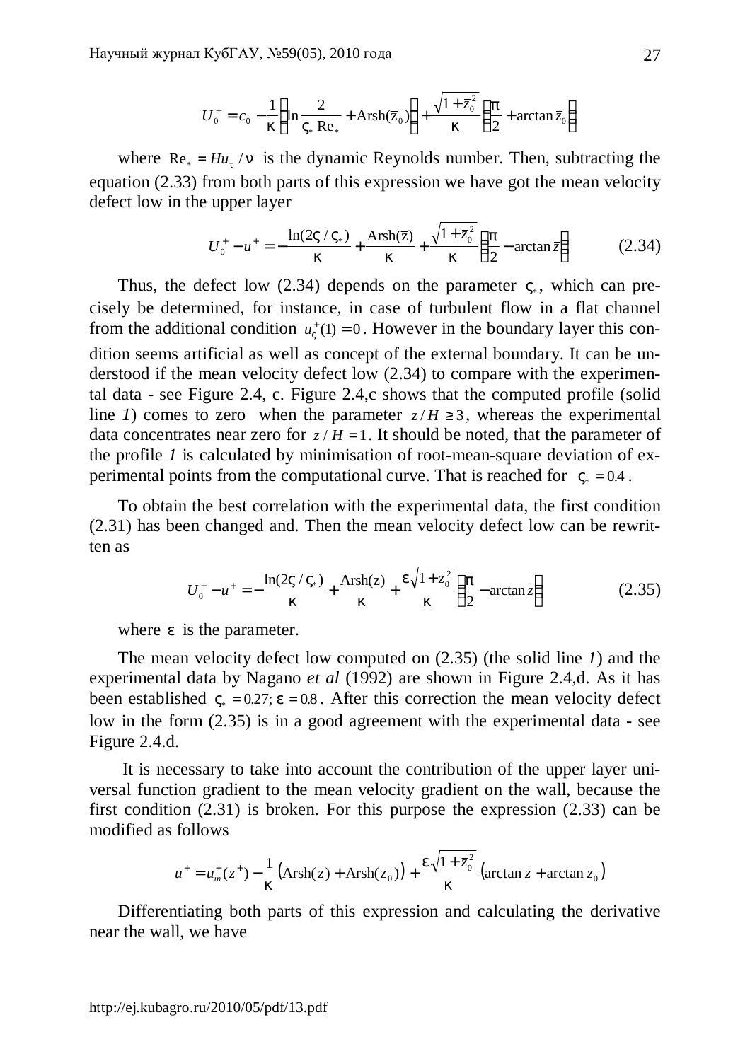$$U_0^+ = c_0 - \frac{1}{\kappa}\left(\ln\frac{2}{\varsigma_* \,\mathrm{Re}_*} + \mathrm{Arsh}(\bar{z}_0)\right) + \frac{\sqrt{1+\bar{z}_0^2}}{\kappa}\left(\frac{\pi}{2} + \arctan \bar{z}_0\right)$$

where $\mathrm{Re}_* = Hu_\tau / \nu$ is the dynamic Reynolds number. Then, subtracting the equation (2.33) from both parts of this expression we have got the mean velocity defect low in the upper layer

$$U_0^+ - u^+ = -\frac{\ln(2\varsigma/\varsigma_*)}{\kappa} + \frac{\mathrm{Arsh}(\bar{z})}{\kappa} + \frac{\sqrt{1+\bar{z}_0^2}}{\kappa}\left(\frac{\pi}{2} - \arctan \bar{z}\right) \tag{2.34}$$

Thus, the defect low (2.34) depends on the parameter $\varsigma_*$, which can precisely be determined, for instance, in case of turbulent flow in a flat channel from the additional condition $u_\varsigma^+(1) = 0$. However in the boundary layer this condition seems artificial as well as concept of the external boundary. It can be understood if the mean velocity defect low (2.34) to compare with the experimental data - see Figure 2.4, c. Figure 2.4,c shows that the computed profile (solid line *1*) comes to zero when the parameter $z/H \geq 3$, whereas the experimental data concentrates near zero for $z/H = 1$. It should be noted, that the parameter of the profile *1* is calculated by minimisation of root-mean-square deviation of experimental points from the computational curve. That is reached for $\varsigma_* = 0.4$.

To obtain the best correlation with the experimental data, the first condition (2.31) has been changed and. Then the mean velocity defect low can be rewritten as

$$U_0^+ - u^+ = -\frac{\ln(2\varsigma/\varsigma_*)}{\kappa} + \frac{\mathrm{Arsh}(\bar{z})}{\kappa} + \frac{\varepsilon\sqrt{1+\bar{z}_0^2}}{\kappa}\left(\frac{\pi}{2} - \arctan \bar{z}\right) \tag{2.35}$$

where $\varepsilon$ is the parameter.

The mean velocity defect low computed on (2.35) (the solid line *1*) and the experimental data by Nagano *et al* (1992) are shown in Figure 2.4,d. As it has been established $\varsigma_* = 0.27;\ \varepsilon = 0.8$. After this correction the mean velocity defect low in the form (2.35) is in a good agreement with the experimental data - see Figure 2.4.d.

It is necessary to take into account the contribution of the upper layer universal function gradient to the mean velocity gradient on the wall, because the first condition (2.31) is broken. For this purpose the expression (2.33) can be modified as follows

$$u^+ = u_{in}^+(z^+) - \frac{1}{\kappa}\left(\mathrm{Arsh}(\bar{z}) + \mathrm{Arsh}(\bar{z}_0)\right) + \frac{\varepsilon\sqrt{1+\bar{z}_0^2}}{\kappa}\left(\arctan \bar{z} + \arctan \bar{z}_0\right)$$

Differentiating both parts of this expression and calculating the derivative near the wall, we have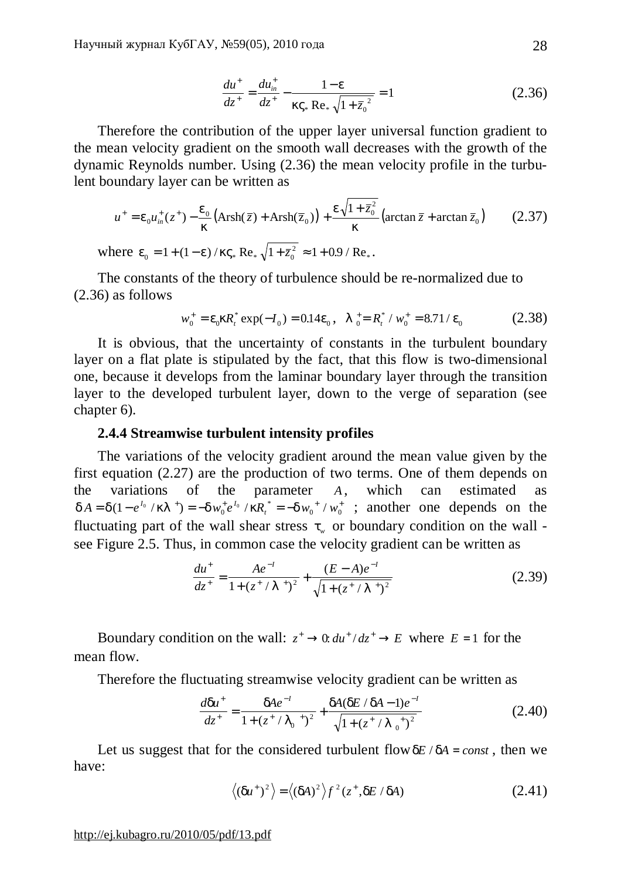$$\frac{du^+}{dz^+} = \frac{du_{in}^+}{dz^+} - \frac{1-\varepsilon}{\kappa\varsigma_* \,\mathrm{Re}_* \sqrt{1+\bar{z}_0^{\,2}}} = 1 \tag{2.36}$$

Therefore the contribution of the upper layer universal function gradient to the mean velocity gradient on the smooth wall decreases with the growth of the dynamic Reynolds number. Using (2.36) the mean velocity profile in the turbulent boundary layer can be written as

$$u^+ = \varepsilon_0 u_{in}^+(z^+) - \frac{\varepsilon_0}{\kappa}\left(\mathrm{Arsh}(\bar{z}) + \mathrm{Arsh}(\bar{z}_0)\right) + \frac{\varepsilon\sqrt{1+\bar{z}_0^2}}{\kappa}\left(\arctan\bar{z} + \arctan\bar{z}_0\right) \tag{2.37}$$

where $\varepsilon_0 = 1 + (1-\varepsilon)/\kappa\varsigma_* \,\mathrm{Re}_* \sqrt{1+\bar{z}_0^2} \approx 1 + 0.9/\mathrm{Re}_*$.

The constants of the theory of turbulence should be re-normalized due to (2.36) as follows

$$w_0^+ = \varepsilon_0 \kappa R_t^* \exp(-I_0) = 0.14\varepsilon_0\,, \quad \lambda_0^+ = R_t^*/w_0^+ = 8.71/\varepsilon_0 \tag{2.38}$$

It is obvious, that the uncertainty of constants in the turbulent boundary layer on a flat plate is stipulated by the fact, that this flow is two-dimensional one, because it develops from the laminar boundary layer through the transition layer to the developed turbulent layer, down to the verge of separation (see chapter 6).

### 2.4.4 Streamwise turbulent intensity profiles

The variations of the velocity gradient around the mean value given by the first equation (2.27) are the production of two terms. One of them depends on the variations of the parameter $A$, which can estimated as $\delta A = \delta(1 - e^{I_0}/\kappa\lambda^+) = -\delta w_0^+ e^{I_0}/\kappa R_t^* = -\delta w_0^+/w_0^+$ ; another one depends on the fluctuating part of the wall shear stress $\tau_w$ or boundary condition on the wall - see Figure 2.5. Thus, in common case the velocity gradient can be written as

$$\frac{du^+}{dz^+} = \frac{Ae^{-I}}{1+(z^+/\lambda^+)^2} + \frac{(E-A)e^{-I}}{\sqrt{1+(z^+/\lambda^+)^2}} \tag{2.39}$$

Boundary condition on the wall: $z^+ \to 0{:}\, du^+/dz^+ \to E$ where $E = 1$ for the mean flow.

Therefore the fluctuating streamwise velocity gradient can be written as

$$\frac{d\delta u^+}{dz^+} = \frac{\delta A e^{-I}}{1+(z^+/\lambda_0^+)^2} + \frac{\delta A(\delta E/\delta A - 1)e^{-I}}{\sqrt{1+(z^+/\lambda_0^+)^2}} \tag{2.40}$$

Let us suggest that for the considered turbulent flow $\delta E/\delta A = const$, then we have:

$$\left\langle (\delta u^+)^2 \right\rangle = \left\langle (\delta A)^2 \right\rangle f^2(z^+, \delta E/\delta A) \tag{2.41}$$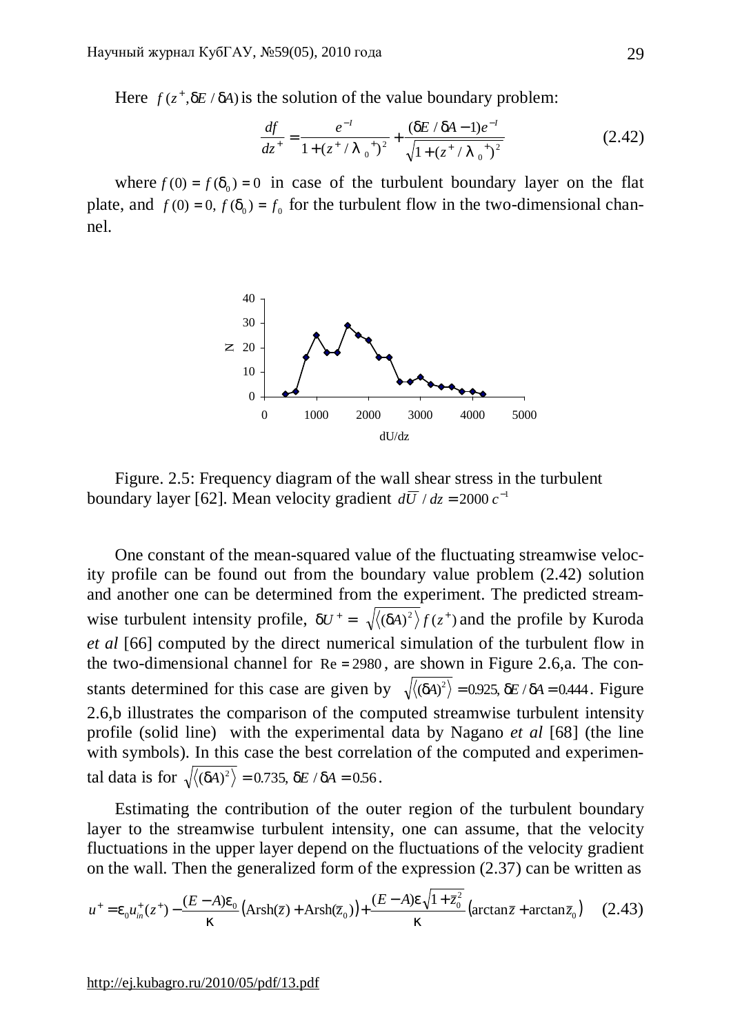Here $f(z^+, \delta E/\delta A)$ is the solution of the value boundary problem:

$$\frac{df}{dz^+} = \frac{e^{-I}}{1 + (z^+/\lambda_0^+)^2} + \frac{(\delta E/\delta A - 1)e^{-I}}{\sqrt{1 + (z^+/\lambda_0^+)^2}} \qquad (2.42)$$

where $f(0) = f(\delta_0) = 0$ in case of the turbulent boundary layer on the flat plate, and $f(0) = 0,\ f(\delta_0) = f_0$ for the turbulent flow in the two-dimensional channel.

Figure. 2.5: Frequency diagram of the wall shear stress in the turbulent boundary layer [62]. Mean velocity gradient $d\overline{U}/dz = 2000\ c^{-1}$

One constant of the mean-squared value of the fluctuating streamwise velocity profile can be found out from the boundary value problem (2.42) solution and another one can be determined from the experiment. The predicted streamwise turbulent intensity profile, $\delta U^+ = \sqrt{\langle(\delta A)^2\rangle}\, f(z^+)$ and the profile by Kuroda *et al* [66] computed by the direct numerical simulation of the turbulent flow in the two-dimensional channel for $\mathrm{Re} = 2980$, are shown in Figure 2.6,a. The constants determined for this case are given by $\sqrt{\langle(\delta A)^2\rangle} = 0.925,\ \delta E/\delta A = 0.444$. Figure 2.6,b illustrates the comparison of the computed streamwise turbulent intensity profile (solid line) with the experimental data by Nagano *et al* [68] (the line with symbols). In this case the best correlation of the computed and experimental data is for $\sqrt{\langle(\delta A)^2\rangle} = 0.735,\ \delta E/\delta A = 0.56$.

Estimating the contribution of the outer region of the turbulent boundary layer to the streamwise turbulent intensity, one can assume, that the velocity fluctuations in the upper layer depend on the fluctuations of the velocity gradient on the wall. Then the generalized form of the expression (2.37) can be written as

$$u^+ = \varepsilon_0 u_{in}^+(z^+) - \frac{(E - A)\varepsilon_0}{\kappa}\left(\mathrm{Arsh}(\bar{z}) + \mathrm{Arsh}(\bar{z}_0)\right) + \frac{(E - A)\varepsilon\sqrt{1 + \bar{z}_0^2}}{\kappa}\left(\arctan\bar{z} + \arctan\bar{z}_0\right) \qquad (2.43)$$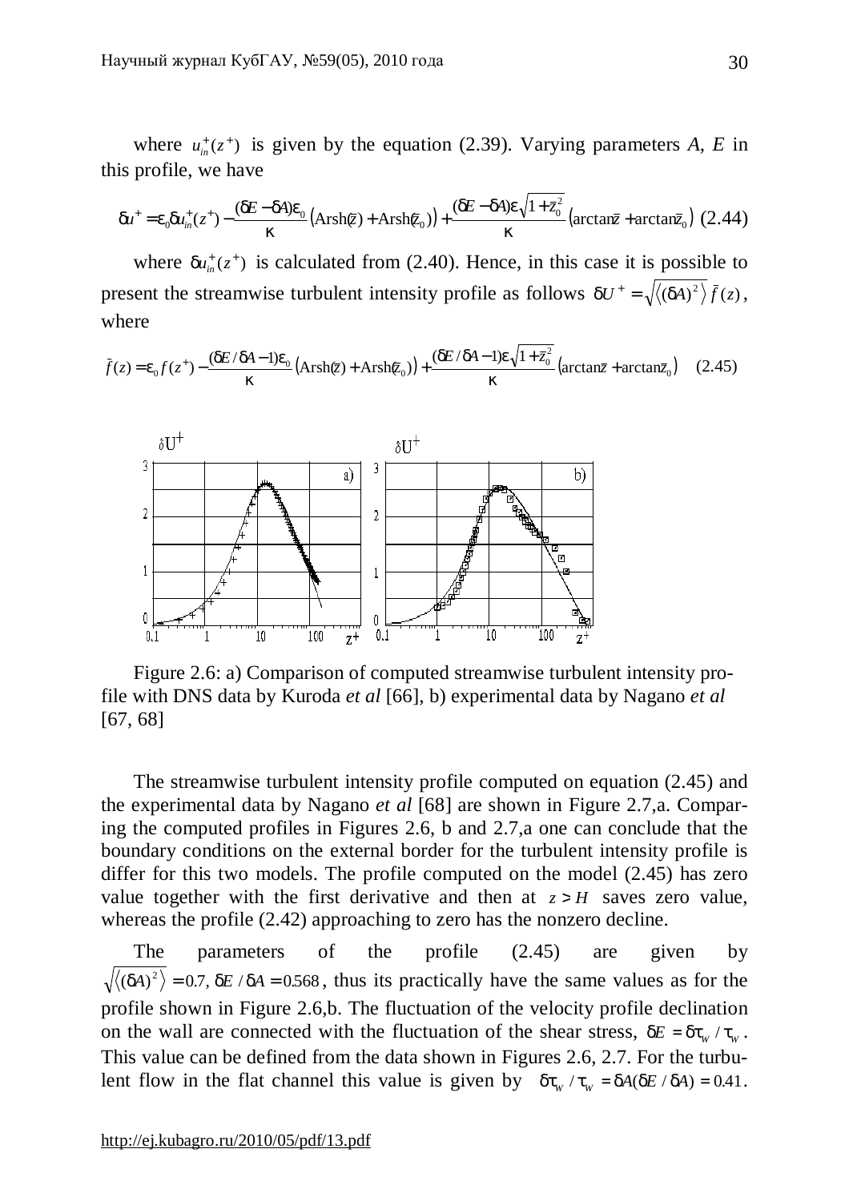where $u_{in}^{+}(z^{+})$ is given by the equation (2.39). Varying parameters $A$, $E$ in this profile, we have

$$\delta u^{+} = \varepsilon_0 \delta u_{in}^{+}(z^{+}) - \frac{(\delta E - \delta A)\varepsilon_0}{\kappa}\left(\mathrm{Arsh}(\bar{z}) + \mathrm{Arsh}(\bar{z}_0)\right) + \frac{(\delta E - \delta A)\varepsilon\sqrt{1+\bar{z}_0^2}}{\kappa}\left(\arctan \bar{z} + \arctan \bar{z}_0\right) \quad (2.44)$$

where $\delta u_{in}^{+}(z^{+})$ is calculated from (2.40). Hence, in this case it is possible to present the streamwise turbulent intensity profile as follows $\delta U^{+} = \sqrt{\left\langle (\delta A)^2 \right\rangle}\, \bar{f}(z)$, where

$$\bar{f}(z) = \varepsilon_0 f(z^{+}) - \frac{(\delta E / \delta A - 1)\varepsilon_0}{\kappa}\left(\mathrm{Arsh}(\bar{z}) + \mathrm{Arsh}(\bar{z}_0)\right) + \frac{(\delta E / \delta A - 1)\varepsilon\sqrt{1+\bar{z}_0^2}}{\kappa}\left(\arctan \bar{z} + \arctan \bar{z}_0\right) \quad (2.45)$$

Figure 2.6: a) Comparison of computed streamwise turbulent intensity profile with DNS data by Kuroda *et al* [66], b) experimental data by Nagano *et al* [67, 68]

The streamwise turbulent intensity profile computed on equation (2.45) and the experimental data by Nagano *et al* [68] are shown in Figure 2.7,a. Comparing the computed profiles in Figures 2.6, b and 2.7,a one can conclude that the boundary conditions on the external border for the turbulent intensity profile is differ for this two models. The profile computed on the model (2.45) has zero value together with the first derivative and then at $z > H$ saves zero value, whereas the profile (2.42) approaching to zero has the nonzero decline.

The parameters of the profile (2.45) are given by $\sqrt{\left\langle (\delta A)^2 \right\rangle} = 0.7,\ \delta E / \delta A = 0.568$, thus its practically have the same values as for the profile shown in Figure 2.6,b. The fluctuation of the velocity profile declination on the wall are connected with the fluctuation of the shear stress, $\delta E = \delta\tau_w / \tau_w$. This value can be defined from the data shown in Figures 2.6, 2.7. For the turbulent flow in the flat channel this value is given by $\delta\tau_w / \tau_w = \delta A(\delta E / \delta A) = 0.41$.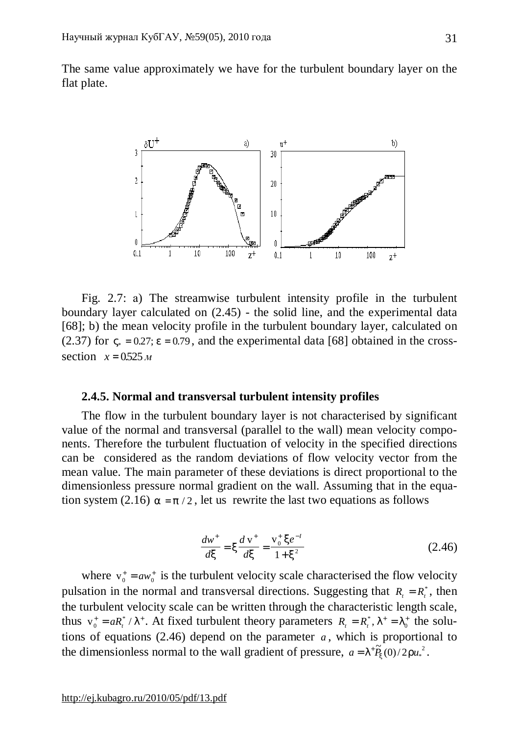The same value approximately we have for the turbulent boundary layer on the flat plate.

Fig. 2.7: a) The streamwise turbulent intensity profile in the turbulent boundary layer calculated on (2.45) - the solid line, and the experimental data [68]; b) the mean velocity profile in the turbulent boundary layer, calculated on (2.37) for $\varsigma_* = 0.27; \varepsilon = 0.79$, and the experimental data [68] obtained in the cross-section $x = 0.525\,м$

### 2.4.5. Normal and transversal turbulent intensity profiles

The flow in the turbulent boundary layer is not characterised by significant value of the normal and transversal (parallel to the wall) mean velocity components. Therefore the turbulent fluctuation of velocity in the specified directions can be considered as the random deviations of flow velocity vector from the mean value. The main parameter of these deviations is direct proportional to the dimensionless pressure normal gradient on the wall. Assuming that in the equation system (2.16) $\alpha = \pi / 2$, let us rewrite the last two equations as follows

$$\frac{dw^+}{d\xi} = \xi \frac{d\,\mathrm{v}^+}{d\xi} = \frac{\mathrm{v}_0^+ \xi e^{-I}}{1+\xi^2} \tag{2.46}$$

where $\mathrm{v}_0^+ = a w_0^+$ is the turbulent velocity scale characterised the flow velocity pulsation in the normal and transversal directions. Suggesting that $R_t = R_t^*$, then the turbulent velocity scale can be written through the characteristic length scale, thus $\mathrm{v}_0^+ = a R_t^* / \lambda^+$. At fixed turbulent theory parameters $R_t = R_t^*, \lambda^+ = \lambda_0^+$ the solutions of equations (2.46) depend on the parameter $a$, which is proportional to the dimensionless normal to the wall gradient of pressure, $a = \lambda^+ \tilde{P}_\xi(0) / 2\rho u_*^2$.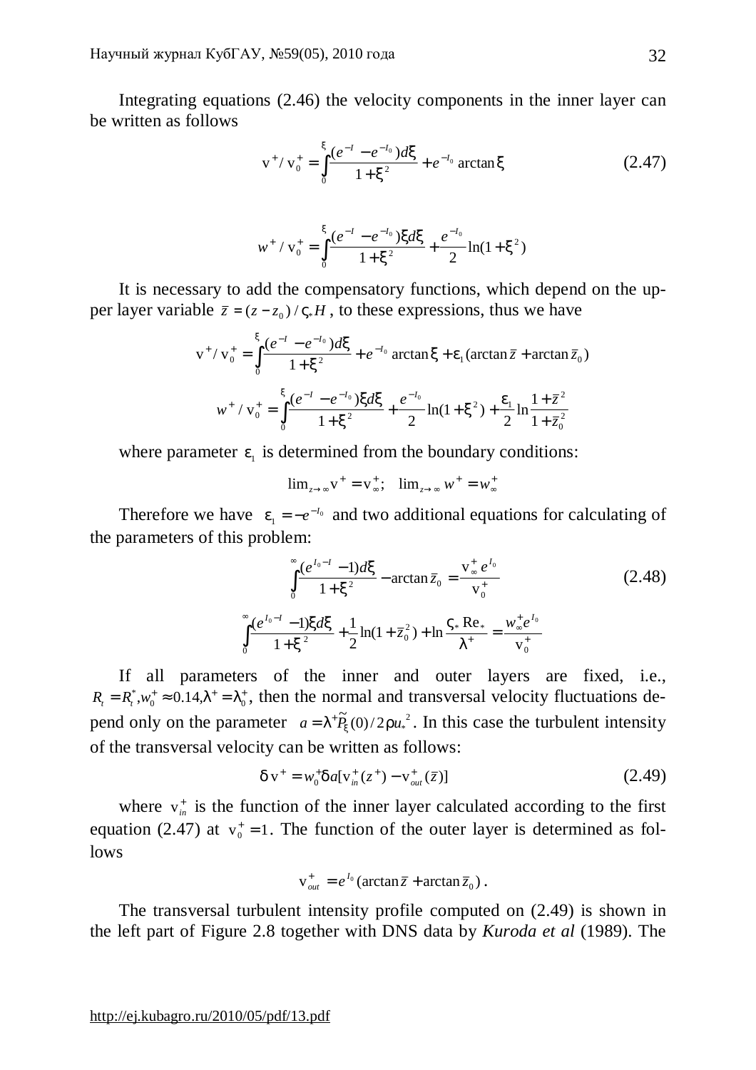Integrating equations (2.46) the velocity components in the inner layer can be written as follows

$$\mathrm{v}^+/\mathrm{v}_0^+ = \int_0^{\xi} \frac{(e^{-I} - e^{-I_0})d\xi}{1+\xi^2} + e^{-I_0}\arctan\xi \tag{2.47}$$

$$w^+/\mathrm{v}_0^+ = \int_0^{\xi} \frac{(e^{-I} - e^{-I_0})\xi d\xi}{1+\xi^2} + \frac{e^{-I_0}}{2}\ln(1+\xi^2)$$

It is necessary to add the compensatory functions, which depend on the upper layer variable $\bar{z} = (z - z_0)/\varsigma_* H$, to these expressions, thus we have

$$\mathrm{v}^+/\mathrm{v}_0^+ = \int_0^{\xi} \frac{(e^{-I} - e^{-I_0})d\xi}{1+\xi^2} + e^{-I_0}\arctan\xi + \varepsilon_1(\arctan\bar{z} + \arctan\bar{z}_0)$$

$$w^+/\mathrm{v}_0^+ = \int_0^{\xi} \frac{(e^{-I} - e^{-I_0})\xi d\xi}{1+\xi^2} + \frac{e^{-I_0}}{2}\ln(1+\xi^2) + \frac{\varepsilon_1}{2}\ln\frac{1+\bar{z}^2}{1+\bar{z}_0^2}$$

where parameter $\varepsilon_1$ is determined from the boundary conditions:

$$\lim_{z\to\infty}\mathrm{v}^+ = \mathrm{v}_\infty^+; \quad \lim_{z\to\infty} w^+ = w_\infty^+$$

Therefore we have $\varepsilon_1 = -e^{-I_0}$ and two additional equations for calculating of the parameters of this problem:

$$\int_0^{\infty} \frac{(e^{I_0 - I} - 1)d\xi}{1+\xi^2} - \arctan\bar{z}_0 = \frac{\mathrm{v}_\infty^+ e^{I_0}}{\mathrm{v}_0^+} \tag{2.48}$$

$$\int_0^{\infty} \frac{(e^{I_0 - I} - 1)\xi d\xi}{1+\xi^2} + \frac{1}{2}\ln(1+\bar{z}_0^2) + \ln\frac{\varsigma_* \mathrm{Re}_*}{\lambda^+} = \frac{w_\infty^+ e^{I_0}}{\mathrm{v}_0^+}$$

If all parameters of the inner and outer layers are fixed, i.e., $R_t = R_t^*, w_0^+ \approx 0.14, \lambda^+ = \lambda_0^+$, then the normal and transversal velocity fluctuations depend only on the parameter $a = \lambda^+ \tilde{P}_\xi(0)/2\rho u_*^2$. In this case the turbulent intensity of the transversal velocity can be written as follows:

$$\delta\,\mathrm{v}^+ = w_0^+ \delta a[\mathrm{v}_{in}^+(z^+) - \mathrm{v}_{out}^+(\bar{z})] \tag{2.49}$$

where $\mathrm{v}_{in}^+$ is the function of the inner layer calculated according to the first equation (2.47) at $\mathrm{v}_0^+ = 1$. The function of the outer layer is determined as follows

$$\mathrm{v}_{out}^+ = e^{I_0}(\arctan\bar{z} + \arctan\bar{z}_0).$$

The transversal turbulent intensity profile computed on (2.49) is shown in the left part of Figure 2.8 together with DNS data by *Kuroda et al* (1989). The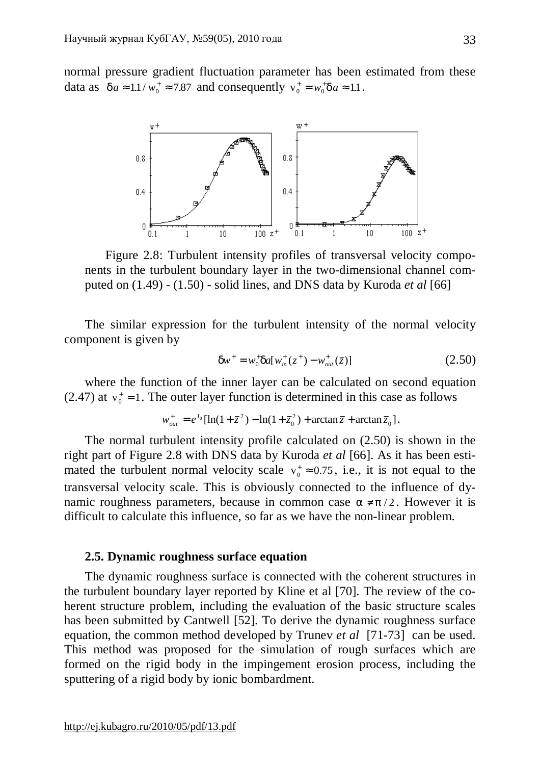normal pressure gradient fluctuation parameter has been estimated from these data as $\delta a \approx 1.1 / w_0^+ \approx 7.87$ and consequently $v_0^+ = w_0^+ \delta a \approx 1.1$.

Figure 2.8: Turbulent intensity profiles of transversal velocity components in the turbulent boundary layer in the two-dimensional channel computed on (1.49) - (1.50) - solid lines, and DNS data by Kuroda *et al* [66]

The similar expression for the turbulent intensity of the normal velocity component is given by

$$\delta w^+ = w_0^+ \delta a [w_{in}^+(z^+) - w_{out}^+(\bar{z})] \tag{2.50}$$

where the function of the inner layer can be calculated on second equation (2.47) at $v_0^+ = 1$. The outer layer function is determined in this case as follows

$$w_{out}^+ = e^{I_0}[\ln(1+\bar{z}^2) - \ln(1+\bar{z}_0^2) + \arctan\bar{z} + \arctan\bar{z}_0].$$

The normal turbulent intensity profile calculated on (2.50) is shown in the right part of Figure 2.8 with DNS data by Kuroda *et al* [66]. As it has been estimated the turbulent normal velocity scale $v_0^+ \approx 0.75$, i.e., it is not equal to the transversal velocity scale. This is obviously connected to the influence of dynamic roughness parameters, because in common case $\alpha \neq \pi / 2$. However it is difficult to calculate this influence, so far as we have the non-linear problem.

### 2.5. Dynamic roughness surface equation

The dynamic roughness surface is connected with the coherent structures in the turbulent boundary layer reported by Kline et al [70]. The review of the coherent structure problem, including the evaluation of the basic structure scales has been submitted by Cantwell [52]. To derive the dynamic roughness surface equation, the common method developed by Trunev *et al* [71-73] can be used. This method was proposed for the simulation of rough surfaces which are formed on the rigid body in the impingement erosion process, including the sputtering of a rigid body by ionic bombardment.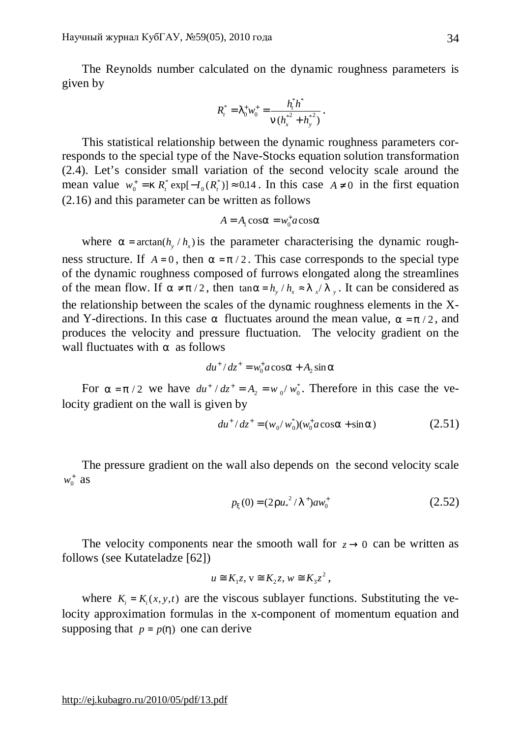The Reynolds number calculated on the dynamic roughness parameters is given by

$$R_t^* = \lambda_0^+ w_0^+ = \frac{h_t^* h^*}{\nu (h_x^{*2} + h_y^{*2})}.$$

This statistical relationship between the dynamic roughness parameters corresponds to the special type of the Nave-Stocks equation solution transformation (2.4). Let's consider small variation of the second velocity scale around the mean value $w_0^+ = \kappa R_t^* \exp[-I_0(R_t^*)] \approx 0.14$. In this case $A \neq 0$ in the first equation (2.16) and this parameter can be written as follows

$$A = A_1 \cos\alpha = w_0^+ a \cos\alpha$$

where $\alpha = \arctan(h_y / h_x)$ is the parameter characterising the dynamic roughness structure. If $A = 0$, then $\alpha = \pi/2$. This case corresponds to the special type of the dynamic roughness composed of furrows elongated along the streamlines of the mean flow. If $\alpha \neq \pi/2$, then $\tan\alpha = h_y / h_x \approx \lambda_x / \lambda_y$. It can be considered as the relationship between the scales of the dynamic roughness elements in the X- and Y-directions. In this case $\alpha$ fluctuates around the mean value, $\alpha = \pi/2$, and produces the velocity and pressure fluctuation. The velocity gradient on the wall fluctuates with $\alpha$ as follows

$$du^+ / dz^+ = w_0^+ a \cos\alpha + A_2 \sin\alpha$$

For $\alpha = \pi/2$ we have $du^+ / dz^+ = A_2 = w_0 / w_0^*$. Therefore in this case the velocity gradient on the wall is given by

$$du^+ / dz^+ = (w_0 / w_0^*)(w_0^+ a \cos\alpha + \sin\alpha) \tag{2.51}$$

The pressure gradient on the wall also depends on the second velocity scale $w_0^+$ as

$$p_\xi(0) = (2\rho u_*^2 / \lambda^+) a w_0^+ \tag{2.52}$$

The velocity components near the smooth wall for $z \to 0$ can be written as follows (see Kutateladze [62])

$$u \cong K_1 z,\ \mathrm{v} \cong K_2 z,\ w \cong K_3 z^2,$$

where $K_i = K_i(x, y, t)$ are the viscous sublayer functions. Substituting the velocity approximation formulas in the x-component of momentum equation and supposing that $p = p(\eta)$ one can derive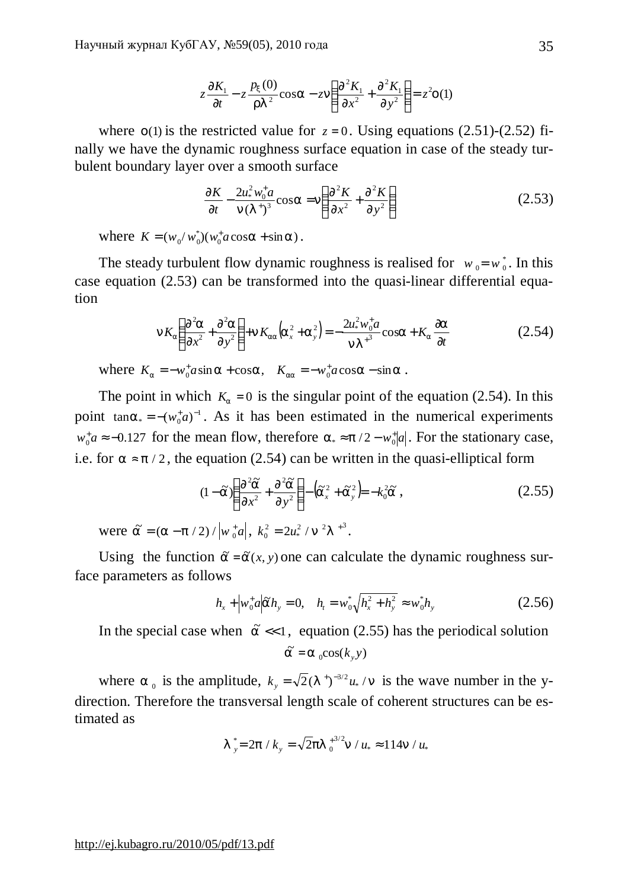$$z\frac{\partial K_1}{\partial t} - z\frac{p_\xi(0)}{\rho\lambda^2}\cos\alpha - z\nu\left(\frac{\partial^2 K_1}{\partial x^2} + \frac{\partial^2 K_1}{\partial y^2}\right) = z^2 o(1)$$

where $o(1)$ is the restricted value for $z = 0$. Using equations (2.51)-(2.52) finally we have the dynamic roughness surface equation in case of the steady turbulent boundary layer over a smooth surface

$$\frac{\partial K}{\partial t} - \frac{2u_*^2 w_0^+ a}{\nu(\lambda^+)^3}\cos\alpha = \nu\left(\frac{\partial^2 K}{\partial x^2} + \frac{\partial^2 K}{\partial y^2}\right) \tag{2.53}$$

where $K = (w_0 / w_0^*)(w_0^+ a\cos\alpha + \sin\alpha)$.

The steady turbulent flow dynamic roughness is realised for $w_0 = w_0^*$. In this case equation (2.53) can be transformed into the quasi-linear differential equation

$$\nu K_\alpha\left(\frac{\partial^2\alpha}{\partial x^2} + \frac{\partial^2\alpha}{\partial y^2}\right) + \nu K_{\alpha\alpha}\left(\alpha_x^2 + \alpha_y^2\right) = -\frac{2u_*^2 w_0^+ a}{\nu\lambda^{+3}}\cos\alpha + K_\alpha\frac{\partial\alpha}{\partial t} \tag{2.54}$$

where $K_\alpha = -w_0^+ a\sin\alpha + \cos\alpha, \quad K_{\alpha\alpha} = -w_0^+ a\cos\alpha - \sin\alpha$.

The point in which $K_\alpha = 0$ is the singular point of the equation (2.54). In this point $\tan\alpha_* = -(w_0^+ a)^{-1}$. As it has been estimated in the numerical experiments $w_0^+ a \approx -0.127$ for the mean flow, therefore $\alpha_* \approx \pi/2 - w_0^+|a|$. For the stationary case, i.e. for $\alpha \approx \pi/2$, the equation (2.54) can be written in the quasi-elliptical form

$$(1-\tilde{\alpha})\left(\frac{\partial^2\tilde{\alpha}}{\partial x^2} + \frac{\partial^2\tilde{\alpha}}{\partial y^2}\right) - \left(\tilde{\alpha}_x^2 + \tilde{\alpha}_y^2\right) = -k_0^2\tilde{\alpha}\,, \tag{2.55}$$

were $\tilde{\alpha} = (\alpha - \pi/2)/\left|w_0^+ a\right|$, $k_0^2 = 2u_*^2/\nu^2\lambda^{+3}$.

Using the function $\tilde{\alpha} = \tilde{\alpha}(x, y)$ one can calculate the dynamic roughness surface parameters as follows

$$h_x + \left|w_0^+ a\right|\tilde{\alpha} h_y = 0, \quad h_t = w_0^*\sqrt{h_x^2 + h_y^2} \approx w_0^* h_y \tag{2.56}$$

In the special case when $\tilde{\alpha} << 1$, equation (2.55) has the periodical solution

$$\tilde{\alpha} = \alpha_0\cos(k_y y)$$

where $\alpha_0$ is the amplitude, $k_y = \sqrt{2}(\lambda^+)^{-3/2}u_*/\nu$ is the wave number in the y-direction. Therefore the transversal length scale of coherent structures can be estimated as

$$\lambda_y^* = 2\pi/k_y = \sqrt{2}\pi\lambda_0^{+3/2}\nu/u_* \approx 114\nu/u_*$$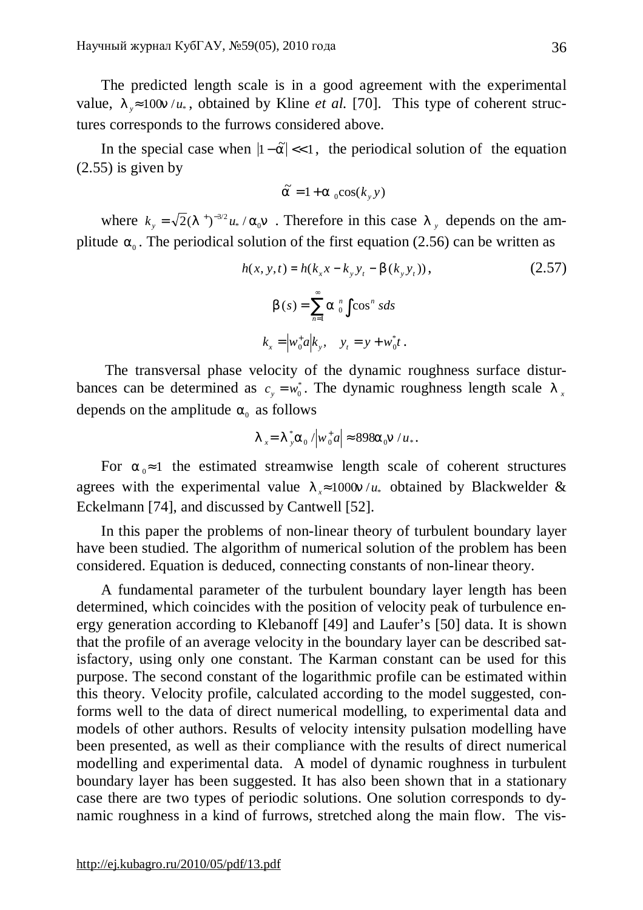The predicted length scale is in a good agreement with the experimental value, $\lambda_y \approx 100\nu / u_*$, obtained by Kline *et al.* [70]. This type of coherent structures corresponds to the furrows considered above.

In the special case when $|1-\tilde{\alpha}| << 1$, the periodical solution of the equation (2.55) is given by

$$\tilde{\alpha} = 1 + \alpha_0 \cos(k_y y)$$

where $k_y = \sqrt{2}(\lambda^+)^{-3/2} u_* / \alpha_0 \nu$. Therefore in this case $\lambda_y$ depends on the amplitude $\alpha_0$. The periodical solution of the first equation (2.56) can be written as

$$h(x, y, t) = h(k_x x - k_y y_t - \beta(k_y y_t)), \tag{2.57}$$

$$\beta(s) = \sum_{n=1}^{\infty} \alpha_0^n \int \cos^n s ds$$

$$k_x = \left| w_0^+ a \right| k_y, \quad y_t = y + w_0^* t.$$

The transversal phase velocity of the dynamic roughness surface disturbances can be determined as $c_y = w_0^*$. The dynamic roughness length scale $\lambda_x$ depends on the amplitude $\alpha_0$ as follows

$$\lambda_x = \lambda_y^* \alpha_0 / \left| w_0^+ a \right| \approx 898 \alpha_0 \nu / u_*.$$

For $\alpha_0 \approx 1$ the estimated streamwise length scale of coherent structures agrees with the experimental value $\lambda_x \approx 1000\nu / u_*$ obtained by Blackwelder & Eckelmann [74], and discussed by Cantwell [52].

In this paper the problems of non-linear theory of turbulent boundary layer have been studied. The algorithm of numerical solution of the problem has been considered. Equation is deduced, connecting constants of non-linear theory.

A fundamental parameter of the turbulent boundary layer length has been determined, which coincides with the position of velocity peak of turbulence energy generation according to Klebanoff [49] and Laufer's [50] data. It is shown that the profile of an average velocity in the boundary layer can be described satisfactory, using only one constant. The Karman constant can be used for this purpose. The second constant of the logarithmic profile can be estimated within this theory. Velocity profile, calculated according to the model suggested, conforms well to the data of direct numerical modelling, to experimental data and models of other authors. Results of velocity intensity pulsation modelling have been presented, as well as their compliance with the results of direct numerical modelling and experimental data. A model of dynamic roughness in turbulent boundary layer has been suggested. It has also been shown that in a stationary case there are two types of periodic solutions. One solution corresponds to dynamic roughness in a kind of furrows, stretched along the main flow. The vis-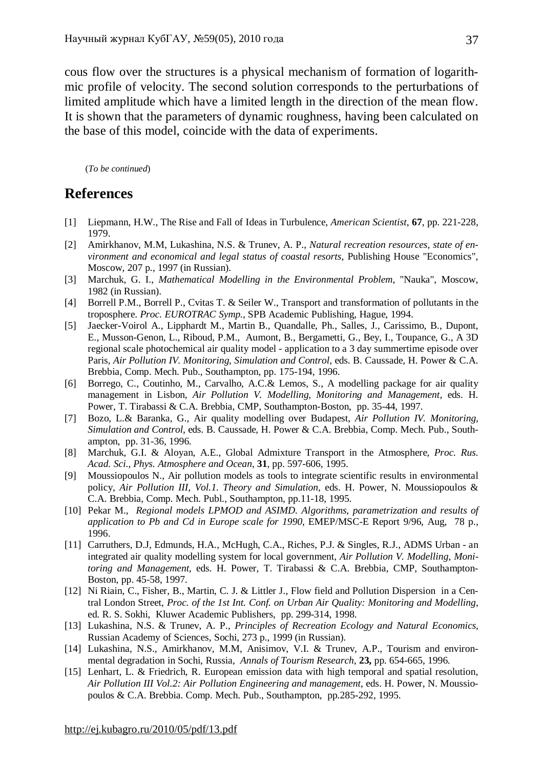cous flow over the structures is a physical mechanism of formation of logarithmic profile of velocity. The second solution corresponds to the perturbations of limited amplitude which have a limited length in the direction of the mean flow. It is shown that the parameters of dynamic roughness, having been calculated on the base of this model, coincide with the data of experiments.

(*To be continued*)

## References

[1] Liepmann, H.W., The Rise and Fall of Ideas in Turbulence, *American Scientist*, **67**, pp. 221-228, 1979.

[2] Amirkhanov, M.M, Lukashina, N.S. & Trunev, A. P., *Natural recreation resources, state of environment and economical and legal status of coastal resorts*, Publishing House "Economics", Moscow, 207 p., 1997 (in Russian).

[3] Marchuk, G. I., *Mathematical Modelling in the Environmental Problem*, "Nauka", Moscow, 1982 (in Russian).

[4] Borrell P.M., Borrell P., Cvitas T. & Seiler W., Transport and transformation of pollutants in the troposphere. *Proc. EUROTRAC Symp.*, SPB Academic Publishing, Hague, 1994.

[5] Jaecker-Voirol A., Lipphardt M., Martin B., Quandalle, Ph., Salles, J., Carissimo, B., Dupont, E., Musson-Genon, L., Riboud, P.M., Aumont, B., Bergametti, G., Bey, I., Toupance, G., A 3D regional scale photochemical air quality model - application to a 3 day summertime episode over Paris, *Air Pollution IV. Monitoring, Simulation and Control*, eds. B. Caussade, H. Power & C.A. Brebbia, Comp. Mech. Pub., Southampton, pp. 175-194, 1996.

[6] Borrego, C., Coutinho, M., Carvalho, A.C.& Lemos, S., A modelling package for air quality management in Lisbon, *Air Pollution V. Modelling, Monitoring and Management*, eds. H. Power, T. Tirabassi & C.A. Brebbia, CMP, Southampton-Boston, pp. 35-44, 1997.

[7] Bozo, L.& Baranka, G., Air quality modelling over Budapest, *Air Pollution IV. Monitoring, Simulation and Control*, eds. B. Caussade, H. Power & C.A. Brebbia, Comp. Mech. Pub., Southampton, pp. 31-36, 1996.

[8] Marchuk, G.I. & Aloyan, A.E., Global Admixture Transport in the Atmosphere, *Proc. Rus. Acad. Sci., Phys. Atmosphere and Ocean*, **31**, pp. 597-606, 1995.

[9] Moussiopoulos N., Air pollution models as tools to integrate scientific results in environmental policy, *Air Pollution III, Vol.1. Theory and Simulation*, eds. H. Power, N. Moussiopoulos & C.A. Brebbia, Comp. Mech. Publ., Southampton, pp.11-18, 1995.

[10] Pekar M., *Regional models LPMOD and ASIMD. Algorithms, parametrization and results of application to Pb and Cd in Europe scale for 1990*, EMEP/MSC-E Report 9/96, Aug, 78 p., 1996.

[11] Carruthers, D.J, Edmunds, H.A., McHugh, C.A., Riches, P.J. & Singles, R.J., ADMS Urban - an integrated air quality modelling system for local government, *Air Pollution V. Modelling, Monitoring and Management*, eds. H. Power, T. Tirabassi & C.A. Brebbia, CMP, Southampton-Boston, pp. 45-58, 1997.

[12] Ni Riain, C., Fisher, B., Martin, C. J. & Littler J., Flow field and Pollution Dispersion in a Central London Street, *Proc. of the 1st Int. Conf. on Urban Air Quality: Monitoring and Modelling*, ed. R. S. Sokhi, Kluwer Academic Publishers, pp. 299-314, 1998.

[13] Lukashina, N.S. & Trunev, A. P., *Principles of Recreation Ecology and Natural Economics*, Russian Academy of Sciences, Sochi, 273 p., 1999 (in Russian).

[14] Lukashina, N.S., Amirkhanov, M.M, Anisimov, V.I. & Trunev, A.P., Tourism and environmental degradation in Sochi, Russia, *Annals of Tourism Research*, **23,** pp. 654-665, 1996.

[15] Lenhart, L. & Friedrich, R. European emission data with high temporal and spatial resolution, *Air Pollution III Vol.2: Air Pollution Engineering and management*, eds. H. Power, N. Moussiopoulos & C.A. Brebbia. Comp. Mech. Pub., Southampton, pp.285-292, 1995.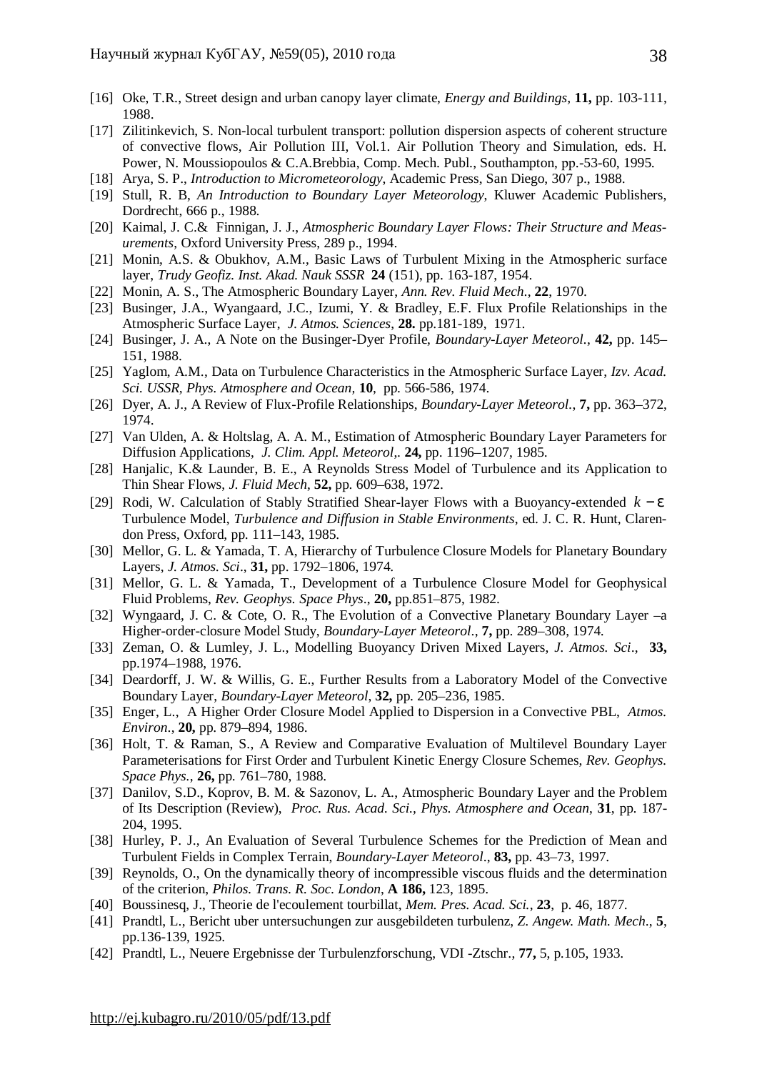[16] Oke, T.R., Street design and urban canopy layer climate, *Energy and Buildings,* **11,** pp. 103-111, 1988.

[17] Zilitinkevich, S. Non-local turbulent transport: pollution dispersion aspects of coherent structure of convective flows, Air Pollution III, Vol.1. Air Pollution Theory and Simulation, eds. H. Power, N. Moussiopoulos & C.A.Brebbia, Comp. Mech. Publ., Southampton, pp.-53-60, 1995.

[18] Arya, S. P., *Introduction to Micrometeorology*, Academic Press, San Diego, 307 p., 1988.

[19] Stull, R. B, *An Introduction to Boundary Layer Meteorology*, Kluwer Academic Publishers, Dordrecht, 666 p., 1988.

[20] Kaimal, J. C.& Finnigan, J. J., *Atmospheric Boundary Layer Flows: Their Structure and Measurements*, Oxford University Press, 289 p., 1994.

[21] Monin, A.S. & Obukhov, A.M., Basic Laws of Turbulent Mixing in the Atmospheric surface layer, *Trudy Geofiz. Inst. Akad. Nauk SSSR* **24** (151), pp. 163-187, 1954.

[22] Monin, A. S., The Atmospheric Boundary Layer, *Ann. Rev. Fluid Mech.*, **22**, 1970.

[23] Businger, J.A., Wyangaard, J.C., Izumi, Y. & Bradley, E.F. Flux Profile Relationships in the Atmospheric Surface Layer, *J. Atmos. Sciences*, **28.** pp.181-189, 1971.

[24] Businger, J. A., A Note on the Businger-Dyer Profile, *Boundary-Layer Meteorol.*, **42,** pp. 145–151, 1988.

[25] Yaglom, A.M., Data on Turbulence Characteristics in the Atmospheric Surface Layer, *Izv. Acad. Sci. USSR, Phys. Atmosphere and Ocean,* **10**, pp. 566-586, 1974.

[26] Dyer, A. J., A Review of Flux-Profile Relationships, *Boundary-Layer Meteorol.*, **7,** pp. 363–372, 1974.

[27] Van Ulden, A. & Holtslag, A. A. M., Estimation of Atmospheric Boundary Layer Parameters for Diffusion Applications, *J. Clim. Appl. Meteorol,.* **24,** pp. 1196–1207, 1985.

[28] Hanjalic, K.& Launder, B. E., A Reynolds Stress Model of Turbulence and its Application to Thin Shear Flows, *J. Fluid Mech*, **52,** pp. 609–638, 1972.

[29] Rodi, W. Calculation of Stably Stratified Shear-layer Flows with a Buoyancy-extended $k-\varepsilon$ Turbulence Model, *Turbulence and Diffusion in Stable Environments*, ed. J. C. R. Hunt, Clarendon Press, Oxford, pp. 111–143, 1985.

[30] Mellor, G. L. & Yamada, T. A, Hierarchy of Turbulence Closure Models for Planetary Boundary Layers, *J. Atmos. Sci*., **31,** pp. 1792–1806, 1974.

[31] Mellor, G. L. & Yamada, T., Development of a Turbulence Closure Model for Geophysical Fluid Problems, *Rev. Geophys. Space Phys*., **20,** pp.851–875, 1982.

[32] Wyngaard, J. C. & Cote, O. R., The Evolution of a Convective Planetary Boundary Layer –a Higher-order-closure Model Study, *Boundary-Layer Meteorol*., **7,** pp. 289–308, 1974.

[33] Zeman, O. & Lumley, J. L., Modelling Buoyancy Driven Mixed Layers, *J. Atmos. Sci*., **33,** pp.1974–1988, 1976.

[34] Deardorff, J. W. & Willis, G. E., Further Results from a Laboratory Model of the Convective Boundary Layer, *Boundary-Layer Meteorol,* **32,** pp. 205–236, 1985.

[35] Enger, L., A Higher Order Closure Model Applied to Dispersion in a Convective PBL, *Atmos. Environ*., **20,** pp. 879–894, 1986.

[36] Holt, T. & Raman, S., A Review and Comparative Evaluation of Multilevel Boundary Layer Parameterisations for First Order and Turbulent Kinetic Energy Closure Schemes, *Rev. Geophys. Space Phys.*, **26,** pp. 761–780, 1988.

[37] Danilov, S.D., Koprov, B. M. & Sazonov, L. A., Atmospheric Boundary Layer and the Problem of Its Description (Review), *Proc. Rus. Acad. Sci., Phys. Atmosphere and Ocean*, **31**, pp. 187-204, 1995.

[38] Hurley, P. J., An Evaluation of Several Turbulence Schemes for the Prediction of Mean and Turbulent Fields in Complex Terrain, *Boundary-Layer Meteorol*., **83,** pp. 43–73, 1997.

[39] Reynolds, O., On the dynamically theory of incompressible viscous fluids and the determination of the criterion, *Philos. Trans. R. Soc. London*, **A 186,** 123, 1895.

[40] Boussinesq, J., Theorie de l'ecoulement tourbillat, *Mem. Pres. Acad. Sci.*, **23**, p. 46, 1877.

[41] Prandtl, L., Bericht uber untersuchungen zur ausgebildeten turbulenz, *Z. Angew. Math. Mech*., **5**, pp.136-139, 1925.

[42] Prandtl, L., Neuere Ergebnisse der Turbulenzforschung, VDI -Ztschr., **77,** 5, p.105, 1933.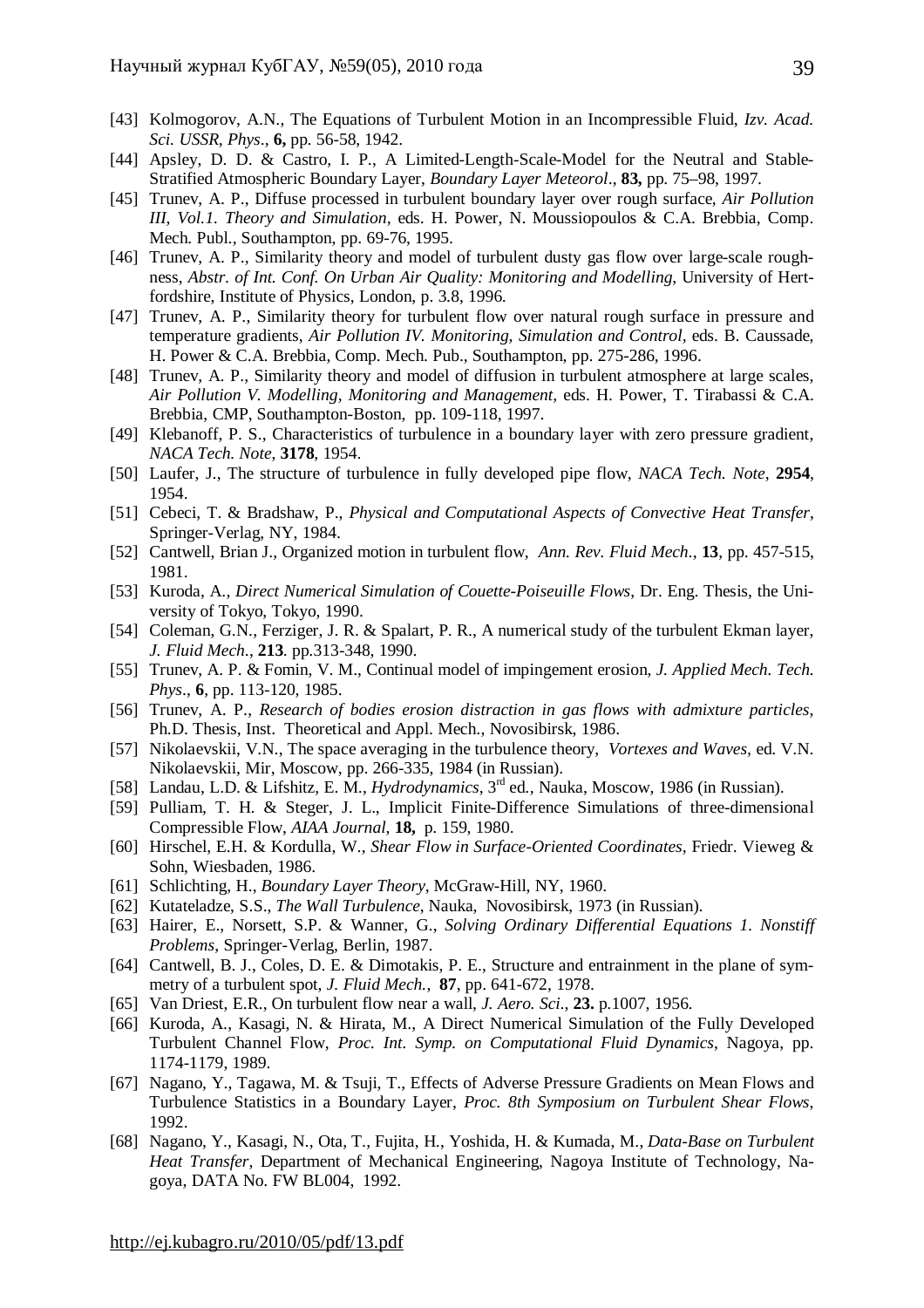[43] Kolmogorov, A.N., The Equations of Turbulent Motion in an Incompressible Fluid, *Izv. Acad. Sci. USSR, Phys*., **6,** pp. 56-58, 1942.

[44] Apsley, D. D. & Castro, I. P., A Limited-Length-Scale-Model for the Neutral and Stable-Stratified Atmospheric Boundary Layer, *Boundary Layer Meteorol*., **83,** pp. 75–98, 1997.

[45] Trunev, A. P., Diffuse processed in turbulent boundary layer over rough surface, *Air Pollution III, Vol.1. Theory and Simulation*, eds. H. Power, N. Moussiopoulos & C.A. Brebbia, Comp. Mech. Publ., Southampton, pp. 69-76, 1995.

[46] Trunev, A. P., Similarity theory and model of turbulent dusty gas flow over large-scale roughness, *Abstr. of Int. Conf. On Urban Air Quality: Monitoring and Modelling*, University of Hertfordshire, Institute of Physics, London, p. 3.8, 1996.

[47] Trunev, A. P., Similarity theory for turbulent flow over natural rough surface in pressure and temperature gradients, *Air Pollution IV. Monitoring, Simulation and Control*, eds. B. Caussade, H. Power & C.A. Brebbia, Comp. Mech. Pub., Southampton, pp. 275-286, 1996.

[48] Trunev, A. P., Similarity theory and model of diffusion in turbulent atmosphere at large scales, *Air Pollution V. Modelling, Monitoring and Management,* eds. H. Power, T. Tirabassi & C.A. Brebbia, CMP, Southampton-Boston, pp. 109-118, 1997.

[49] Klebanoff, P. S., Characteristics of turbulence in a boundary layer with zero pressure gradient, *NACA Tech. Note*, **3178**, 1954.

[50] Laufer, J., The structure of turbulence in fully developed pipe flow, *NACA Tech. Note*, **2954**, 1954.

[51] Cebeci, T. & Bradshaw, P., *Physical and Computational Aspects of Convective Heat Transfer*, Springer-Verlag, NY, 1984.

[52] Cantwell, Brian J., Organized motion in turbulent flow, *Ann. Rev. Fluid Mech.*, **13**, pp. 457-515, 1981.

[53] Kuroda, A., *Direct Numerical Simulation of Couette-Poiseuille Flows*, Dr. Eng. Thesis, the University of Tokyo, Tokyo, 1990.

[54] Coleman, G.N., Ferziger, J. R. & Spalart, P. R., A numerical study of the turbulent Ekman layer, *J. Fluid Mech*., **213**. pp.313-348, 1990.

[55] Trunev, A. P. & Fomin, V. M., Continual model of impingement erosion, *J. Applied Mech. Tech. Phys*., **6**, pp. 113-120, 1985.

[56] Trunev, A. P., *Research of bodies erosion distraction in gas flows with admixture particles*, Ph.D. Thesis, Inst. Theoretical and Appl. Mech., Novosibirsk, 1986.

[57] Nikolaevskii, V.N., The space averaging in the turbulence theory, *Vortexes and Waves,* ed. V.N. Nikolaevskii, Mir, Moscow, pp. 266-335, 1984 (in Russian).

[58] Landau, L.D. & Lifshitz, E. M., *Hydrodynamics*, 3rd ed., Nauka, Moscow, 1986 (in Russian).

[59] Pulliam, T. H. & Steger, J. L., Implicit Finite-Difference Simulations of three-dimensional Compressible Flow, *AIAA Journal*, **18,** p. 159, 1980.

[60] Hirschel, E.H. & Kordulla, W., *Shear Flow in Surface-Oriented Coordinates*, Friedr. Vieweg & Sohn, Wiesbaden, 1986.

[61] Schlichting, H., *Boundary Layer Theory*, McGraw-Hill, NY, 1960.

[62] Kutateladze, S.S., *The Wall Turbulence*, Nauka, Novosibirsk, 1973 (in Russian).

[63] Hairer, E., Norsett, S.P. & Wanner, G., *Solving Ordinary Differential Equations 1. Nonstiff Problems*, Springer-Verlag, Berlin, 1987.

[64] Cantwell, B. J., Coles, D. E. & Dimotakis, P. E., Structure and entrainment in the plane of symmetry of a turbulent spot, *J. Fluid Mech.*, **87**, pp. 641-672, 1978.

[65] Van Driest, E.R., On turbulent flow near a wall, *J. Aero. Sci*., **23.** p.1007, 1956.

[66] Kuroda, A., Kasagi, N. & Hirata, M., A Direct Numerical Simulation of the Fully Developed Turbulent Channel Flow, *Proc. Int. Symp. on Computational Fluid Dynamics*, Nagoya, pp. 1174-1179, 1989.

[67] Nagano, Y., Tagawa, M. & Tsuji, T., Effects of Adverse Pressure Gradients on Mean Flows and Turbulence Statistics in a Boundary Layer, *Proc. 8th Symposium on Turbulent Shear Flows*, 1992.

[68] Nagano, Y., Kasagi, N., Ota, T., Fujita, H., Yoshida, H. & Kumada, M., *Data-Base on Turbulent Heat Transfer*, Department of Mechanical Engineering, Nagoya Institute of Technology, Nagoya, DATA No. FW BL004, 1992.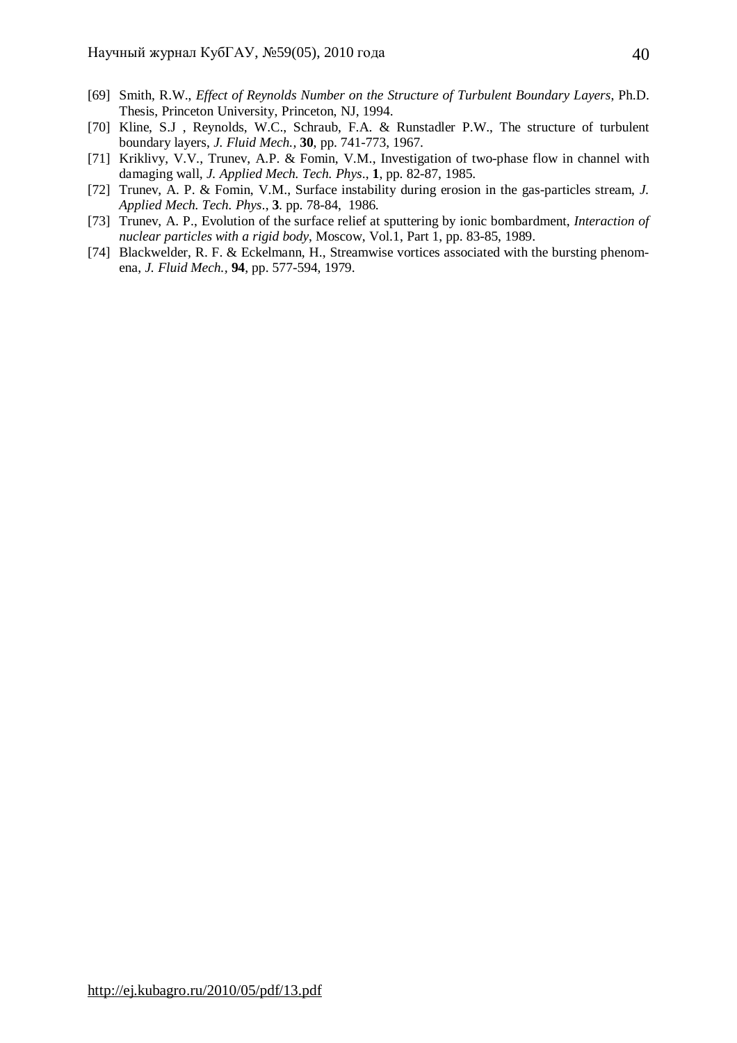[69] Smith, R.W., *Effect of Reynolds Number on the Structure of Turbulent Boundary Layers*, Ph.D. Thesis, Princeton University, Princeton, NJ, 1994.

[70] Kline, S.J , Reynolds, W.C., Schraub, F.A. & Runstadler P.W., The structure of turbulent boundary layers, *J. Fluid Mech.*, **30**, pp. 741-773, 1967.

[71] Kriklivy, V.V., Trunev, A.P. & Fomin, V.M., Investigation of two-phase flow in channel with damaging wall, *J. Applied Mech. Tech. Phys*., **1**, pp. 82-87, 1985.

[72] Trunev, A. P. & Fomin, V.M., Surface instability during erosion in the gas-particles stream, *J. Applied Mech. Tech. Phys*., **3**. pp. 78-84, 1986.

[73] Trunev, A. P., Evolution of the surface relief at sputtering by ionic bombardment, *Interaction of nuclear particles with a rigid body*, Moscow, Vol.1, Part 1, pp. 83-85, 1989.

[74] Blackwelder, R. F. & Eckelmann, H., Streamwise vortices associated with the bursting phenomena, *J. Fluid Mech.*, **94**, pp. 577-594, 1979.